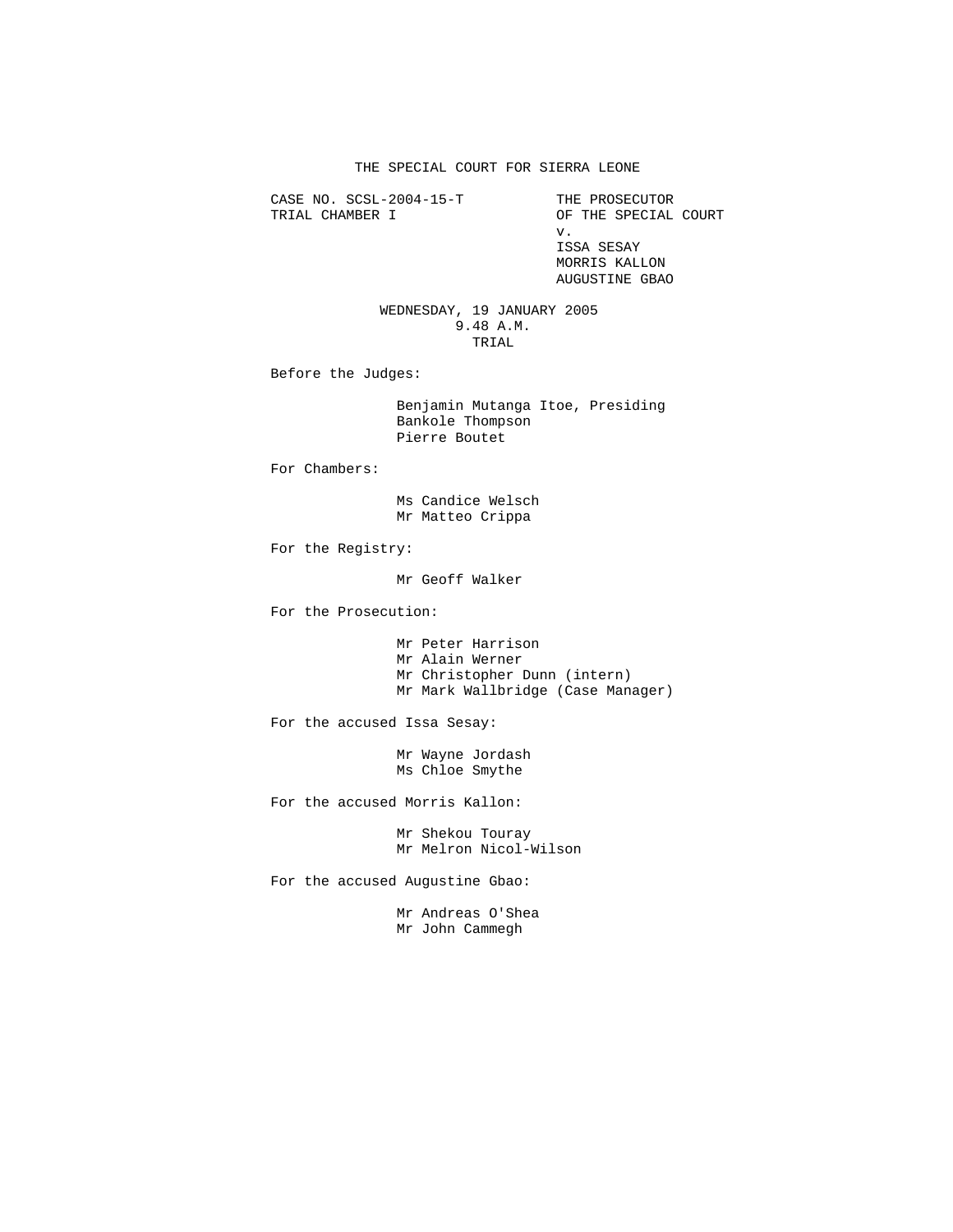# THE SPECIAL COURT FOR SIERRA LEONE

CASE NO. SCSL-2004-15-T
TRIAL CHAMBER I

THE PROSECUTOR
OF THE SPECIAL COURT
v.
ISSA SESAY
MORRIS KALLON
AUGUSTINE GBAO

WEDNESDAY, 19 JANUARY 2005
9.48 A.M.
TRIAL

Before the Judges:

Benjamin Mutanga Itoe, Presiding
Bankole Thompson
Pierre Boutet

For Chambers:

Ms Candice Welsch
Mr Matteo Crippa

For the Registry:

Mr Geoff Walker

For the Prosecution:

Mr Peter Harrison
Mr Alain Werner
Mr Christopher Dunn (intern)
Mr Mark Wallbridge (Case Manager)

For the accused Issa Sesay:

Mr Wayne Jordash
Ms Chloe Smythe

For the accused Morris Kallon:

Mr Shekou Touray
Mr Melron Nicol-Wilson

For the accused Augustine Gbao:

Mr Andreas O'Shea
Mr John Cammegh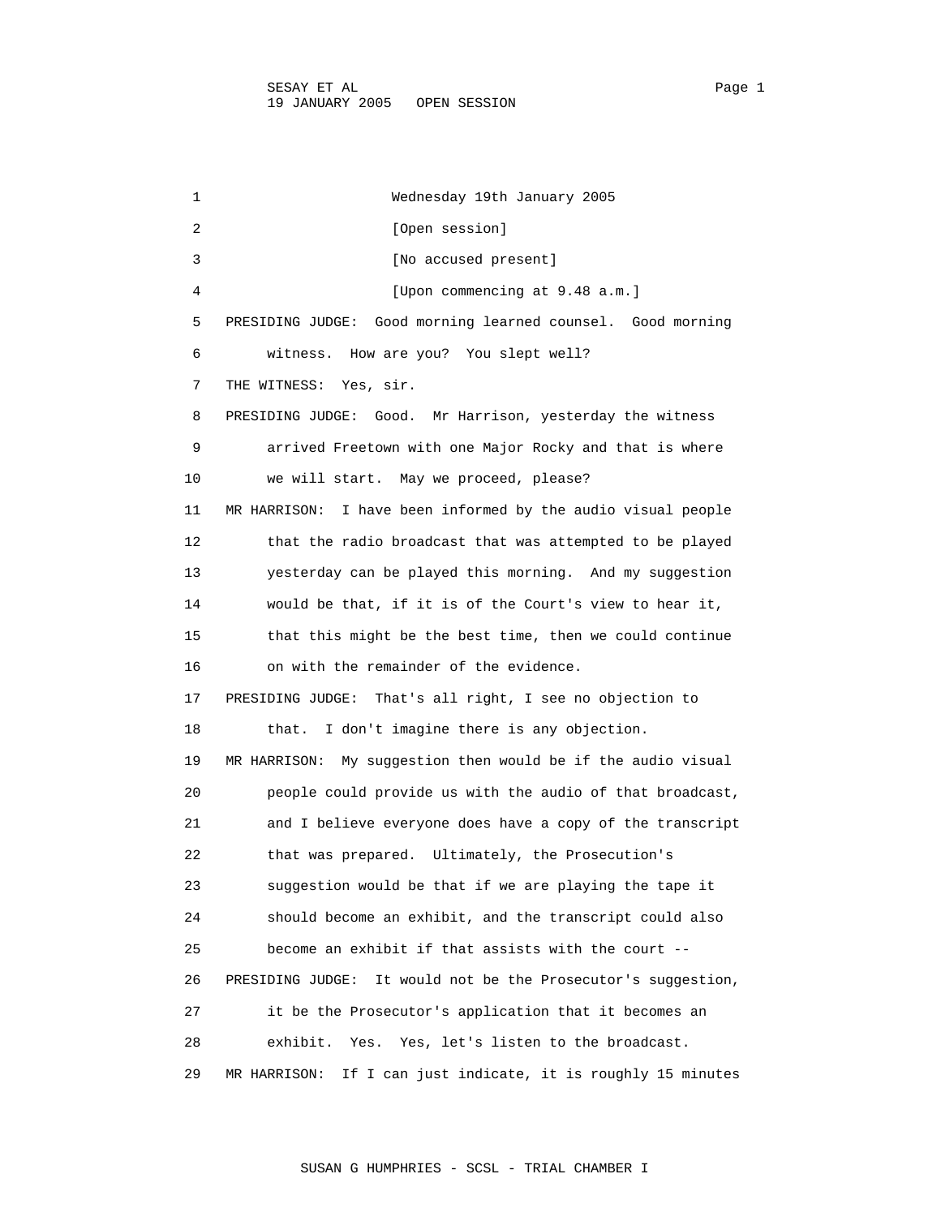Wednesday 19th January 2005

[Open session]

[No accused present]

[Upon commencing at 9.48 a.m.]

PRESIDING JUDGE: Good morning learned counsel. Good morning witness. How are you? You slept well?

THE WITNESS: Yes, sir.

PRESIDING JUDGE: Good. Mr Harrison, yesterday the witness arrived Freetown with one Major Rocky and that is where we will start. May we proceed, please?

MR HARRISON: I have been informed by the audio visual people that the radio broadcast that was attempted to be played yesterday can be played this morning. And my suggestion would be that, if it is of the Court's view to hear it, that this might be the best time, then we could continue on with the remainder of the evidence.

PRESIDING JUDGE: That's all right, I see no objection to that. I don't imagine there is any objection.

MR HARRISON: My suggestion then would be if the audio visual people could provide us with the audio of that broadcast, and I believe everyone does have a copy of the transcript that was prepared. Ultimately, the Prosecution's suggestion would be that if we are playing the tape it should become an exhibit, and the transcript could also become an exhibit if that assists with the court --

PRESIDING JUDGE: It would not be the Prosecutor's suggestion, it be the Prosecutor's application that it becomes an exhibit. Yes. Yes, let's listen to the broadcast.

MR HARRISON: If I can just indicate, it is roughly 15 minutes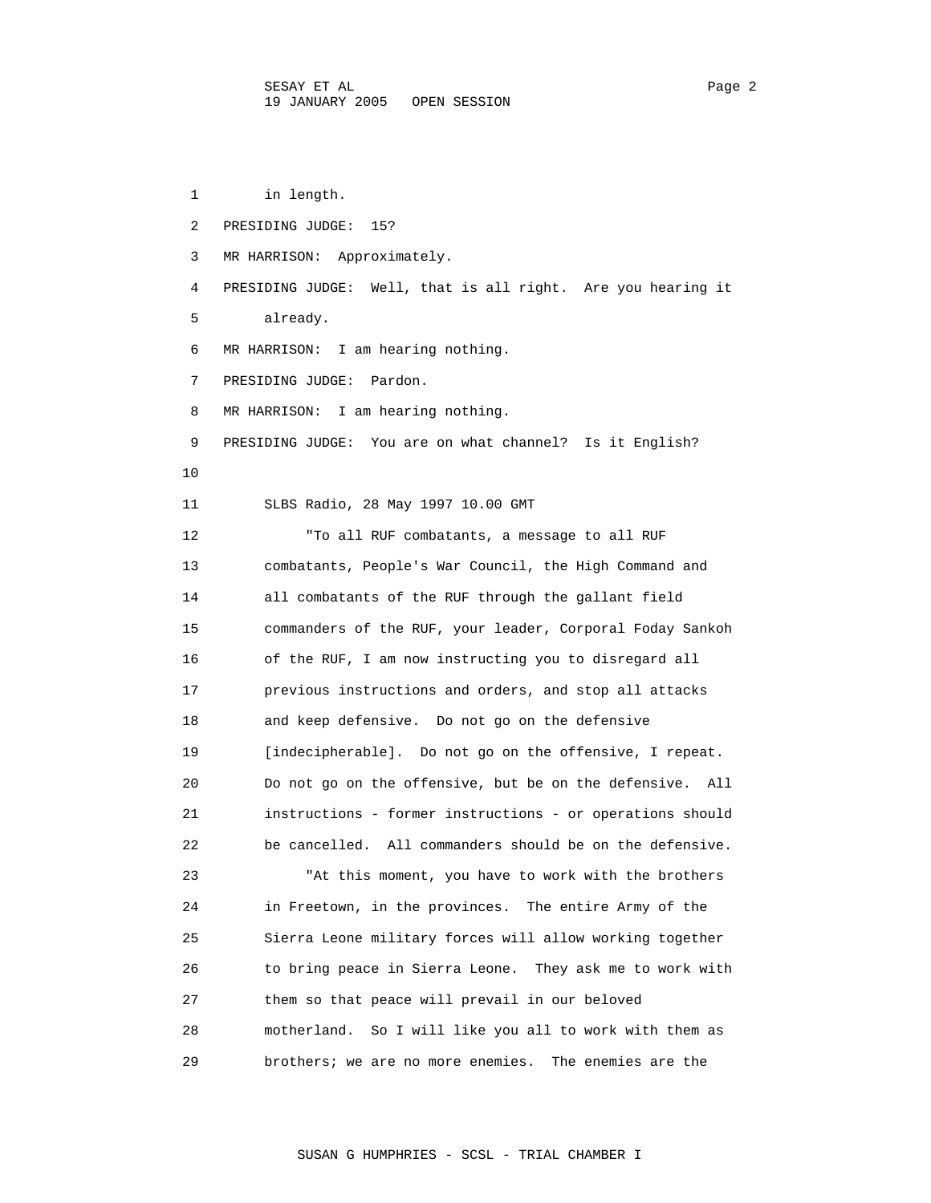in length.

PRESIDING JUDGE: 15?

MR HARRISON: Approximately.

PRESIDING JUDGE: Well, that is all right. Are you hearing it already.

MR HARRISON: I am hearing nothing.

PRESIDING JUDGE: Pardon.

MR HARRISON: I am hearing nothing.

PRESIDING JUDGE: You are on what channel? Is it English?

SLBS Radio, 28 May 1997 10.00 GMT

"To all RUF combatants, a message to all RUF combatants, People's War Council, the High Command and all combatants of the RUF through the gallant field commanders of the RUF, your leader, Corporal Foday Sankoh of the RUF, I am now instructing you to disregard all previous instructions and orders, and stop all attacks and keep defensive. Do not go on the defensive [indecipherable]. Do not go on the offensive, I repeat. Do not go on the offensive, but be on the defensive. All instructions - former instructions - or operations should be cancelled. All commanders should be on the defensive.

"At this moment, you have to work with the brothers in Freetown, in the provinces. The entire Army of the Sierra Leone military forces will allow working together to bring peace in Sierra Leone. They ask me to work with them so that peace will prevail in our beloved motherland. So I will like you all to work with them as brothers; we are no more enemies. The enemies are the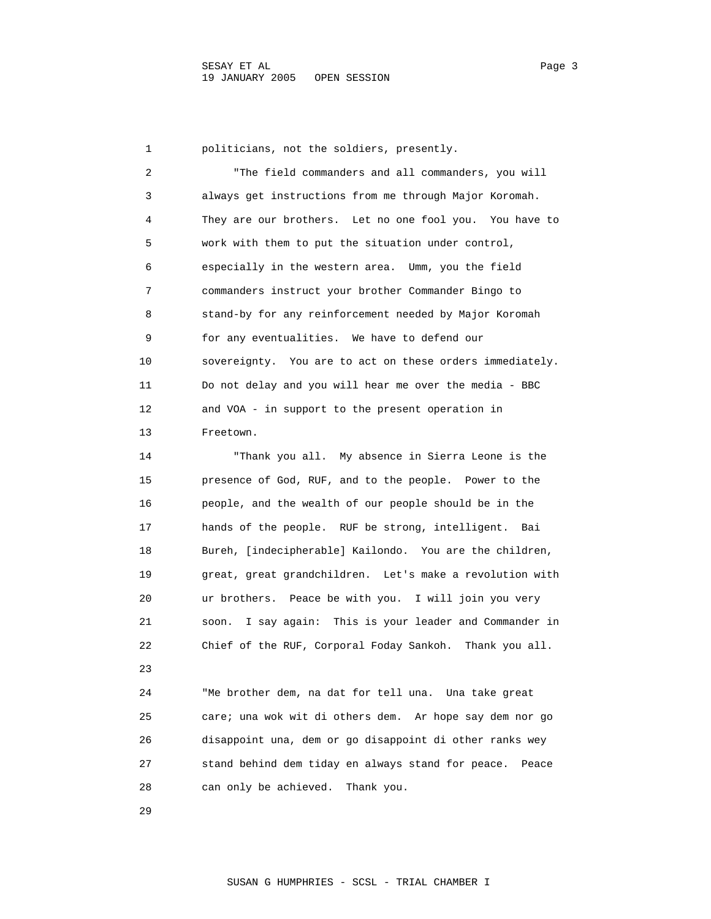politicians, not the soldiers, presently.

"The field commanders and all commanders, you will always get instructions from me through Major Koromah. They are our brothers. Let no one fool you. You have to work with them to put the situation under control, especially in the western area. Umm, you the field commanders instruct your brother Commander Bingo to stand-by for any reinforcement needed by Major Koromah for any eventualities. We have to defend our sovereignty. You are to act on these orders immediately. Do not delay and you will hear me over the media - BBC and VOA - in support to the present operation in Freetown.

"Thank you all. My absence in Sierra Leone is the presence of God, RUF, and to the people. Power to the people, and the wealth of our people should be in the hands of the people. RUF be strong, intelligent. Bai Bureh, [indecipherable] Kailondo. You are the children, great, great grandchildren. Let's make a revolution with ur brothers. Peace be with you. I will join you very soon. I say again: This is your leader and Commander in Chief of the RUF, Corporal Foday Sankoh. Thank you all.

"Me brother dem, na dat for tell una. Una take great care; una wok wit di others dem. Ar hope say dem nor go disappoint una, dem or go disappoint di other ranks wey stand behind dem tiday en always stand for peace. Peace can only be achieved. Thank you.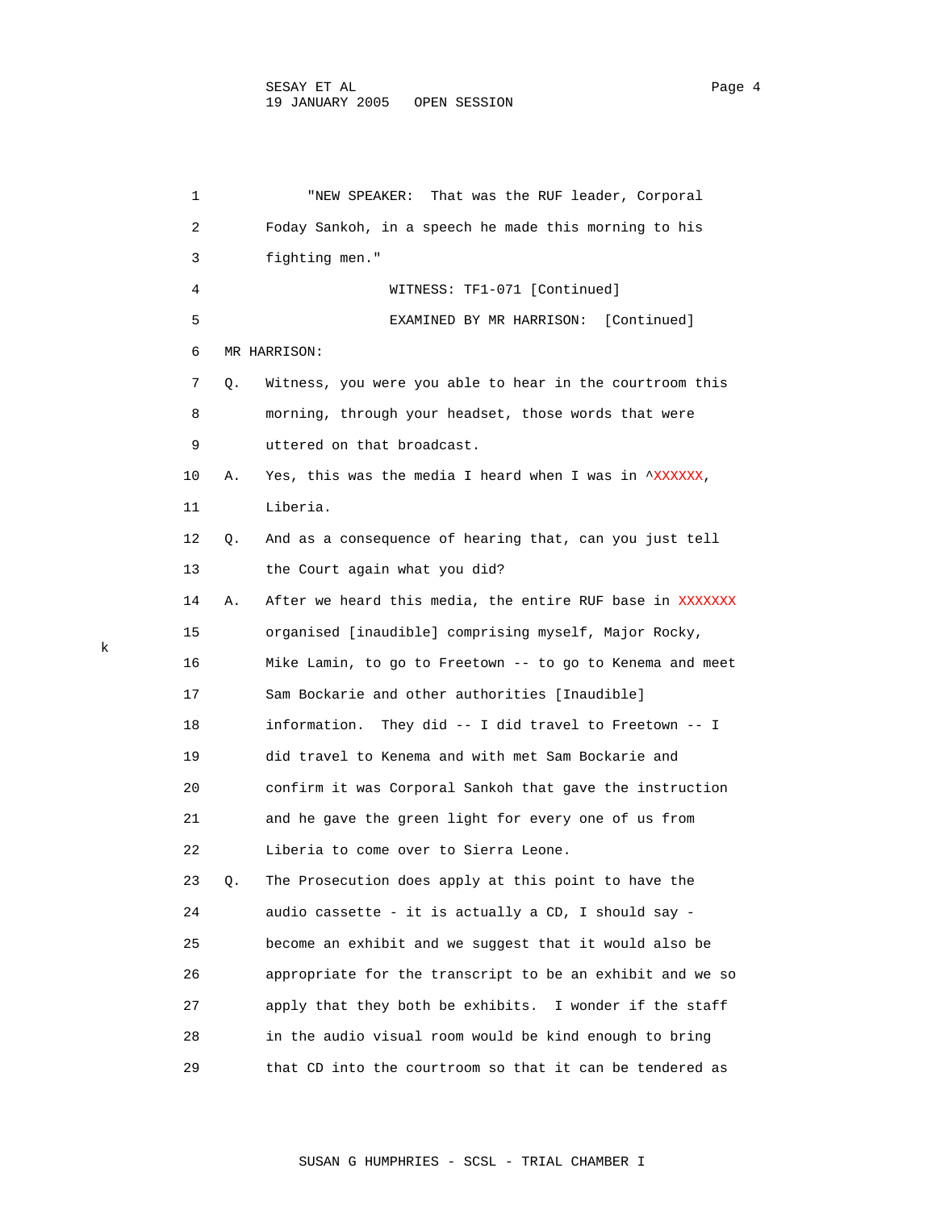"NEW SPEAKER: That was the RUF leader, Corporal Foday Sankoh, in a speech he made this morning to his fighting men."

WITNESS: TF1-071 [Continued]

EXAMINED BY MR HARRISON: [Continued]

MR HARRISON:

Q. Witness, you were you able to hear in the courtroom this morning, through your headset, those words that were uttered on that broadcast.

A. Yes, this was the media I heard when I was in ^XXXXXX, Liberia.

Q. And as a consequence of hearing that, can you just tell the Court again what you did?

A. After we heard this media, the entire RUF base in XXXXXXX organised [inaudible] comprising myself, Major Rocky, Mike Lamin, to go to Freetown -- to go to Kenema and meet Sam Bockarie and other authorities [Inaudible] information. They did -- I did travel to Freetown -- I did travel to Kenema and with met Sam Bockarie and confirm it was Corporal Sankoh that gave the instruction and he gave the green light for every one of us from Liberia to come over to Sierra Leone.

Q. The Prosecution does apply at this point to have the audio cassette - it is actually a CD, I should say - become an exhibit and we suggest that it would also be appropriate for the transcript to be an exhibit and we so apply that they both be exhibits. I wonder if the staff in the audio visual room would be kind enough to bring that CD into the courtroom so that it can be tendered as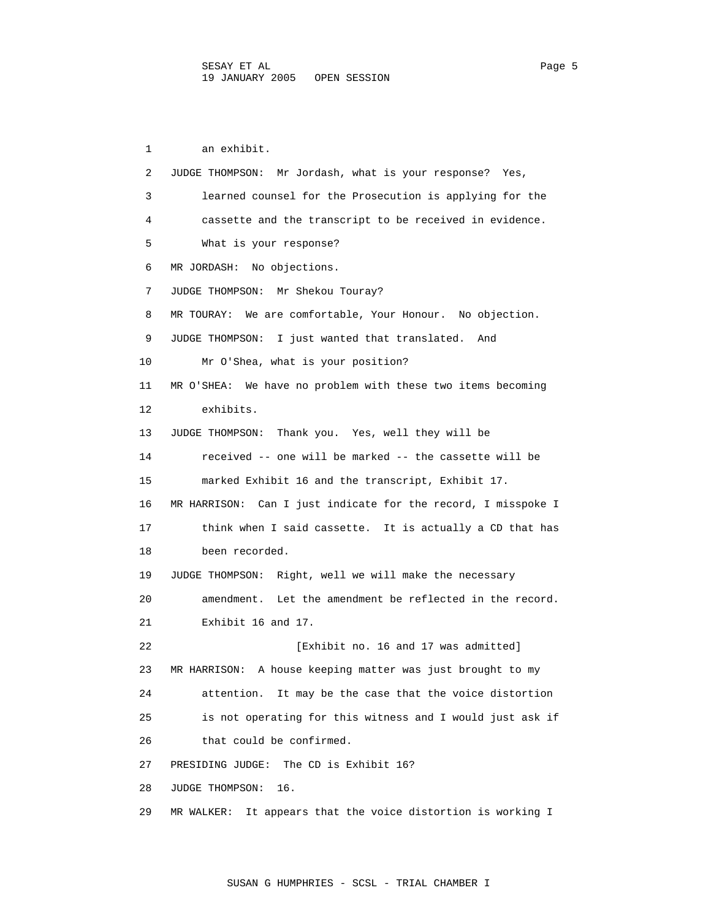1 an exhibit.

2 JUDGE THOMPSON: Mr Jordash, what is your response? Yes,

3 learned counsel for the Prosecution is applying for the

4 cassette and the transcript to be received in evidence.

5 What is your response?

6 MR JORDASH: No objections.

7 JUDGE THOMPSON: Mr Shekou Touray?

8 MR TOURAY: We are comfortable, Your Honour. No objection.

9 JUDGE THOMPSON: I just wanted that translated. And

10 Mr O'Shea, what is your position?

11 MR O'SHEA: We have no problem with these two items becoming

12 exhibits.

13 JUDGE THOMPSON: Thank you. Yes, well they will be

14 received -- one will be marked -- the cassette will be

15 marked Exhibit 16 and the transcript, Exhibit 17.

16 MR HARRISON: Can I just indicate for the record, I misspoke I

17 think when I said cassette. It is actually a CD that has

18 been recorded.

19 JUDGE THOMPSON: Right, well we will make the necessary

20 amendment. Let the amendment be reflected in the record.

21 Exhibit 16 and 17.

22 [Exhibit no. 16 and 17 was admitted]

23 MR HARRISON: A house keeping matter was just brought to my

24 attention. It may be the case that the voice distortion

25 is not operating for this witness and I would just ask if

26 that could be confirmed.

27 PRESIDING JUDGE: The CD is Exhibit 16?

28 JUDGE THOMPSON: 16.

29 MR WALKER: It appears that the voice distortion is working I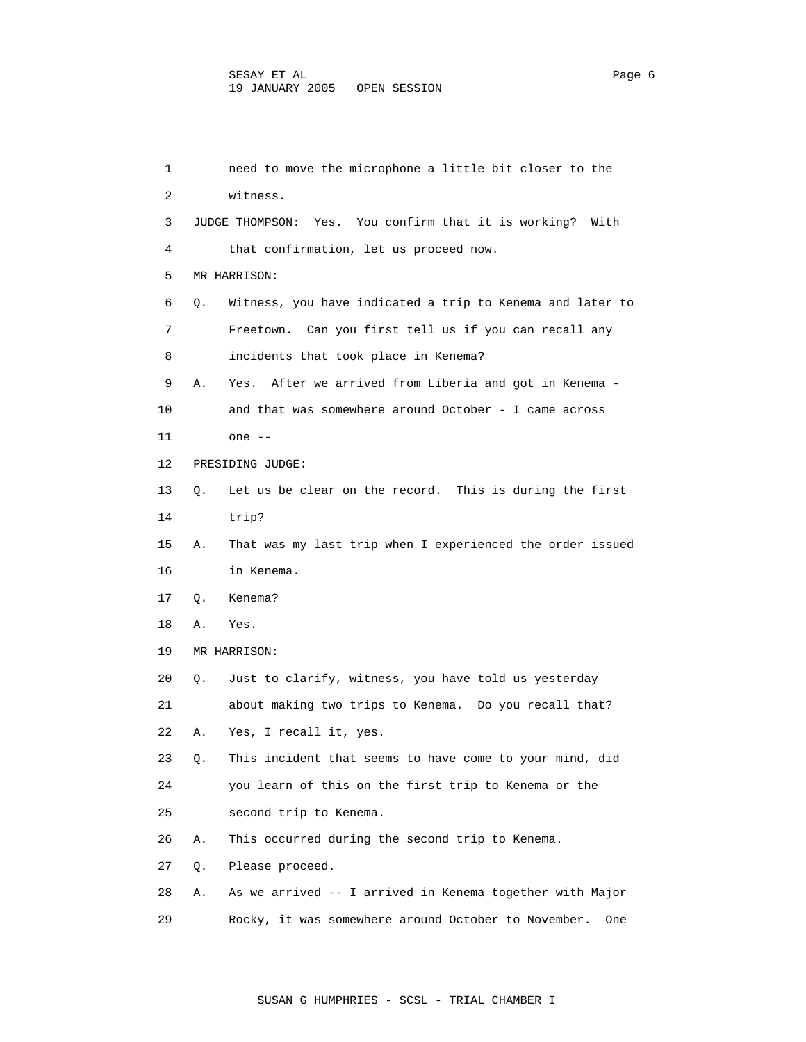1 need to move the microphone a little bit closer to the
2 witness.
3 JUDGE THOMPSON: Yes. You confirm that it is working? With
4 that confirmation, let us proceed now.
5 MR HARRISON:
6 Q. Witness, you have indicated a trip to Kenema and later to
7 Freetown. Can you first tell us if you can recall any
8 incidents that took place in Kenema?
9 A. Yes. After we arrived from Liberia and got in Kenema -
10 and that was somewhere around October - I came across
11 one --
12 PRESIDING JUDGE:
13 Q. Let us be clear on the record. This is during the first
14 trip?
15 A. That was my last trip when I experienced the order issued
16 in Kenema.
17 Q. Kenema?
18 A. Yes.
19 MR HARRISON:
20 Q. Just to clarify, witness, you have told us yesterday
21 about making two trips to Kenema. Do you recall that?
22 A. Yes, I recall it, yes.
23 Q. This incident that seems to have come to your mind, did
24 you learn of this on the first trip to Kenema or the
25 second trip to Kenema.
26 A. This occurred during the second trip to Kenema.
27 Q. Please proceed.
28 A. As we arrived -- I arrived in Kenema together with Major
29 Rocky, it was somewhere around October to November. One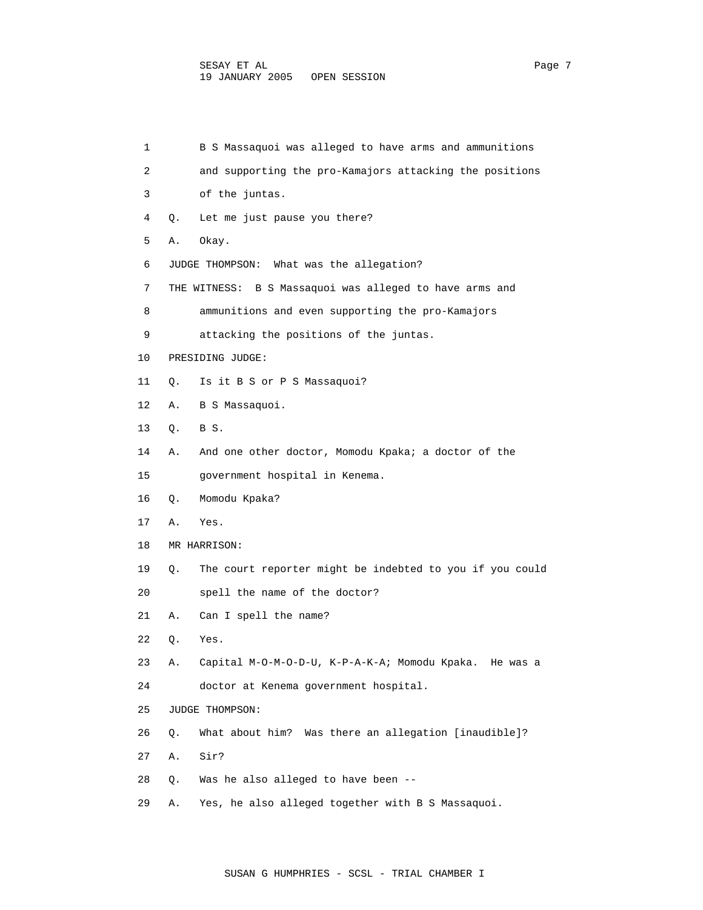B S Massaquoi was alleged to have arms and ammunitions and supporting the pro-Kamajors attacking the positions of the juntas.

Q. Let me just pause you there?

A. Okay.

JUDGE THOMPSON: What was the allegation?

THE WITNESS: B S Massaquoi was alleged to have arms and ammunitions and even supporting the pro-Kamajors attacking the positions of the juntas.

PRESIDING JUDGE:

Q. Is it B S or P S Massaquoi?

A. B S Massaquoi.

Q. B S.

A. And one other doctor, Momodu Kpaka; a doctor of the government hospital in Kenema.

Q. Momodu Kpaka?

A. Yes.

MR HARRISON:

Q. The court reporter might be indebted to you if you could spell the name of the doctor?

A. Can I spell the name?

Q. Yes.

A. Capital M-O-M-O-D-U, K-P-A-K-A; Momodu Kpaka. He was a doctor at Kenema government hospital.

JUDGE THOMPSON:

Q. What about him? Was there an allegation [inaudible]?

A. Sir?

Q. Was he also alleged to have been --

A. Yes, he also alleged together with B S Massaquoi.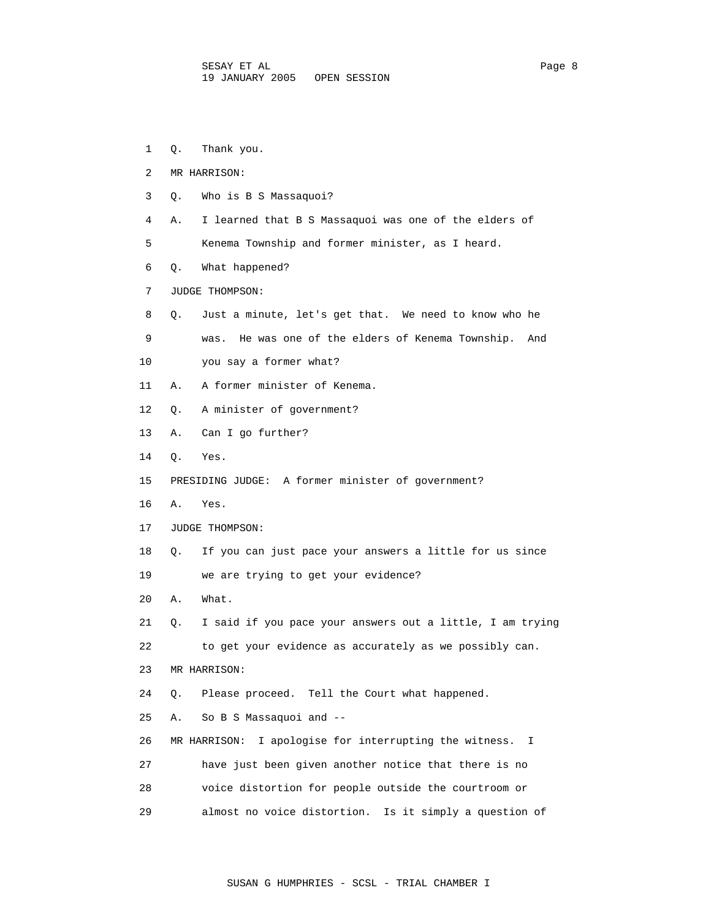1 Q. Thank you.

2 MR HARRISON:

3 Q. Who is B S Massaquoi?

4 A. I learned that B S Massaquoi was one of the elders of

5 Kenema Township and former minister, as I heard.

6 Q. What happened?

7 JUDGE THOMPSON:

8 Q. Just a minute, let's get that. We need to know who he

9 was. He was one of the elders of Kenema Township. And

10 you say a former what?

11 A. A former minister of Kenema.

12 Q. A minister of government?

13 A. Can I go further?

14 Q. Yes.

15 PRESIDING JUDGE: A former minister of government?

16 A. Yes.

17 JUDGE THOMPSON:

18 Q. If you can just pace your answers a little for us since

19 we are trying to get your evidence?

20 A. What.

21 Q. I said if you pace your answers out a little, I am trying

22 to get your evidence as accurately as we possibly can.

23 MR HARRISON:

24 Q. Please proceed. Tell the Court what happened.

25 A. So B S Massaquoi and --

26 MR HARRISON: I apologise for interrupting the witness. I

27 have just been given another notice that there is no

28 voice distortion for people outside the courtroom or

29 almost no voice distortion. Is it simply a question of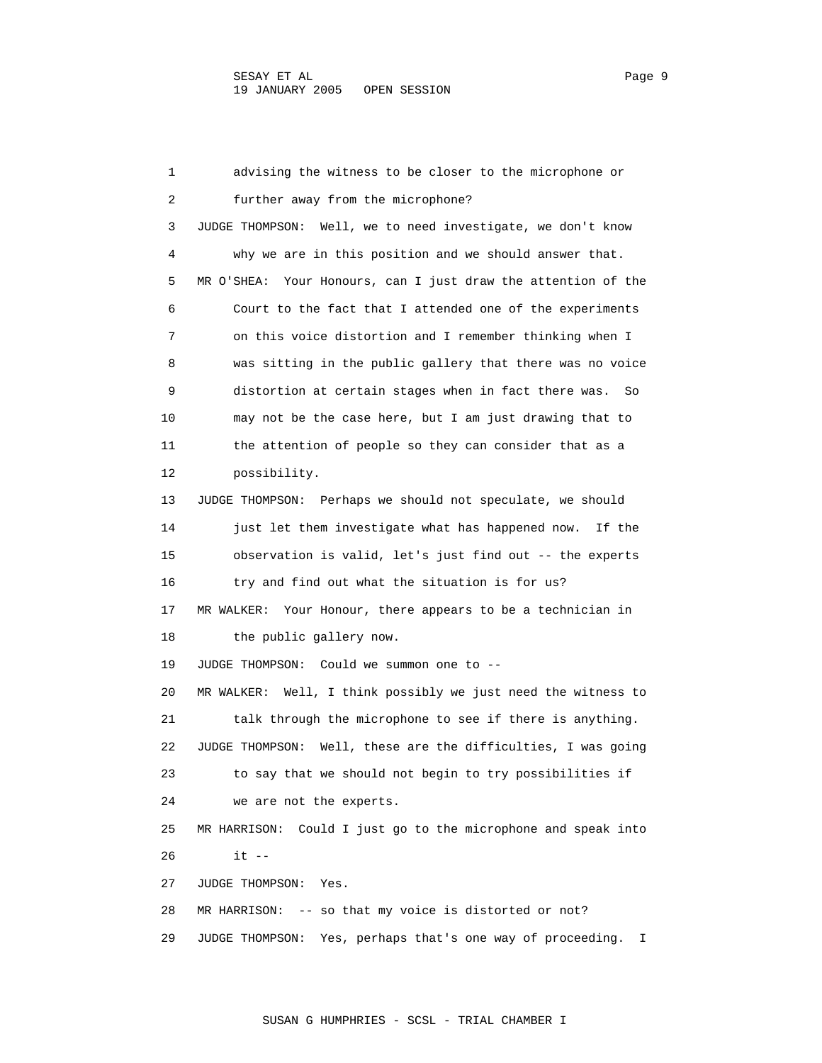1 advising the witness to be closer to the microphone or
2 further away from the microphone?
3 JUDGE THOMPSON: Well, we to need investigate, we don't know
4 why we are in this position and we should answer that.
5 MR O'SHEA: Your Honours, can I just draw the attention of the
6 Court to the fact that I attended one of the experiments
7 on this voice distortion and I remember thinking when I
8 was sitting in the public gallery that there was no voice
9 distortion at certain stages when in fact there was. So
10 may not be the case here, but I am just drawing that to
11 the attention of people so they can consider that as a
12 possibility.
13 JUDGE THOMPSON: Perhaps we should not speculate, we should
14 just let them investigate what has happened now. If the
15 observation is valid, let's just find out -- the experts
16 try and find out what the situation is for us?
17 MR WALKER: Your Honour, there appears to be a technician in
18 the public gallery now.
19 JUDGE THOMPSON: Could we summon one to --
20 MR WALKER: Well, I think possibly we just need the witness to
21 talk through the microphone to see if there is anything.
22 JUDGE THOMPSON: Well, these are the difficulties, I was going
23 to say that we should not begin to try possibilities if
24 we are not the experts.
25 MR HARRISON: Could I just go to the microphone and speak into
26 it --
27 JUDGE THOMPSON: Yes.
28 MR HARRISON: -- so that my voice is distorted or not?
29 JUDGE THOMPSON: Yes, perhaps that's one way of proceeding. I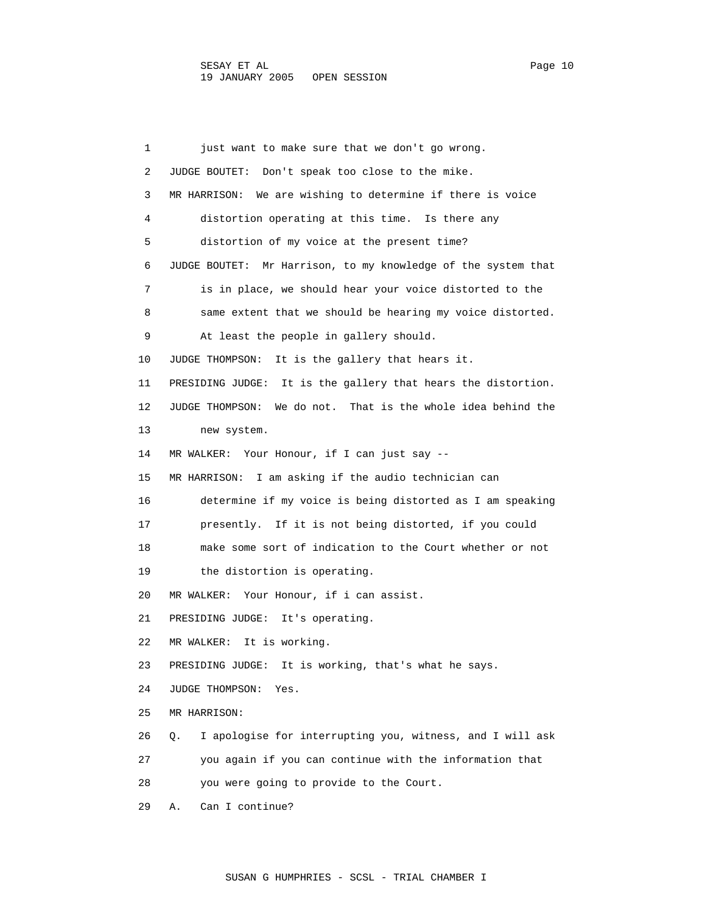1 just want to make sure that we don't go wrong.

2 JUDGE BOUTET: Don't speak too close to the mike.

3 MR HARRISON: We are wishing to determine if there is voice

4 distortion operating at this time. Is there any

5 distortion of my voice at the present time?

6 JUDGE BOUTET: Mr Harrison, to my knowledge of the system that

7 is in place, we should hear your voice distorted to the

8 same extent that we should be hearing my voice distorted.

9 At least the people in gallery should.

10 JUDGE THOMPSON: It is the gallery that hears it.

11 PRESIDING JUDGE: It is the gallery that hears the distortion.

12 JUDGE THOMPSON: We do not. That is the whole idea behind the

13 new system.

14 MR WALKER: Your Honour, if I can just say --

15 MR HARRISON: I am asking if the audio technician can

16 determine if my voice is being distorted as I am speaking

17 presently. If it is not being distorted, if you could

18 make some sort of indication to the Court whether or not

19 the distortion is operating.

20 MR WALKER: Your Honour, if i can assist.

21 PRESIDING JUDGE: It's operating.

22 MR WALKER: It is working.

23 PRESIDING JUDGE: It is working, that's what he says.

24 JUDGE THOMPSON: Yes.

25 MR HARRISON:

26 Q. I apologise for interrupting you, witness, and I will ask

27 you again if you can continue with the information that

28 you were going to provide to the Court.

29 A. Can I continue?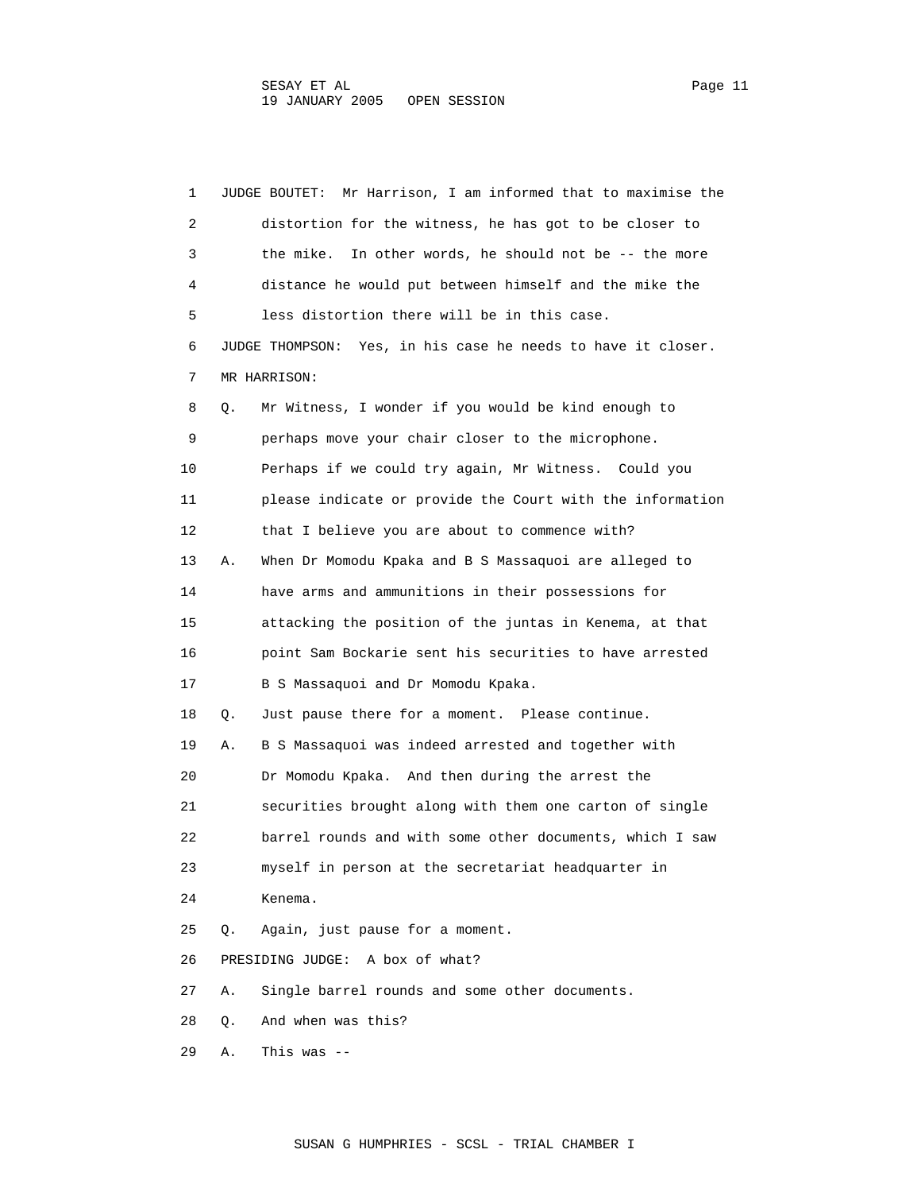1 JUDGE BOUTET: Mr Harrison, I am informed that to maximise the
2 distortion for the witness, he has got to be closer to
3 the mike. In other words, he should not be -- the more
4 distance he would put between himself and the mike the
5 less distortion there will be in this case.
6 JUDGE THOMPSON: Yes, in his case he needs to have it closer.
7 MR HARRISON:
8 Q. Mr Witness, I wonder if you would be kind enough to
9 perhaps move your chair closer to the microphone.
10 Perhaps if we could try again, Mr Witness. Could you
11 please indicate or provide the Court with the information
12 that I believe you are about to commence with?
13 A. When Dr Momodu Kpaka and B S Massaquoi are alleged to
14 have arms and ammunitions in their possessions for
15 attacking the position of the juntas in Kenema, at that
16 point Sam Bockarie sent his securities to have arrested
17 B S Massaquoi and Dr Momodu Kpaka.
18 Q. Just pause there for a moment. Please continue.
19 A. B S Massaquoi was indeed arrested and together with
20 Dr Momodu Kpaka. And then during the arrest the
21 securities brought along with them one carton of single
22 barrel rounds and with some other documents, which I saw
23 myself in person at the secretariat headquarter in
24 Kenema.
25 Q. Again, just pause for a moment.
26 PRESIDING JUDGE: A box of what?
27 A. Single barrel rounds and some other documents.
28 Q. And when was this?
29 A. This was --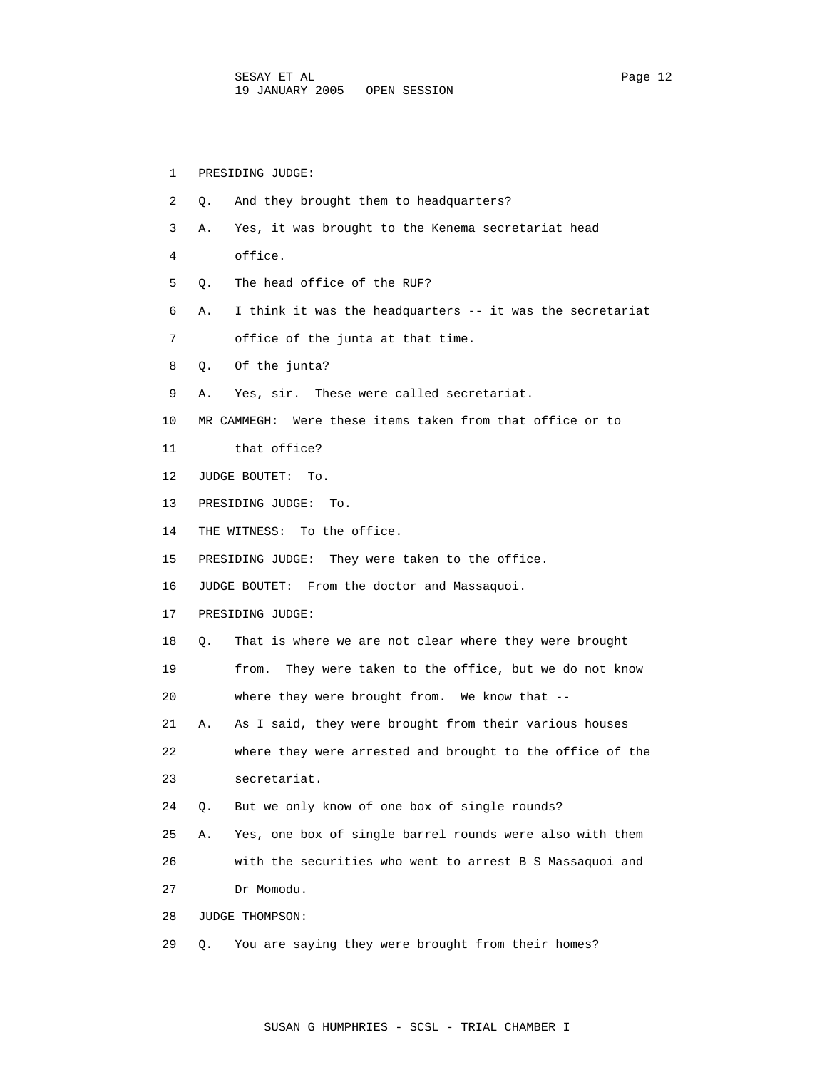PRESIDING JUDGE:

Q. And they brought them to headquarters?

A. Yes, it was brought to the Kenema secretariat head office.

Q. The head office of the RUF?

A. I think it was the headquarters -- it was the secretariat office of the junta at that time.

Q. Of the junta?

A. Yes, sir. These were called secretariat.

MR CAMMEGH: Were these items taken from that office or to that office?

JUDGE BOUTET: To.

PRESIDING JUDGE: To.

THE WITNESS: To the office.

PRESIDING JUDGE: They were taken to the office.

JUDGE BOUTET: From the doctor and Massaquoi.

PRESIDING JUDGE:

Q. That is where we are not clear where they were brought from. They were taken to the office, but we do not know where they were brought from. We know that --

A. As I said, they were brought from their various houses where they were arrested and brought to the office of the secretariat.

Q. But we only know of one box of single rounds?

A. Yes, one box of single barrel rounds were also with them with the securities who went to arrest B S Massaquoi and Dr Momodu.

JUDGE THOMPSON:

Q. You are saying they were brought from their homes?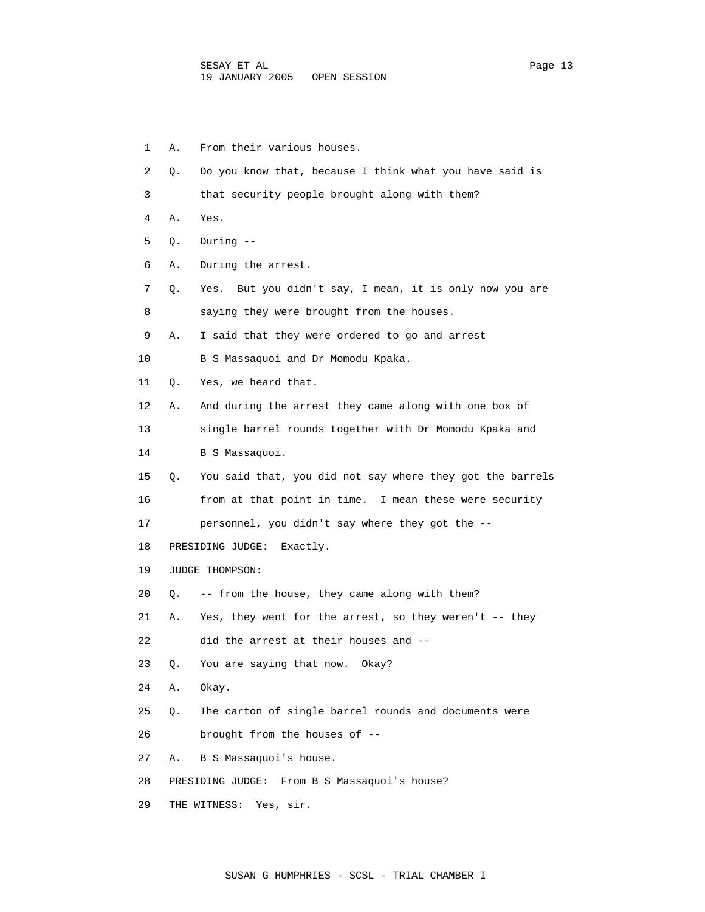1 A. From their various houses.

2 Q. Do you know that, because I think what you have said is

3 that security people brought along with them?

4 A. Yes.

5 Q. During --

6 A. During the arrest.

7 Q. Yes. But you didn't say, I mean, it is only now you are

8 saying they were brought from the houses.

9 A. I said that they were ordered to go and arrest

10 B S Massaquoi and Dr Momodu Kpaka.

11 Q. Yes, we heard that.

12 A. And during the arrest they came along with one box of

13 single barrel rounds together with Dr Momodu Kpaka and

14 B S Massaquoi.

15 Q. You said that, you did not say where they got the barrels

16 from at that point in time. I mean these were security

17 personnel, you didn't say where they got the --

18 PRESIDING JUDGE: Exactly.

19 JUDGE THOMPSON:

20 Q. -- from the house, they came along with them?

21 A. Yes, they went for the arrest, so they weren't -- they

22 did the arrest at their houses and --

23 Q. You are saying that now. Okay?

24 A. Okay.

25 Q. The carton of single barrel rounds and documents were

26 brought from the houses of --

27 A. B S Massaquoi's house.

28 PRESIDING JUDGE: From B S Massaquoi's house?

29 THE WITNESS: Yes, sir.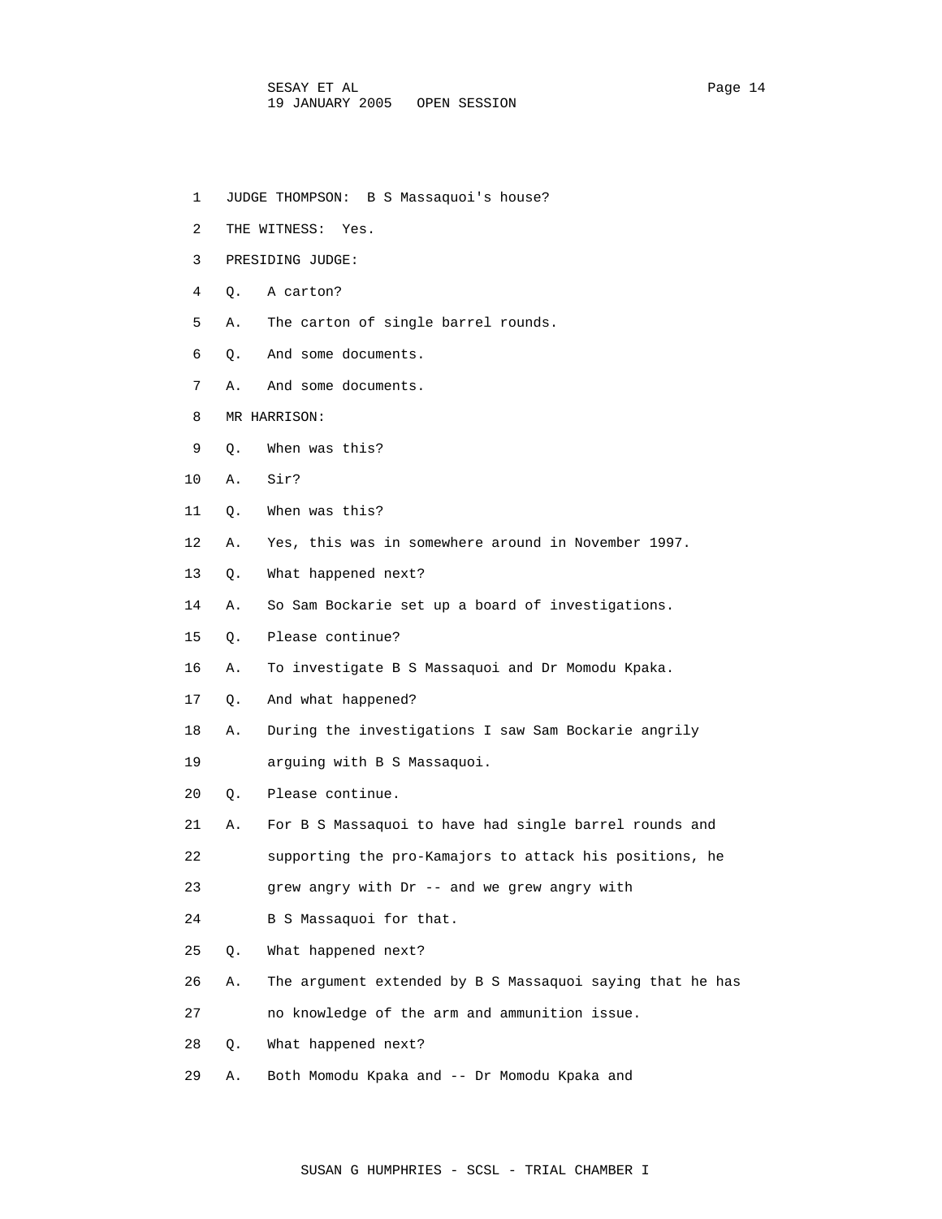1 JUDGE THOMPSON: B S Massaquoi's house?

2 THE WITNESS: Yes.

3 PRESIDING JUDGE:

4 Q. A carton?

5 A. The carton of single barrel rounds.

6 Q. And some documents.

7 A. And some documents.

8 MR HARRISON:

9 Q. When was this?

10 A. Sir?

11 Q. When was this?

12 A. Yes, this was in somewhere around in November 1997.

13 Q. What happened next?

14 A. So Sam Bockarie set up a board of investigations.

15 Q. Please continue?

16 A. To investigate B S Massaquoi and Dr Momodu Kpaka.

17 Q. And what happened?

18 A. During the investigations I saw Sam Bockarie angrily

19 arguing with B S Massaquoi.

20 Q. Please continue.

21 A. For B S Massaquoi to have had single barrel rounds and

22 supporting the pro-Kamajors to attack his positions, he

23 grew angry with Dr -- and we grew angry with

24 B S Massaquoi for that.

25 Q. What happened next?

26 A. The argument extended by B S Massaquoi saying that he has

27 no knowledge of the arm and ammunition issue.

28 Q. What happened next?

29 A. Both Momodu Kpaka and -- Dr Momodu Kpaka and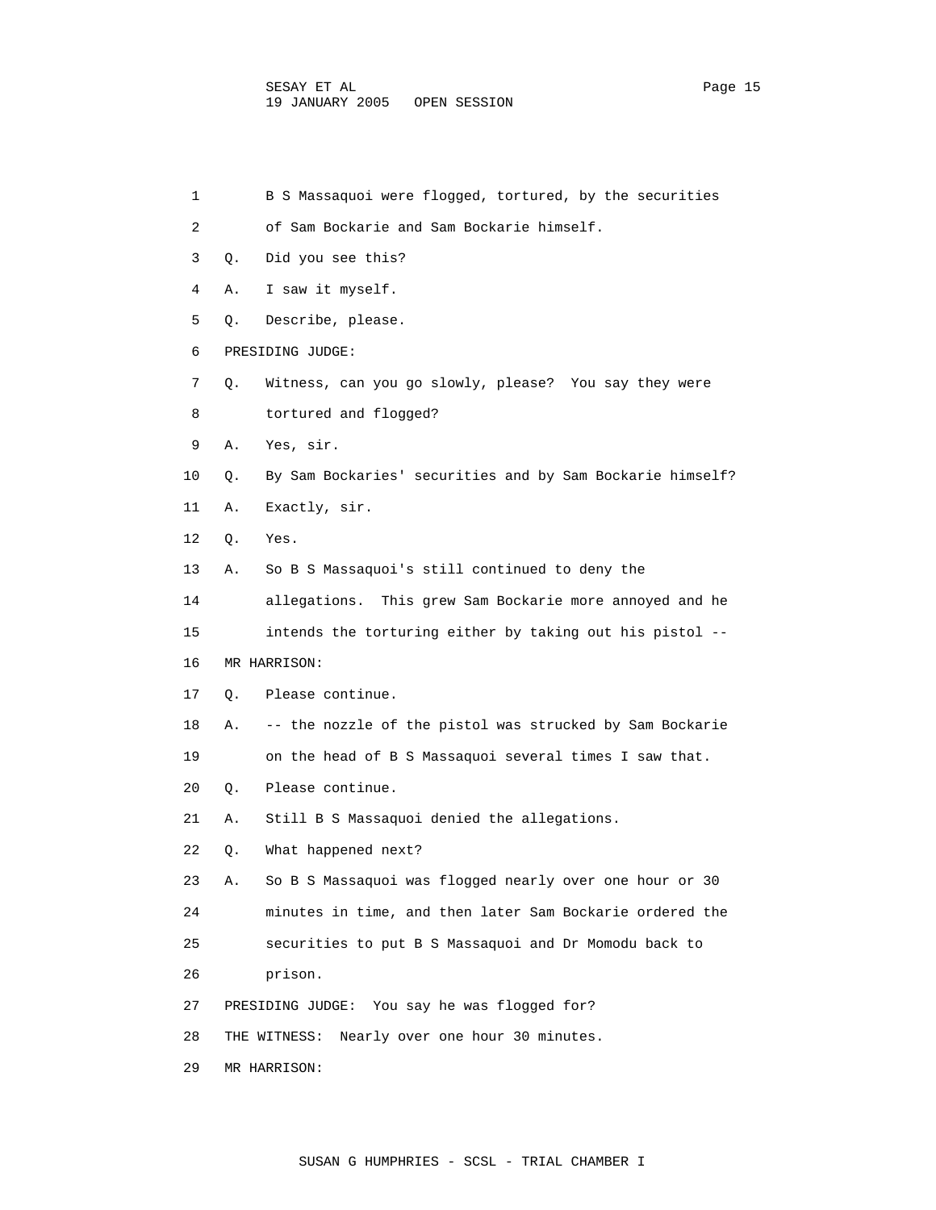1 B S Massaquoi were flogged, tortured, by the securities
2 of Sam Bockarie and Sam Bockarie himself.
3 Q. Did you see this?
4 A. I saw it myself.
5 Q. Describe, please.
6 PRESIDING JUDGE:
7 Q. Witness, can you go slowly, please? You say they were
8 tortured and flogged?
9 A. Yes, sir.
10 Q. By Sam Bockaries' securities and by Sam Bockarie himself?
11 A. Exactly, sir.
12 Q. Yes.
13 A. So B S Massaquoi's still continued to deny the
14 allegations. This grew Sam Bockarie more annoyed and he
15 intends the torturing either by taking out his pistol --
16 MR HARRISON:
17 Q. Please continue.
18 A. -- the nozzle of the pistol was strucked by Sam Bockarie
19 on the head of B S Massaquoi several times I saw that.
20 Q. Please continue.
21 A. Still B S Massaquoi denied the allegations.
22 Q. What happened next?
23 A. So B S Massaquoi was flogged nearly over one hour or 30
24 minutes in time, and then later Sam Bockarie ordered the
25 securities to put B S Massaquoi and Dr Momodu back to
26 prison.
27 PRESIDING JUDGE: You say he was flogged for?
28 THE WITNESS: Nearly over one hour 30 minutes.
29 MR HARRISON: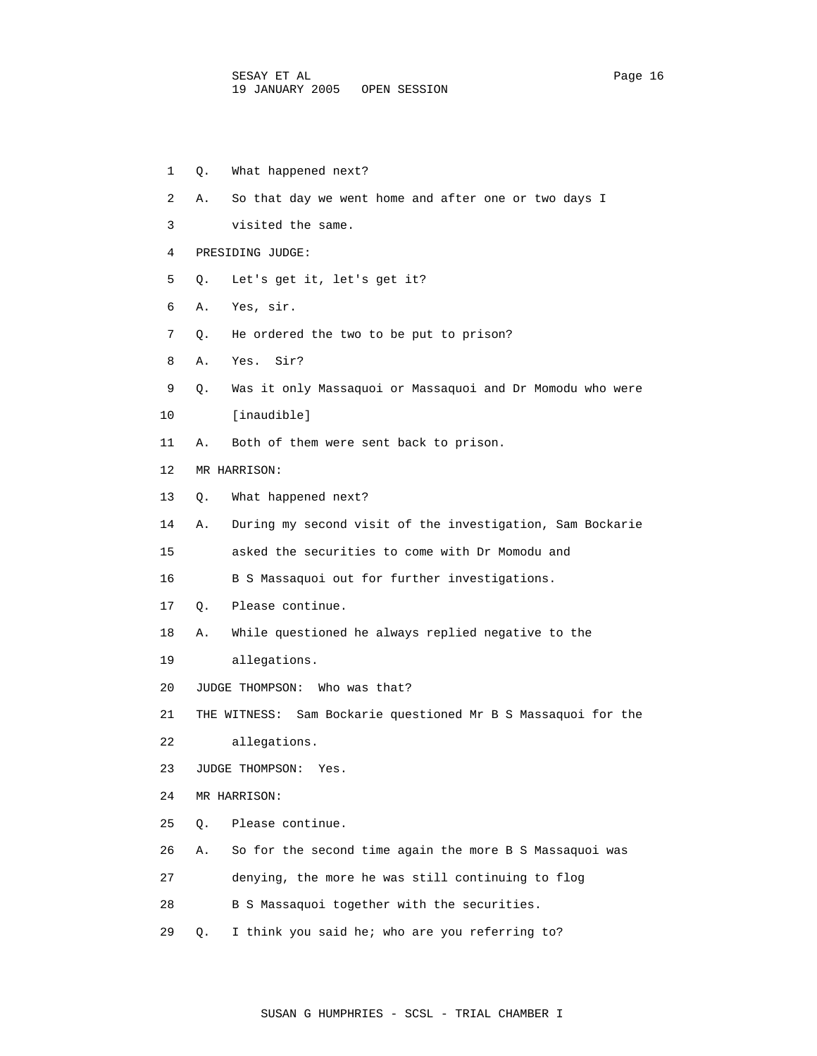1 Q. What happened next?

2 A. So that day we went home and after one or two days I

3 visited the same.

4 PRESIDING JUDGE:

5 Q. Let's get it, let's get it?

6 A. Yes, sir.

7 Q. He ordered the two to be put to prison?

8 A. Yes. Sir?

9 Q. Was it only Massaquoi or Massaquoi and Dr Momodu who were

10 [inaudible]

11 A. Both of them were sent back to prison.

12 MR HARRISON:

13 Q. What happened next?

14 A. During my second visit of the investigation, Sam Bockarie

15 asked the securities to come with Dr Momodu and

16 B S Massaquoi out for further investigations.

17 Q. Please continue.

18 A. While questioned he always replied negative to the

19 allegations.

20 JUDGE THOMPSON: Who was that?

21 THE WITNESS: Sam Bockarie questioned Mr B S Massaquoi for the

22 allegations.

23 JUDGE THOMPSON: Yes.

24 MR HARRISON:

25 Q. Please continue.

26 A. So for the second time again the more B S Massaquoi was

27 denying, the more he was still continuing to flog

28 B S Massaquoi together with the securities.

29 Q. I think you said he; who are you referring to?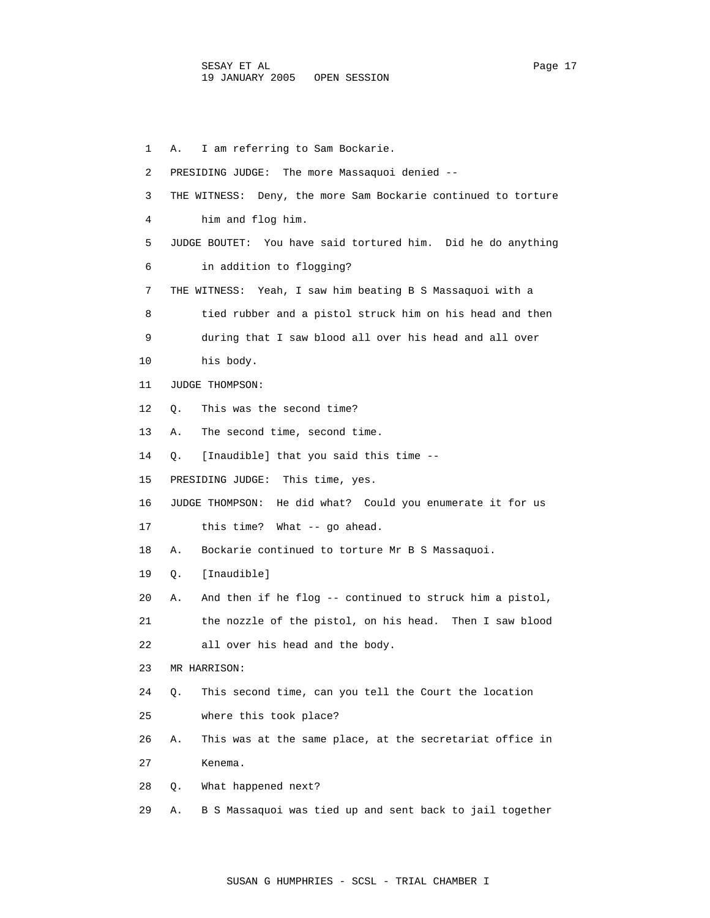1 A. I am referring to Sam Bockarie.

2 PRESIDING JUDGE: The more Massaquoi denied --

3 THE WITNESS: Deny, the more Sam Bockarie continued to torture

4 him and flog him.

5 JUDGE BOUTET: You have said tortured him. Did he do anything

6 in addition to flogging?

7 THE WITNESS: Yeah, I saw him beating B S Massaquoi with a

8 tied rubber and a pistol struck him on his head and then

9 during that I saw blood all over his head and all over

10 his body.

11 JUDGE THOMPSON:

12 Q. This was the second time?

13 A. The second time, second time.

14 Q. [Inaudible] that you said this time --

15 PRESIDING JUDGE: This time, yes.

16 JUDGE THOMPSON: He did what? Could you enumerate it for us

17 this time? What -- go ahead.

18 A. Bockarie continued to torture Mr B S Massaquoi.

19 Q. [Inaudible]

20 A. And then if he flog -- continued to struck him a pistol,

21 the nozzle of the pistol, on his head. Then I saw blood

22 all over his head and the body.

23 MR HARRISON:

24 Q. This second time, can you tell the Court the location

25 where this took place?

26 A. This was at the same place, at the secretariat office in

27 Kenema.

28 Q. What happened next?

29 A. B S Massaquoi was tied up and sent back to jail together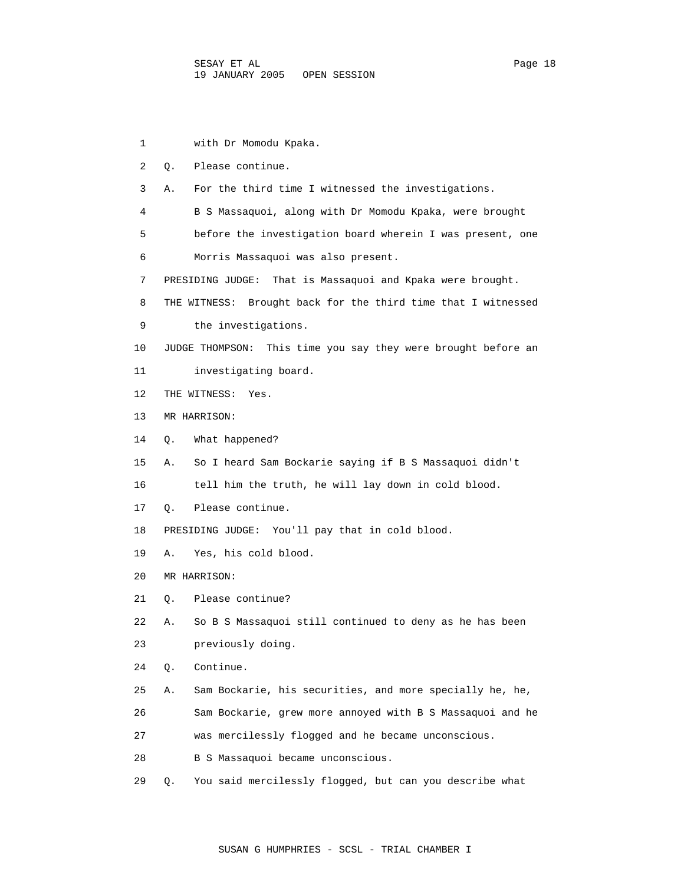1 with Dr Momodu Kpaka.

2 Q. Please continue.

3 A. For the third time I witnessed the investigations.

4 B S Massaquoi, along with Dr Momodu Kpaka, were brought

5 before the investigation board wherein I was present, one

6 Morris Massaquoi was also present.

7 PRESIDING JUDGE: That is Massaquoi and Kpaka were brought.

8 THE WITNESS: Brought back for the third time that I witnessed

9 the investigations.

10 JUDGE THOMPSON: This time you say they were brought before an

11 investigating board.

12 THE WITNESS: Yes.

13 MR HARRISON:

14 Q. What happened?

15 A. So I heard Sam Bockarie saying if B S Massaquoi didn't

16 tell him the truth, he will lay down in cold blood.

17 Q. Please continue.

18 PRESIDING JUDGE: You'll pay that in cold blood.

19 A. Yes, his cold blood.

20 MR HARRISON:

21 Q. Please continue?

22 A. So B S Massaquoi still continued to deny as he has been

23 previously doing.

24 Q. Continue.

25 A. Sam Bockarie, his securities, and more specially he, he,

26 Sam Bockarie, grew more annoyed with B S Massaquoi and he

27 was mercilessly flogged and he became unconscious.

28 B S Massaquoi became unconscious.

29 Q. You said mercilessly flogged, but can you describe what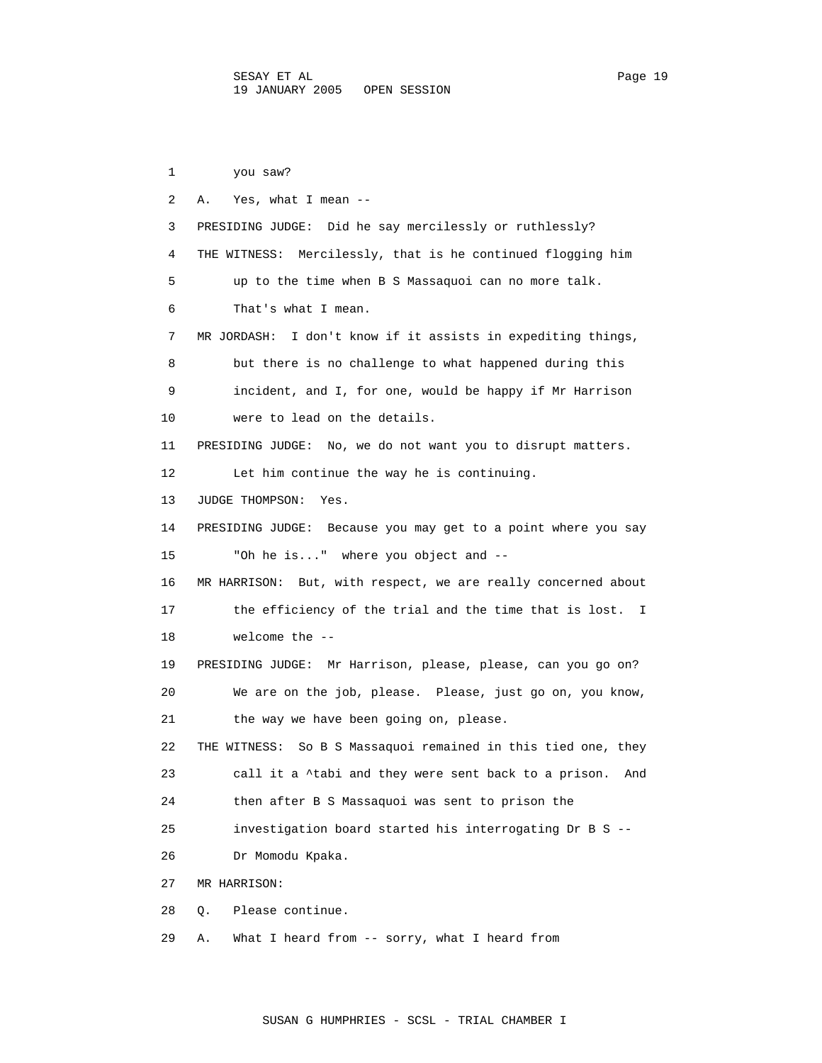1 you saw?

2 A. Yes, what I mean --

3 PRESIDING JUDGE: Did he say mercilessly or ruthlessly?

4 THE WITNESS: Mercilessly, that is he continued flogging him

5 up to the time when B S Massaquoi can no more talk.

6 That's what I mean.

7 MR JORDASH: I don't know if it assists in expediting things,

8 but there is no challenge to what happened during this

9 incident, and I, for one, would be happy if Mr Harrison

10 were to lead on the details.

11 PRESIDING JUDGE: No, we do not want you to disrupt matters.

12 Let him continue the way he is continuing.

13 JUDGE THOMPSON: Yes.

14 PRESIDING JUDGE: Because you may get to a point where you say

15 "Oh he is..." where you object and --

16 MR HARRISON: But, with respect, we are really concerned about

17 the efficiency of the trial and the time that is lost. I

18 welcome the --

19 PRESIDING JUDGE: Mr Harrison, please, please, can you go on?

20 We are on the job, please. Please, just go on, you know,

21 the way we have been going on, please.

22 THE WITNESS: So B S Massaquoi remained in this tied one, they

23 call it a ^tabi and they were sent back to a prison. And

24 then after B S Massaquoi was sent to prison the

25 investigation board started his interrogating Dr B S --

26 Dr Momodu Kpaka.

27 MR HARRISON:

28 Q. Please continue.

29 A. What I heard from -- sorry, what I heard from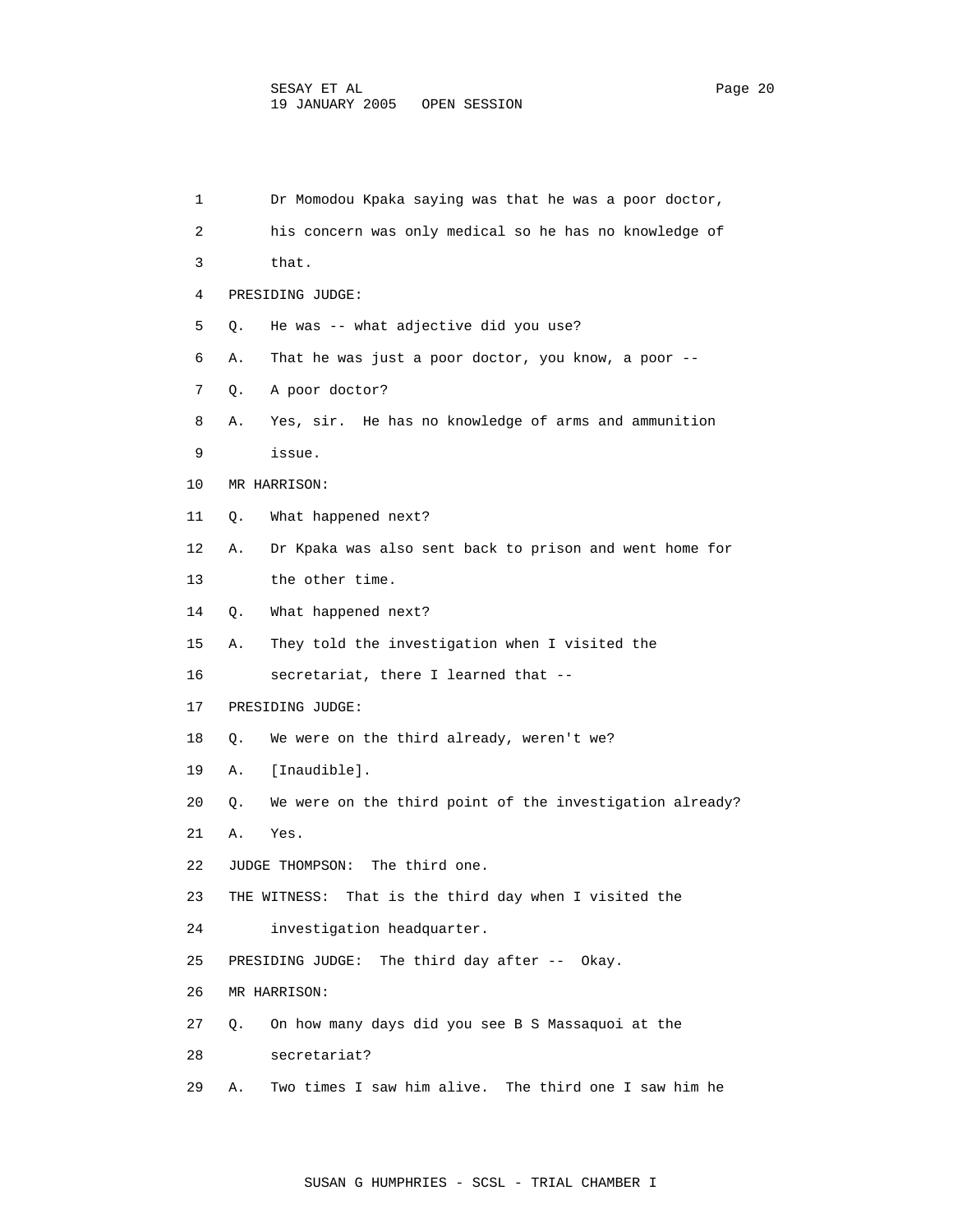1 Dr Momodou Kpaka saying was that he was a poor doctor,
2 his concern was only medical so he has no knowledge of
3 that.
4 PRESIDING JUDGE:
5 Q. He was -- what adjective did you use?
6 A. That he was just a poor doctor, you know, a poor --
7 Q. A poor doctor?
8 A. Yes, sir. He has no knowledge of arms and ammunition
9 issue.
10 MR HARRISON:
11 Q. What happened next?
12 A. Dr Kpaka was also sent back to prison and went home for
13 the other time.
14 Q. What happened next?
15 A. They told the investigation when I visited the
16 secretariat, there I learned that --
17 PRESIDING JUDGE:
18 Q. We were on the third already, weren't we?
19 A. [Inaudible].
20 Q. We were on the third point of the investigation already?
21 A. Yes.
22 JUDGE THOMPSON: The third one.
23 THE WITNESS: That is the third day when I visited the
24 investigation headquarter.
25 PRESIDING JUDGE: The third day after -- Okay.
26 MR HARRISON:
27 Q. On how many days did you see B S Massaquoi at the
28 secretariat?
29 A. Two times I saw him alive. The third one I saw him he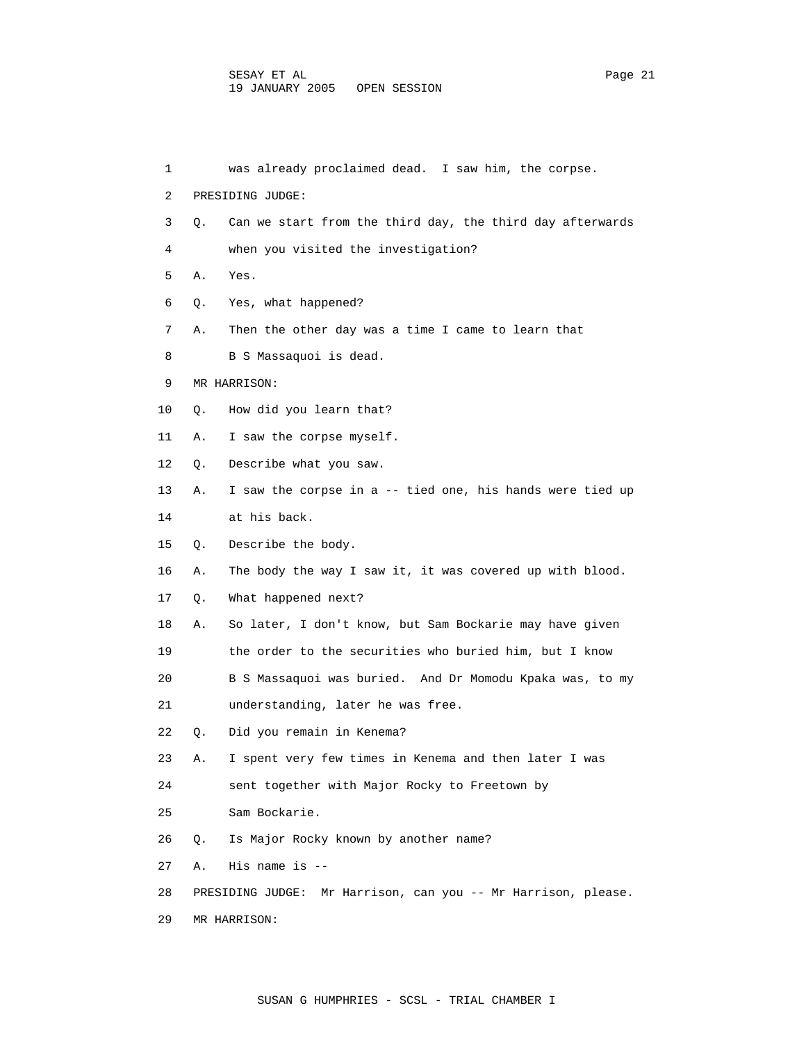1 was already proclaimed dead. I saw him, the corpse.

2 PRESIDING JUDGE:

3 Q. Can we start from the third day, the third day afterwards

4 when you visited the investigation?

5 A. Yes.

6 Q. Yes, what happened?

7 A. Then the other day was a time I came to learn that

8 B S Massaquoi is dead.

9 MR HARRISON:

10 Q. How did you learn that?

11 A. I saw the corpse myself.

12 Q. Describe what you saw.

13 A. I saw the corpse in a -- tied one, his hands were tied up

14 at his back.

15 Q. Describe the body.

16 A. The body the way I saw it, it was covered up with blood.

17 Q. What happened next?

18 A. So later, I don't know, but Sam Bockarie may have given

19 the order to the securities who buried him, but I know

20 B S Massaquoi was buried. And Dr Momodu Kpaka was, to my

21 understanding, later he was free.

22 Q. Did you remain in Kenema?

23 A. I spent very few times in Kenema and then later I was

24 sent together with Major Rocky to Freetown by

25 Sam Bockarie.

26 Q. Is Major Rocky known by another name?

27 A. His name is --

28 PRESIDING JUDGE: Mr Harrison, can you -- Mr Harrison, please.

29 MR HARRISON: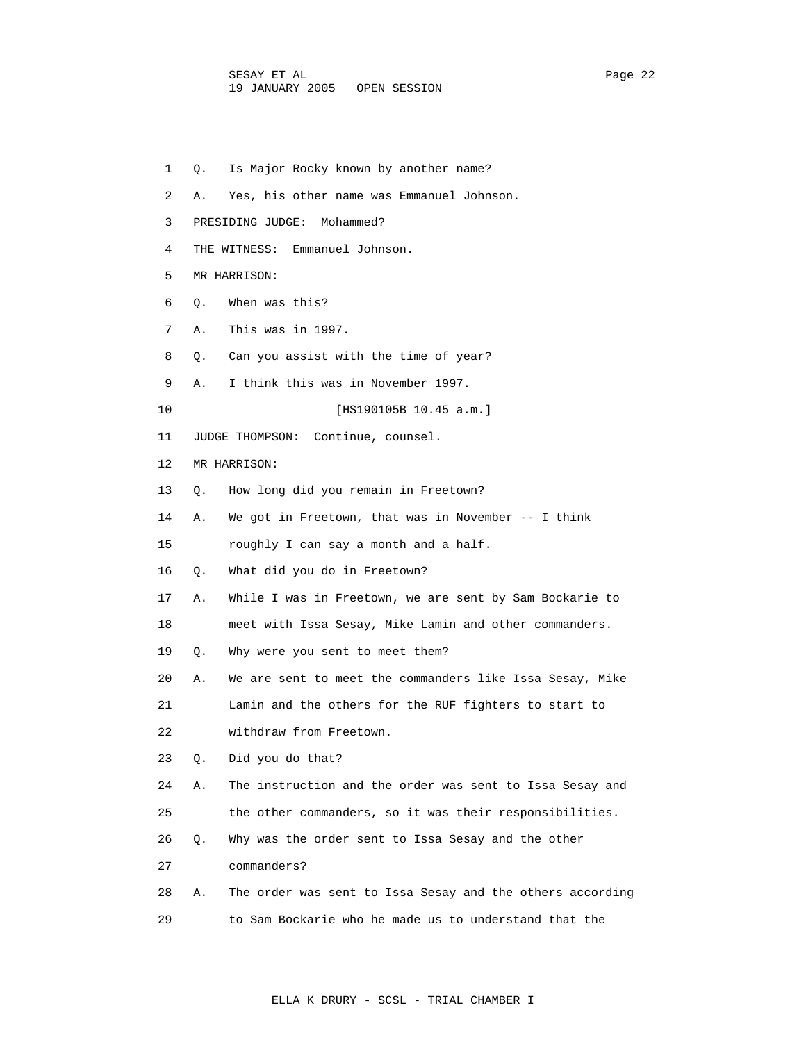1 Q. Is Major Rocky known by another name?

2 A. Yes, his other name was Emmanuel Johnson.

3 PRESIDING JUDGE: Mohammed?

4 THE WITNESS: Emmanuel Johnson.

5 MR HARRISON:

6 Q. When was this?

7 A. This was in 1997.

8 Q. Can you assist with the time of year?

9 A. I think this was in November 1997.

10 [HS190105B 10.45 a.m.]

11 JUDGE THOMPSON: Continue, counsel.

12 MR HARRISON:

13 Q. How long did you remain in Freetown?

14 A. We got in Freetown, that was in November -- I think

15 roughly I can say a month and a half.

16 Q. What did you do in Freetown?

17 A. While I was in Freetown, we are sent by Sam Bockarie to

18 meet with Issa Sesay, Mike Lamin and other commanders.

19 Q. Why were you sent to meet them?

20 A. We are sent to meet the commanders like Issa Sesay, Mike

21 Lamin and the others for the RUF fighters to start to

22 withdraw from Freetown.

23 Q. Did you do that?

24 A. The instruction and the order was sent to Issa Sesay and

25 the other commanders, so it was their responsibilities.

26 Q. Why was the order sent to Issa Sesay and the other

27 commanders?

28 A. The order was sent to Issa Sesay and the others according

29 to Sam Bockarie who he made us to understand that the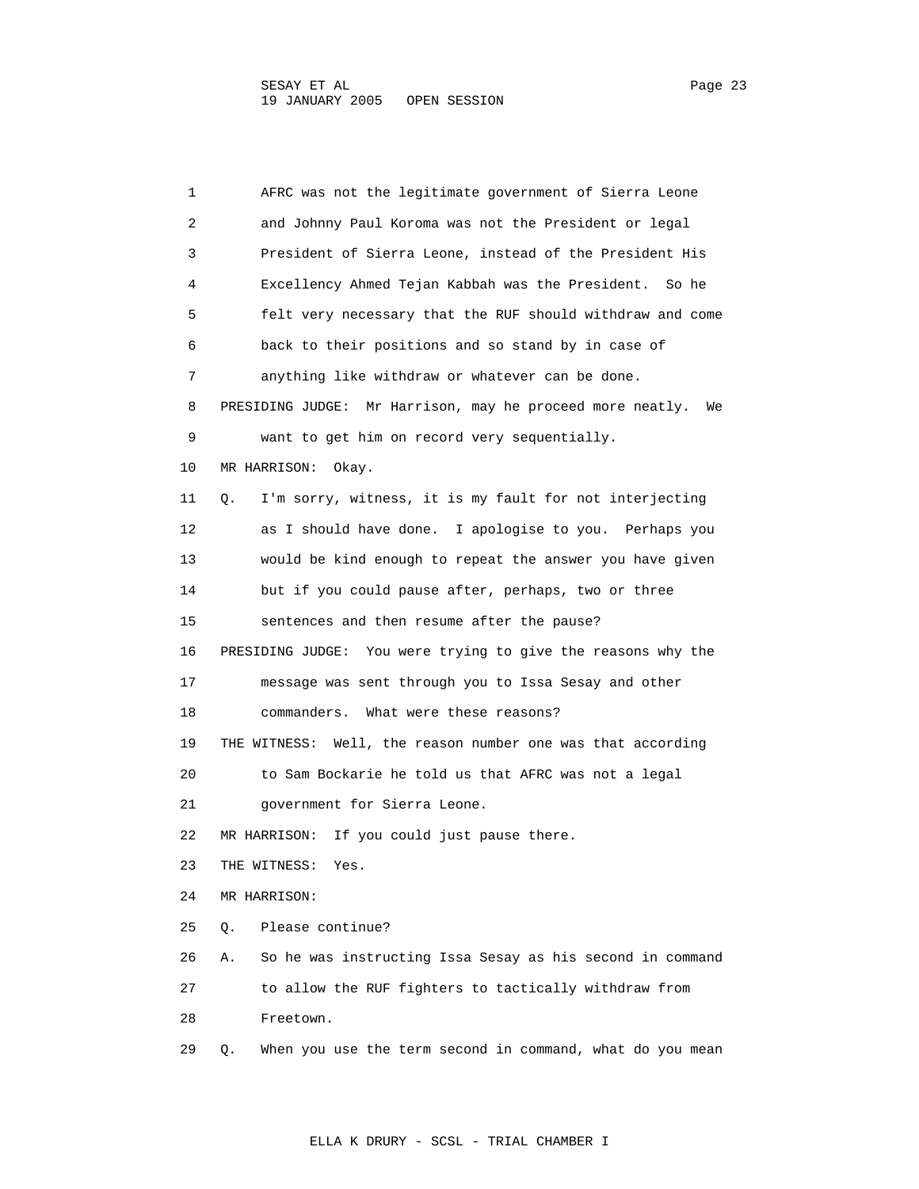AFRC was not the legitimate government of Sierra Leone and Johnny Paul Koroma was not the President or legal President of Sierra Leone, instead of the President His Excellency Ahmed Tejan Kabbah was the President. So he felt very necessary that the RUF should withdraw and come back to their positions and so stand by in case of anything like withdraw or whatever can be done.

PRESIDING JUDGE: Mr Harrison, may he proceed more neatly. We want to get him on record very sequentially.

MR HARRISON: Okay.

Q. I'm sorry, witness, it is my fault for not interjecting as I should have done. I apologise to you. Perhaps you would be kind enough to repeat the answer you have given but if you could pause after, perhaps, two or three sentences and then resume after the pause?

PRESIDING JUDGE: You were trying to give the reasons why the message was sent through you to Issa Sesay and other commanders. What were these reasons?

THE WITNESS: Well, the reason number one was that according to Sam Bockarie he told us that AFRC was not a legal government for Sierra Leone.

MR HARRISON: If you could just pause there.

THE WITNESS: Yes.

MR HARRISON:

Q. Please continue?

A. So he was instructing Issa Sesay as his second in command to allow the RUF fighters to tactically withdraw from Freetown.

Q. When you use the term second in command, what do you mean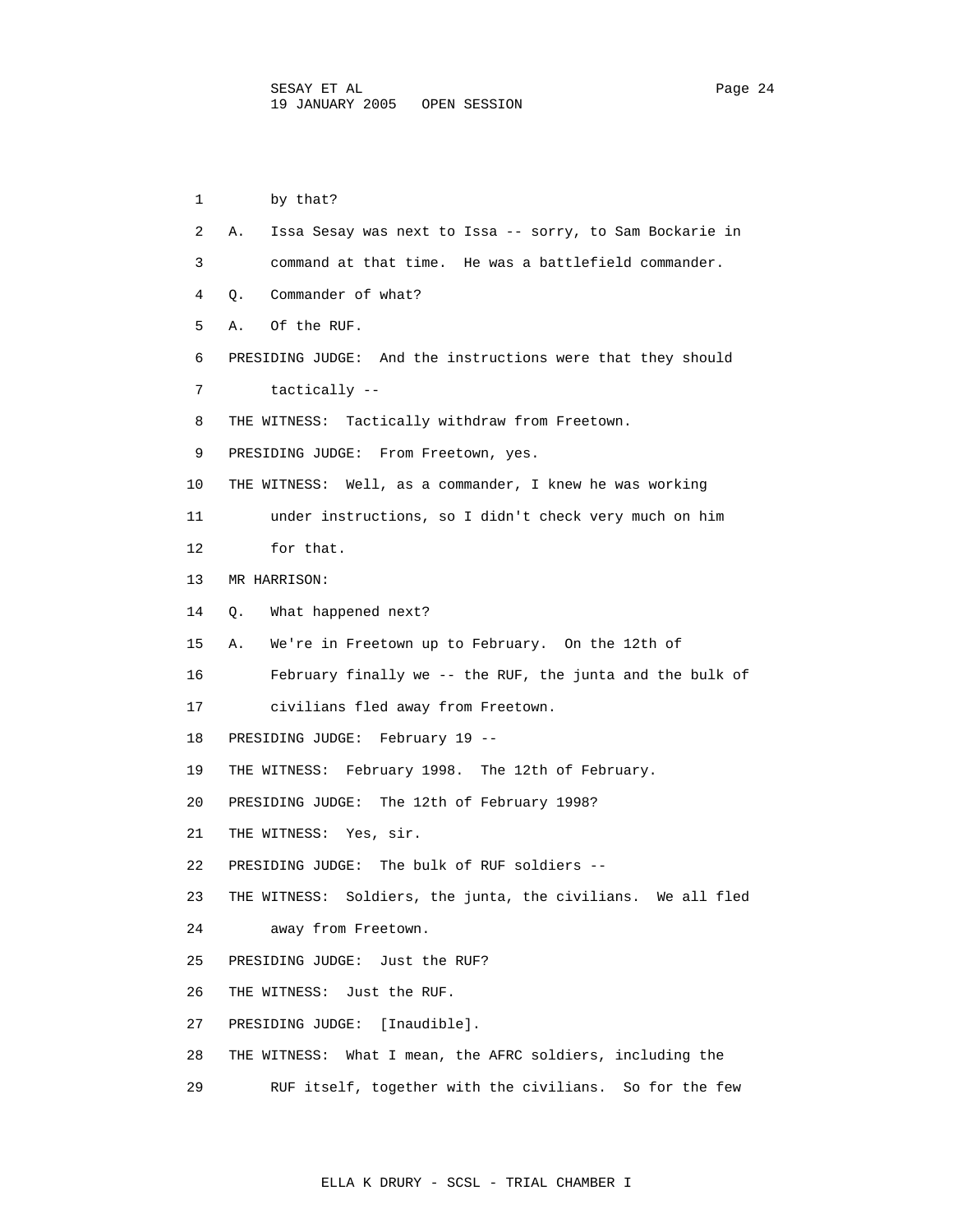1 by that?

2 A. Issa Sesay was next to Issa -- sorry, to Sam Bockarie in

3 command at that time. He was a battlefield commander.

4 Q. Commander of what?

5 A. Of the RUF.

6 PRESIDING JUDGE: And the instructions were that they should

7 tactically --

8 THE WITNESS: Tactically withdraw from Freetown.

9 PRESIDING JUDGE: From Freetown, yes.

10 THE WITNESS: Well, as a commander, I knew he was working

11 under instructions, so I didn't check very much on him

12 for that.

13 MR HARRISON:

14 Q. What happened next?

15 A. We're in Freetown up to February. On the 12th of

16 February finally we -- the RUF, the junta and the bulk of

17 civilians fled away from Freetown.

18 PRESIDING JUDGE: February 19 --

19 THE WITNESS: February 1998. The 12th of February.

20 PRESIDING JUDGE: The 12th of February 1998?

21 THE WITNESS: Yes, sir.

22 PRESIDING JUDGE: The bulk of RUF soldiers --

23 THE WITNESS: Soldiers, the junta, the civilians. We all fled

24 away from Freetown.

25 PRESIDING JUDGE: Just the RUF?

26 THE WITNESS: Just the RUF.

27 PRESIDING JUDGE: [Inaudible].

28 THE WITNESS: What I mean, the AFRC soldiers, including the

29 RUF itself, together with the civilians. So for the few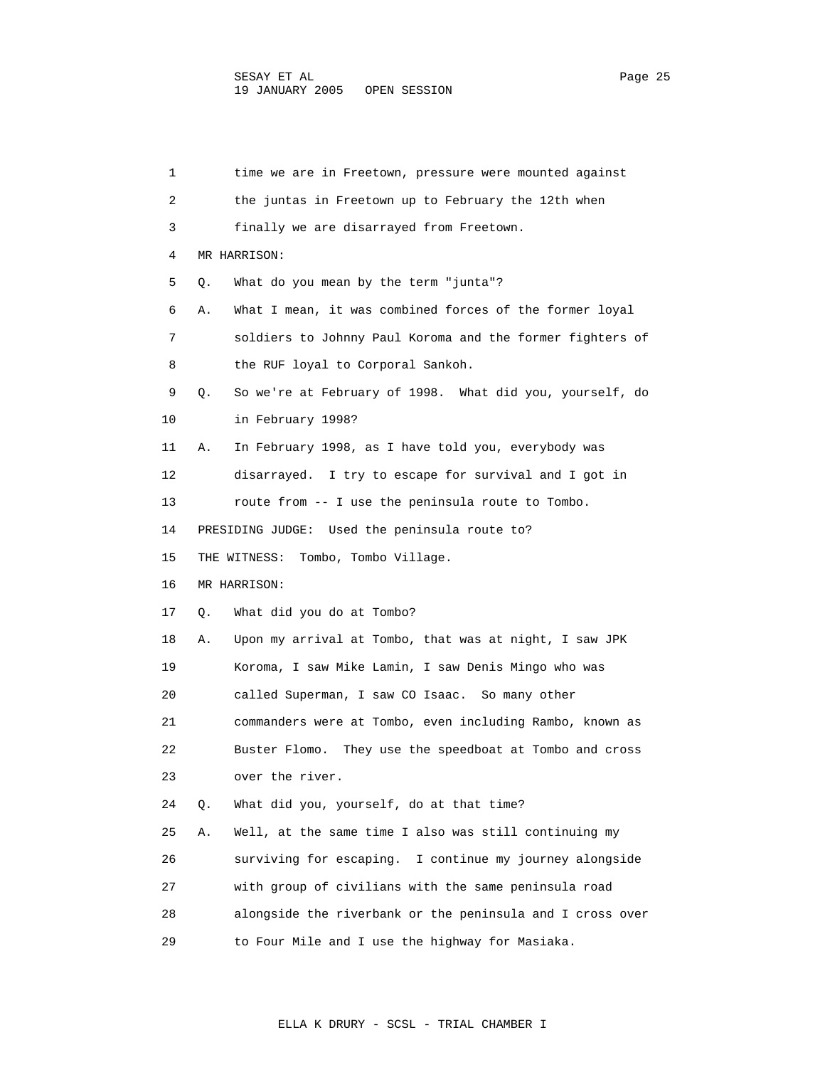time we are in Freetown, pressure were mounted against the juntas in Freetown up to February the 12th when finally we are disarrayed from Freetown.

MR HARRISON:

Q. What do you mean by the term "junta"?

A. What I mean, it was combined forces of the former loyal soldiers to Johnny Paul Koroma and the former fighters of the RUF loyal to Corporal Sankoh.

Q. So we're at February of 1998. What did you, yourself, do in February 1998?

A. In February 1998, as I have told you, everybody was disarrayed. I try to escape for survival and I got in route from -- I use the peninsula route to Tombo.

PRESIDING JUDGE: Used the peninsula route to?

THE WITNESS: Tombo, Tombo Village.

MR HARRISON:

Q. What did you do at Tombo?

A. Upon my arrival at Tombo, that was at night, I saw JPK Koroma, I saw Mike Lamin, I saw Denis Mingo who was called Superman, I saw CO Isaac. So many other commanders were at Tombo, even including Rambo, known as Buster Flomo. They use the speedboat at Tombo and cross over the river.

Q. What did you, yourself, do at that time?

A. Well, at the same time I also was still continuing my surviving for escaping. I continue my journey alongside with group of civilians with the same peninsula road alongside the riverbank or the peninsula and I cross over to Four Mile and I use the highway for Masiaka.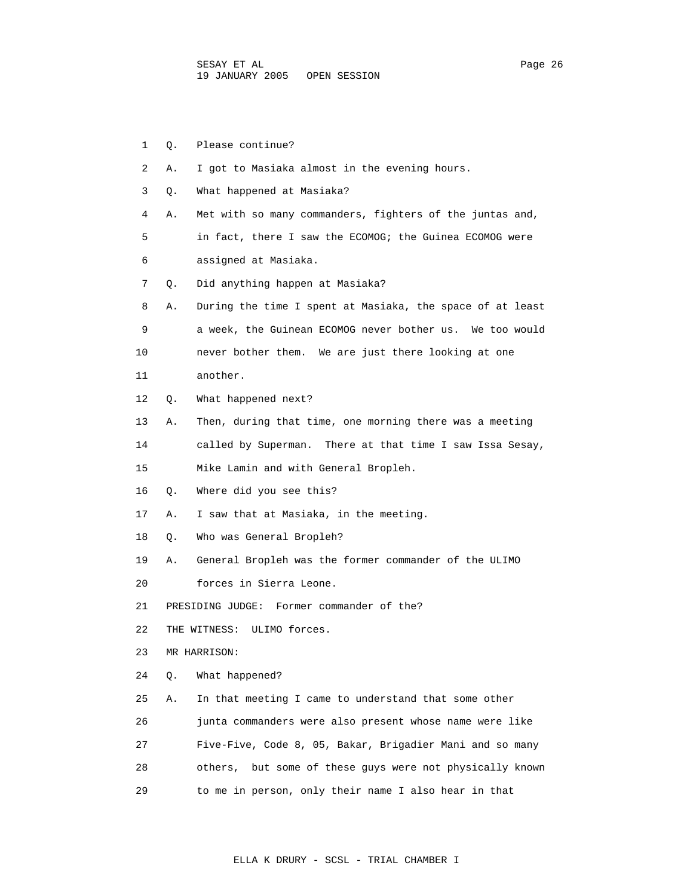1 Q. Please continue?

2 A. I got to Masiaka almost in the evening hours.

3 Q. What happened at Masiaka?

4 A. Met with so many commanders, fighters of the juntas and,

5 in fact, there I saw the ECOMOG; the Guinea ECOMOG were

6 assigned at Masiaka.

7 Q. Did anything happen at Masiaka?

8 A. During the time I spent at Masiaka, the space of at least

9 a week, the Guinean ECOMOG never bother us. We too would

10 never bother them. We are just there looking at one

11 another.

12 Q. What happened next?

13 A. Then, during that time, one morning there was a meeting

14 called by Superman. There at that time I saw Issa Sesay,

15 Mike Lamin and with General Bropleh.

16 Q. Where did you see this?

17 A. I saw that at Masiaka, in the meeting.

18 Q. Who was General Bropleh?

19 A. General Bropleh was the former commander of the ULIMO

20 forces in Sierra Leone.

21 PRESIDING JUDGE: Former commander of the?

22 THE WITNESS: ULIMO forces.

23 MR HARRISON:

24 Q. What happened?

25 A. In that meeting I came to understand that some other

26 junta commanders were also present whose name were like

27 Five-Five, Code 8, 05, Bakar, Brigadier Mani and so many

28 others, but some of these guys were not physically known

29 to me in person, only their name I also hear in that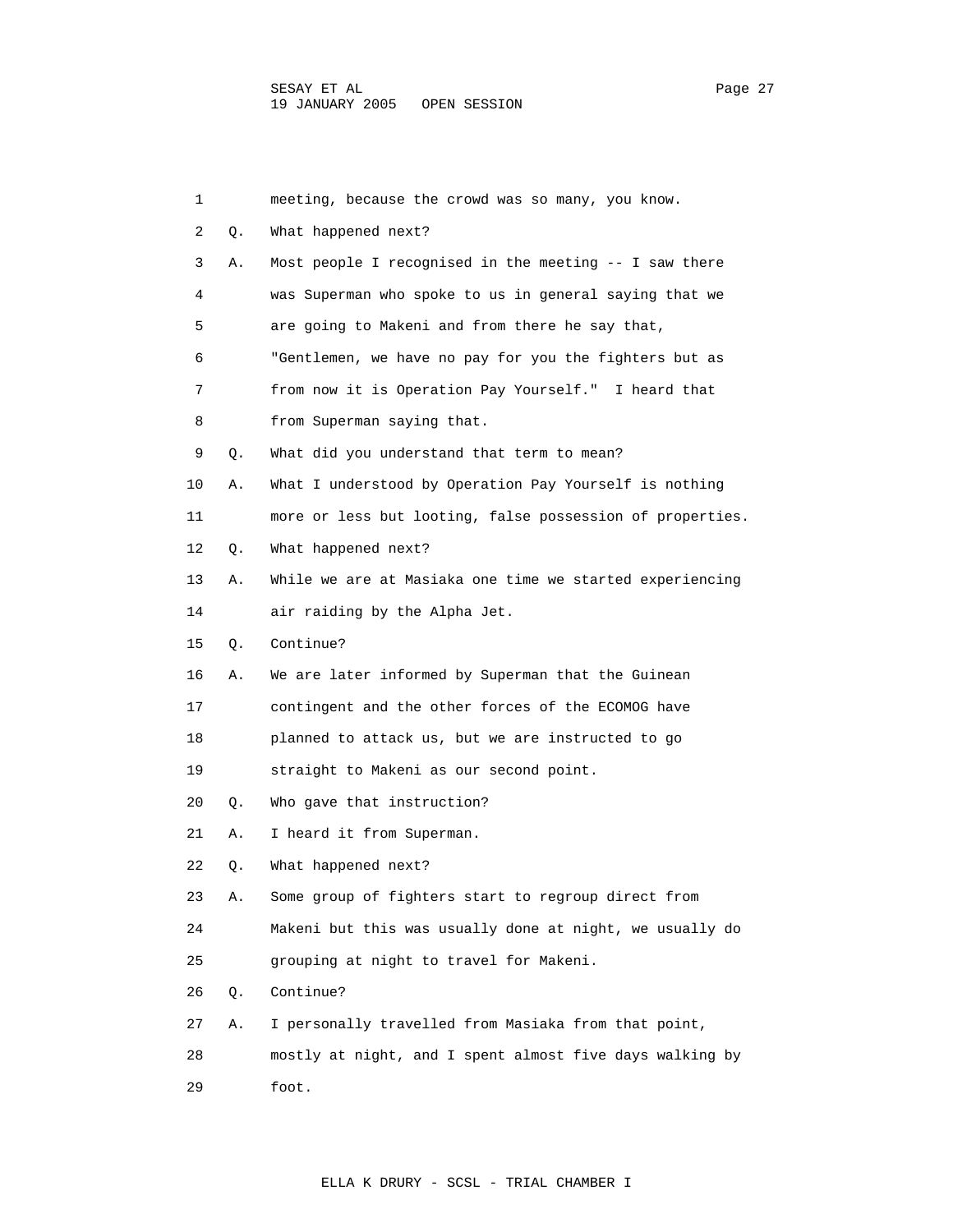meeting, because the crowd was so many, you know.

Q. What happened next?

A. Most people I recognised in the meeting -- I saw there was Superman who spoke to us in general saying that we are going to Makeni and from there he say that, "Gentlemen, we have no pay for you the fighters but as from now it is Operation Pay Yourself." I heard that from Superman saying that.

Q. What did you understand that term to mean?

A. What I understood by Operation Pay Yourself is nothing more or less but looting, false possession of properties.

Q. What happened next?

A. While we are at Masiaka one time we started experiencing air raiding by the Alpha Jet.

Q. Continue?

A. We are later informed by Superman that the Guinean contingent and the other forces of the ECOMOG have planned to attack us, but we are instructed to go straight to Makeni as our second point.

Q. Who gave that instruction?

A. I heard it from Superman.

Q. What happened next?

A. Some group of fighters start to regroup direct from Makeni but this was usually done at night, we usually do grouping at night to travel for Makeni.

Q. Continue?

A. I personally travelled from Masiaka from that point, mostly at night, and I spent almost five days walking by foot.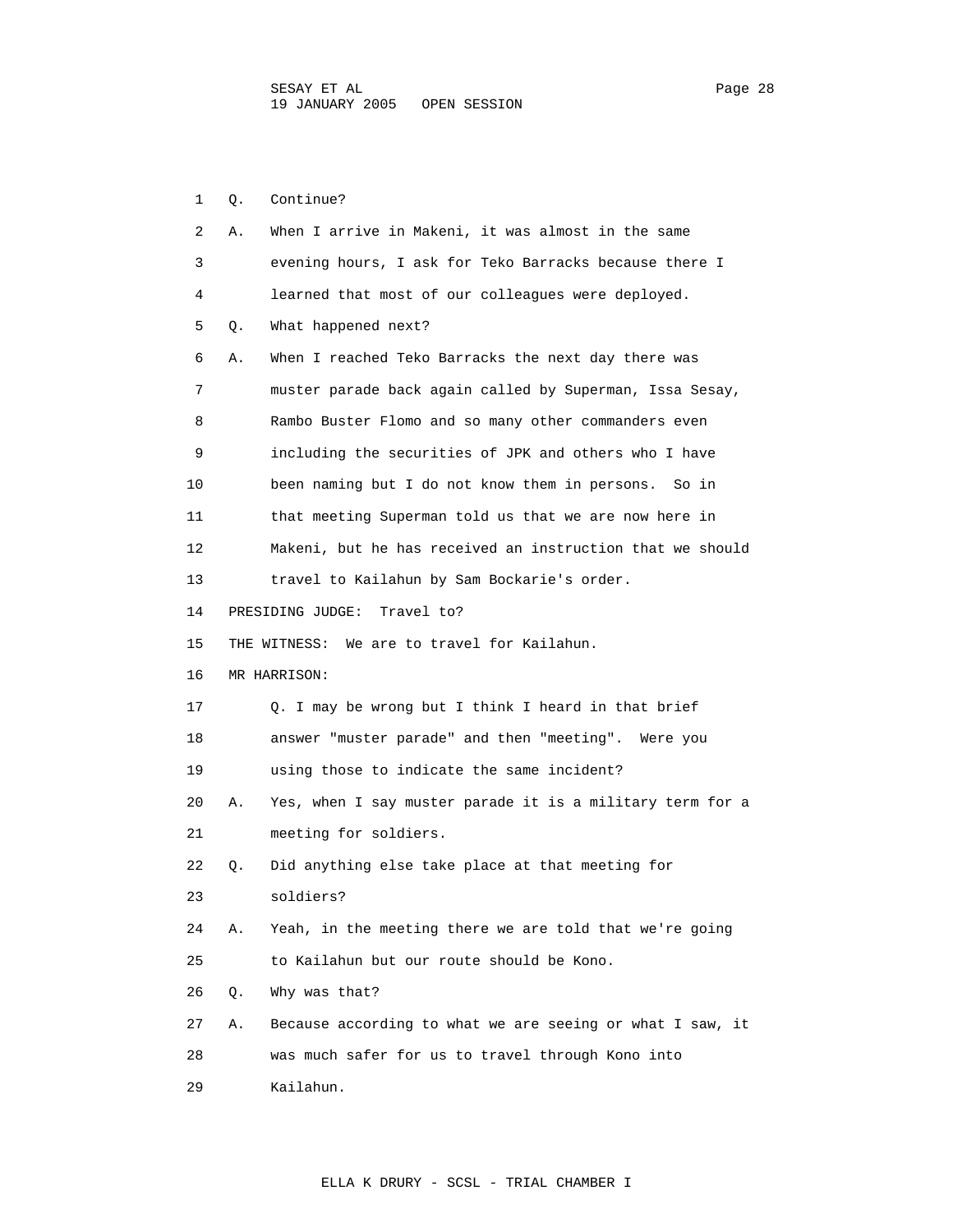1 Q. Continue?

2 A. When I arrive in Makeni, it was almost in the same

3 evening hours, I ask for Teko Barracks because there I

4 learned that most of our colleagues were deployed.

5 Q. What happened next?

6 A. When I reached Teko Barracks the next day there was

7 muster parade back again called by Superman, Issa Sesay,

8 Rambo Buster Flomo and so many other commanders even

9 including the securities of JPK and others who I have

10 been naming but I do not know them in persons. So in

11 that meeting Superman told us that we are now here in

12 Makeni, but he has received an instruction that we should

13 travel to Kailahun by Sam Bockarie's order.

14 PRESIDING JUDGE: Travel to?

15 THE WITNESS: We are to travel for Kailahun.

16 MR HARRISON:

17 Q. I may be wrong but I think I heard in that brief

18 answer "muster parade" and then "meeting". Were you

19 using those to indicate the same incident?

20 A. Yes, when I say muster parade it is a military term for a

21 meeting for soldiers.

22 Q. Did anything else take place at that meeting for

23 soldiers?

24 A. Yeah, in the meeting there we are told that we're going

25 to Kailahun but our route should be Kono.

26 Q. Why was that?

27 A. Because according to what we are seeing or what I saw, it

28 was much safer for us to travel through Kono into

29 Kailahun.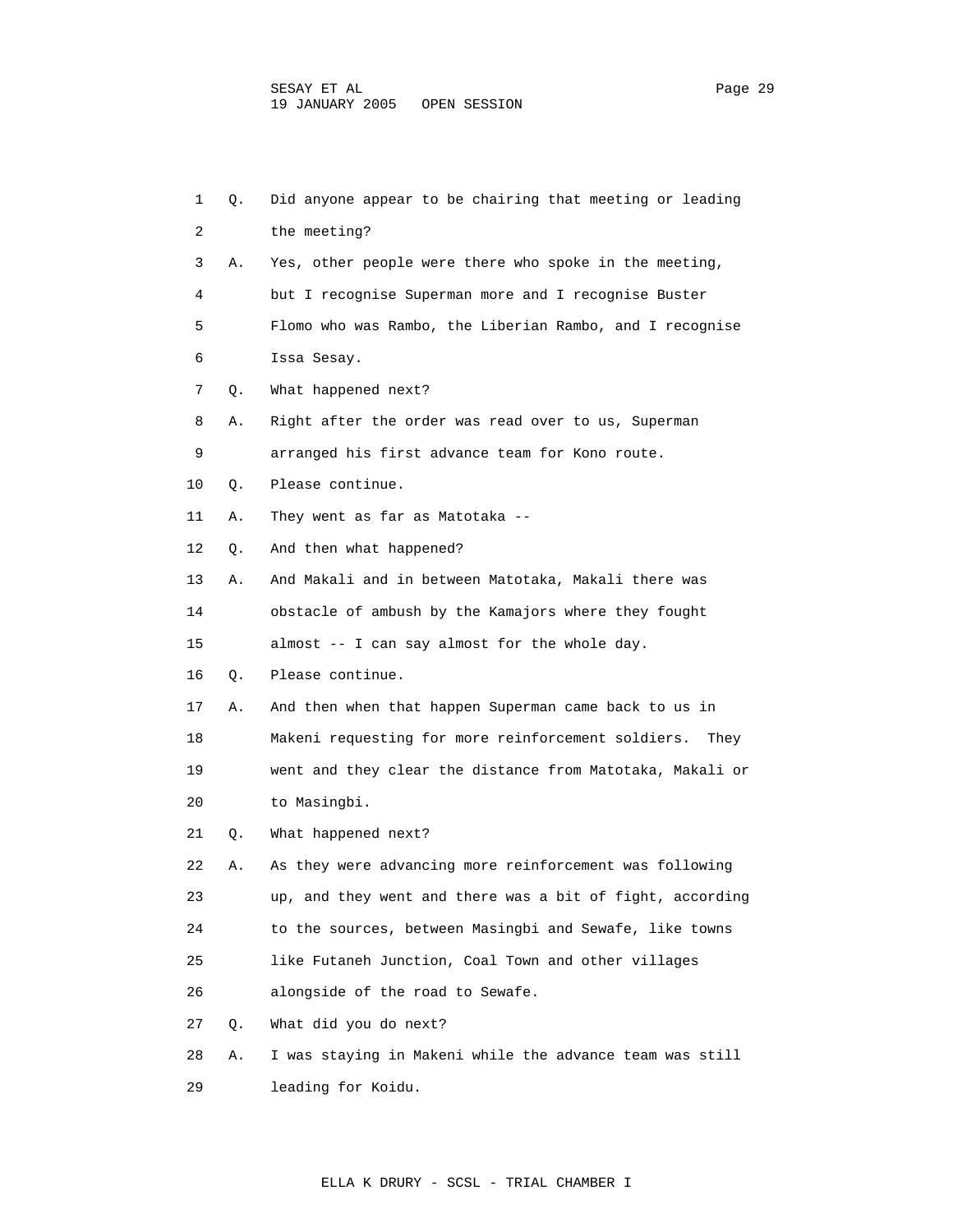1 Q. Did anyone appear to be chairing that meeting or leading
2 the meeting?
3 A. Yes, other people were there who spoke in the meeting,
4 but I recognise Superman more and I recognise Buster
5 Flomo who was Rambo, the Liberian Rambo, and I recognise
6 Issa Sesay.
7 Q. What happened next?
8 A. Right after the order was read over to us, Superman
9 arranged his first advance team for Kono route.
10 Q. Please continue.
11 A. They went as far as Matotaka --
12 Q. And then what happened?
13 A. And Makali and in between Matotaka, Makali there was
14 obstacle of ambush by the Kamajors where they fought
15 almost -- I can say almost for the whole day.
16 Q. Please continue.
17 A. And then when that happen Superman came back to us in
18 Makeni requesting for more reinforcement soldiers. They
19 went and they clear the distance from Matotaka, Makali or
20 to Masingbi.
21 Q. What happened next?
22 A. As they were advancing more reinforcement was following
23 up, and they went and there was a bit of fight, according
24 to the sources, between Masingbi and Sewafe, like towns
25 like Futaneh Junction, Coal Town and other villages
26 alongside of the road to Sewafe.
27 Q. What did you do next?
28 A. I was staying in Makeni while the advance team was still
29 leading for Koidu.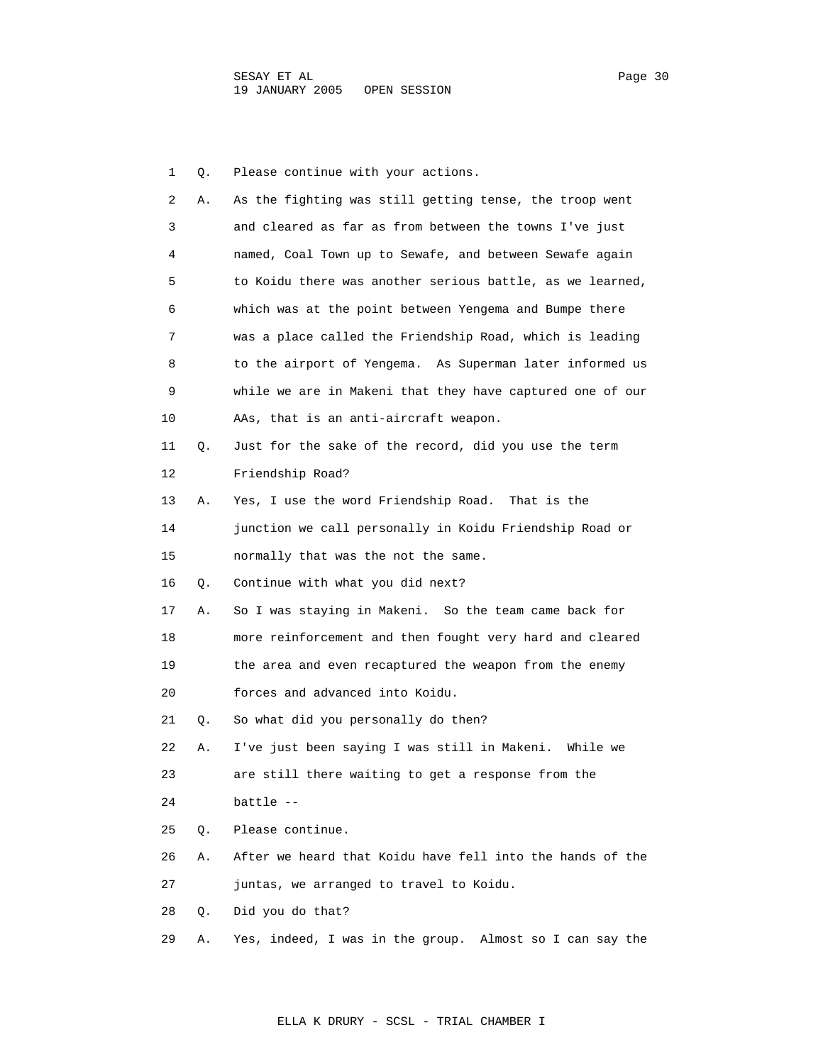1 Q. Please continue with your actions.

2 A. As the fighting was still getting tense, the troop went
3 and cleared as far as from between the towns I've just
4 named, Coal Town up to Sewafe, and between Sewafe again
5 to Koidu there was another serious battle, as we learned,
6 which was at the point between Yengema and Bumpe there
7 was a place called the Friendship Road, which is leading
8 to the airport of Yengema. As Superman later informed us
9 while we are in Makeni that they have captured one of our
10 AAs, that is an anti-aircraft weapon.

11 Q. Just for the sake of the record, did you use the term
12 Friendship Road?

13 A. Yes, I use the word Friendship Road. That is the
14 junction we call personally in Koidu Friendship Road or
15 normally that was the not the same.

16 Q. Continue with what you did next?

17 A. So I was staying in Makeni. So the team came back for
18 more reinforcement and then fought very hard and cleared
19 the area and even recaptured the weapon from the enemy
20 forces and advanced into Koidu.

21 Q. So what did you personally do then?

22 A. I've just been saying I was still in Makeni. While we
23 are still there waiting to get a response from the
24 battle --

25 Q. Please continue.

26 A. After we heard that Koidu have fell into the hands of the
27 juntas, we arranged to travel to Koidu.

28 Q. Did you do that?

29 A. Yes, indeed, I was in the group. Almost so I can say the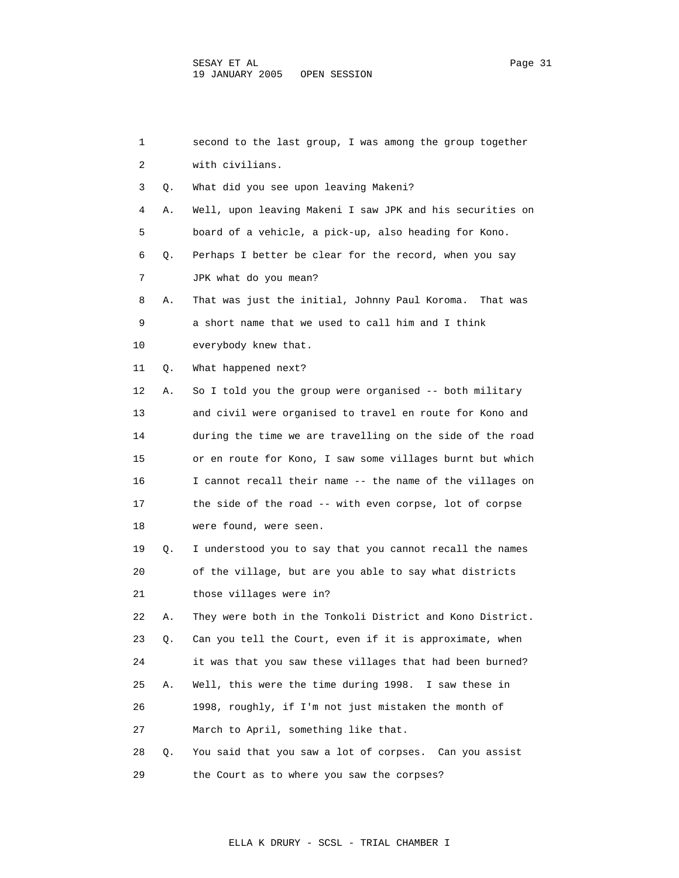1 second to the last group, I was among the group together
2 with civilians.
3 Q. What did you see upon leaving Makeni?
4 A. Well, upon leaving Makeni I saw JPK and his securities on
5 board of a vehicle, a pick-up, also heading for Kono.
6 Q. Perhaps I better be clear for the record, when you say
7 JPK what do you mean?
8 A. That was just the initial, Johnny Paul Koroma. That was
9 a short name that we used to call him and I think
10 everybody knew that.
11 Q. What happened next?
12 A. So I told you the group were organised -- both military
13 and civil were organised to travel en route for Kono and
14 during the time we are travelling on the side of the road
15 or en route for Kono, I saw some villages burnt but which
16 I cannot recall their name -- the name of the villages on
17 the side of the road -- with even corpse, lot of corpse
18 were found, were seen.
19 Q. I understood you to say that you cannot recall the names
20 of the village, but are you able to say what districts
21 those villages were in?
22 A. They were both in the Tonkoli District and Kono District.
23 Q. Can you tell the Court, even if it is approximate, when
24 it was that you saw these villages that had been burned?
25 A. Well, this were the time during 1998. I saw these in
26 1998, roughly, if I'm not just mistaken the month of
27 March to April, something like that.
28 Q. You said that you saw a lot of corpses. Can you assist
29 the Court as to where you saw the corpses?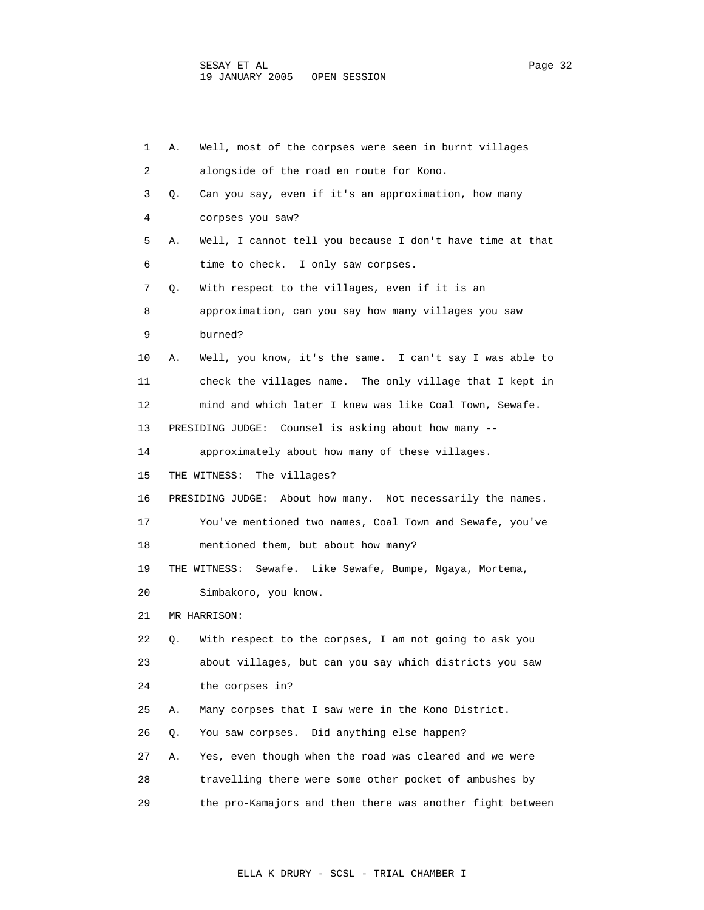1 A. Well, most of the corpses were seen in burnt villages
2 alongside of the road en route for Kono.
3 Q. Can you say, even if it's an approximation, how many
4 corpses you saw?
5 A. Well, I cannot tell you because I don't have time at that
6 time to check. I only saw corpses.
7 Q. With respect to the villages, even if it is an
8 approximation, can you say how many villages you saw
9 burned?
10 A. Well, you know, it's the same. I can't say I was able to
11 check the villages name. The only village that I kept in
12 mind and which later I knew was like Coal Town, Sewafe.
13 PRESIDING JUDGE: Counsel is asking about how many --
14 approximately about how many of these villages.
15 THE WITNESS: The villages?
16 PRESIDING JUDGE: About how many. Not necessarily the names.
17 You've mentioned two names, Coal Town and Sewafe, you've
18 mentioned them, but about how many?
19 THE WITNESS: Sewafe. Like Sewafe, Bumpe, Ngaya, Mortema,
20 Simbakoro, you know.
21 MR HARRISON:
22 Q. With respect to the corpses, I am not going to ask you
23 about villages, but can you say which districts you saw
24 the corpses in?
25 A. Many corpses that I saw were in the Kono District.
26 Q. You saw corpses. Did anything else happen?
27 A. Yes, even though when the road was cleared and we were
28 travelling there were some other pocket of ambushes by
29 the pro-Kamajors and then there was another fight between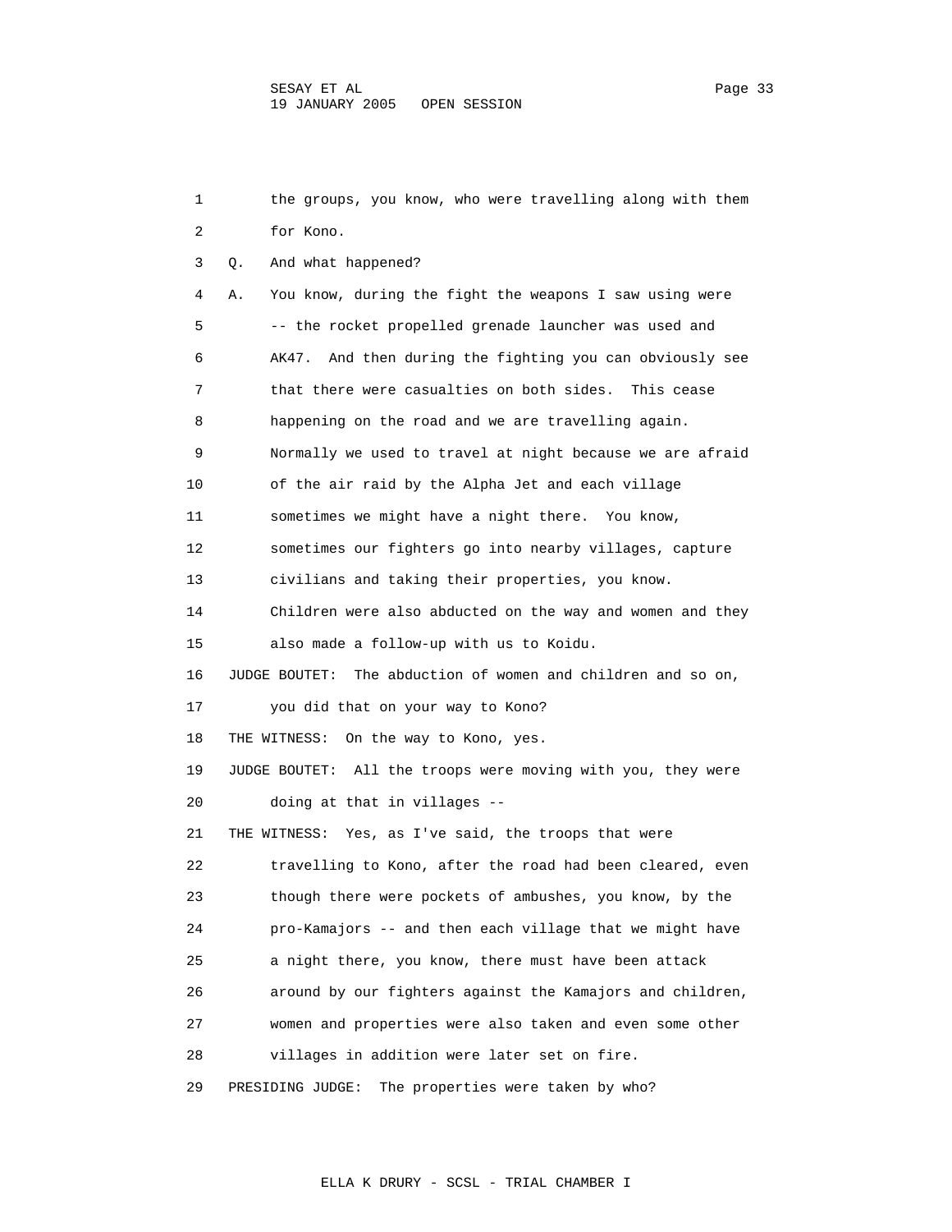1 the groups, you know, who were travelling along with them
2 for Kono.

3 Q. And what happened?

4 A. You know, during the fight the weapons I saw using were
5 -- the rocket propelled grenade launcher was used and
6 AK47. And then during the fighting you can obviously see
7 that there were casualties on both sides. This cease
8 happening on the road and we are travelling again.
9 Normally we used to travel at night because we are afraid
10 of the air raid by the Alpha Jet and each village
11 sometimes we might have a night there. You know,
12 sometimes our fighters go into nearby villages, capture
13 civilians and taking their properties, you know.
14 Children were also abducted on the way and women and they
15 also made a follow-up with us to Koidu.

16 JUDGE BOUTET: The abduction of women and children and so on,
17 you did that on your way to Kono?

18 THE WITNESS: On the way to Kono, yes.

19 JUDGE BOUTET: All the troops were moving with you, they were
20 doing at that in villages --

21 THE WITNESS: Yes, as I've said, the troops that were
22 travelling to Kono, after the road had been cleared, even
23 though there were pockets of ambushes, you know, by the
24 pro-Kamajors -- and then each village that we might have
25 a night there, you know, there must have been attack
26 around by our fighters against the Kamajors and children,
27 women and properties were also taken and even some other
28 villages in addition were later set on fire.

29 PRESIDING JUDGE: The properties were taken by who?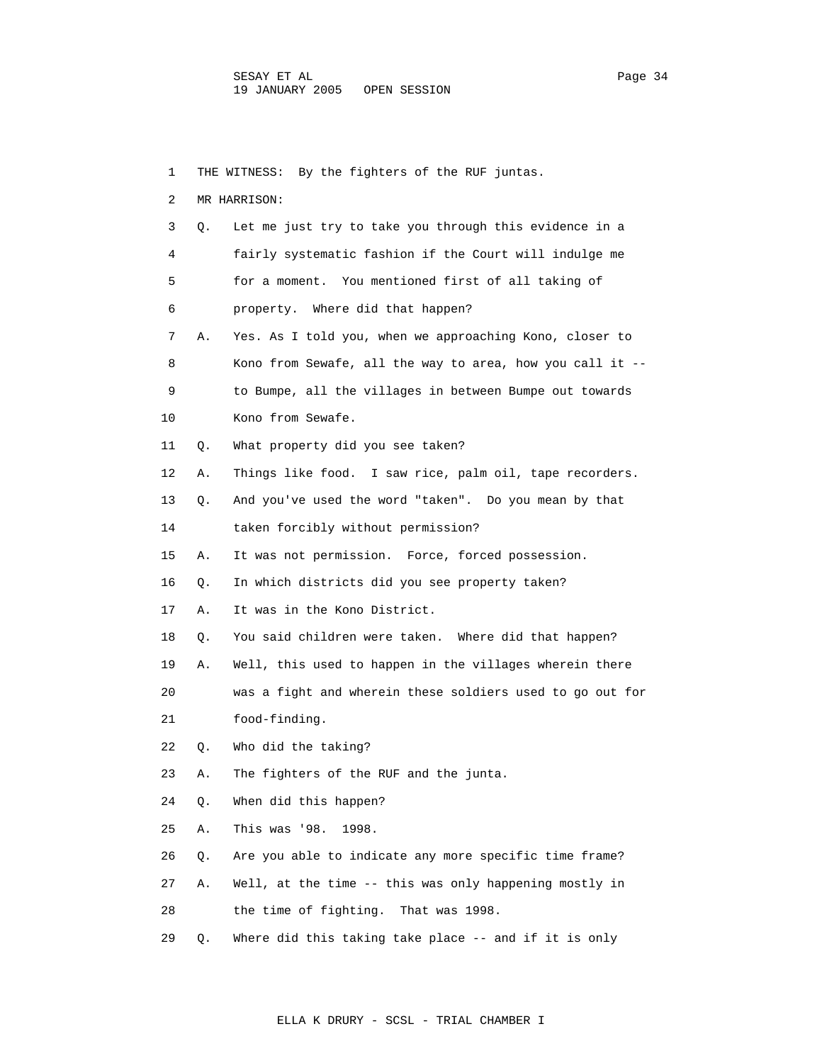1 THE WITNESS: By the fighters of the RUF juntas.

2 MR HARRISON:

3 Q. Let me just try to take you through this evidence in a

4 fairly systematic fashion if the Court will indulge me

5 for a moment. You mentioned first of all taking of

6 property. Where did that happen?

7 A. Yes. As I told you, when we approaching Kono, closer to

8 Kono from Sewafe, all the way to area, how you call it --

9 to Bumpe, all the villages in between Bumpe out towards

10 Kono from Sewafe.

11 Q. What property did you see taken?

12 A. Things like food. I saw rice, palm oil, tape recorders.

13 Q. And you've used the word "taken". Do you mean by that

14 taken forcibly without permission?

15 A. It was not permission. Force, forced possession.

16 Q. In which districts did you see property taken?

17 A. It was in the Kono District.

18 Q. You said children were taken. Where did that happen?

19 A. Well, this used to happen in the villages wherein there

20 was a fight and wherein these soldiers used to go out for

21 food-finding.

22 Q. Who did the taking?

23 A. The fighters of the RUF and the junta.

24 Q. When did this happen?

25 A. This was '98. 1998.

26 Q. Are you able to indicate any more specific time frame?

27 A. Well, at the time -- this was only happening mostly in

28 the time of fighting. That was 1998.

29 Q. Where did this taking take place -- and if it is only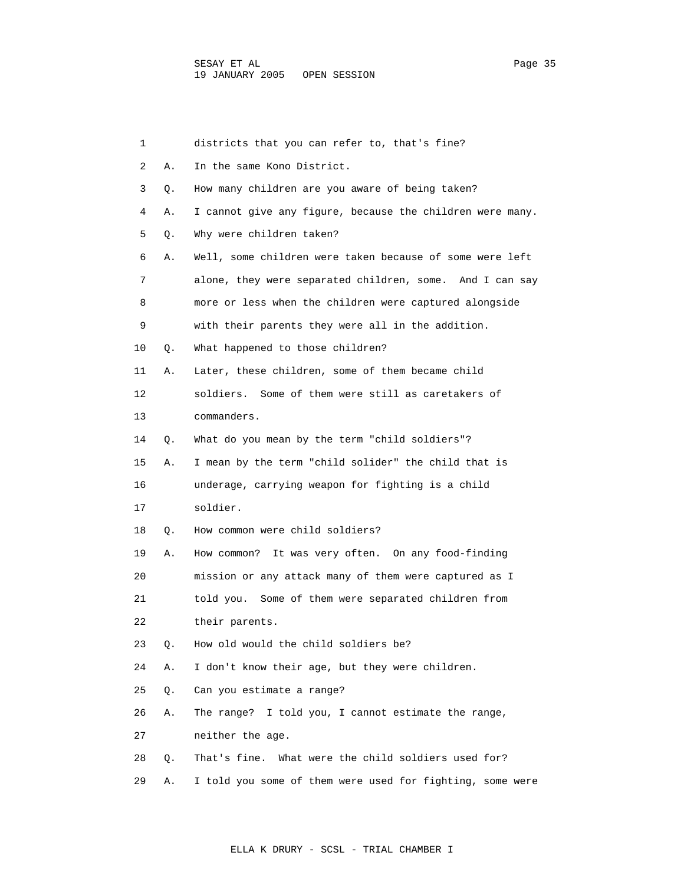1 districts that you can refer to, that's fine?

2 A. In the same Kono District.

3 Q. How many children are you aware of being taken?

4 A. I cannot give any figure, because the children were many.

5 Q. Why were children taken?

6 A. Well, some children were taken because of some were left

7 alone, they were separated children, some. And I can say

8 more or less when the children were captured alongside

9 with their parents they were all in the addition.

10 Q. What happened to those children?

11 A. Later, these children, some of them became child

12 soldiers. Some of them were still as caretakers of

13 commanders.

14 Q. What do you mean by the term "child soldiers"?

15 A. I mean by the term "child solider" the child that is

16 underage, carrying weapon for fighting is a child

17 soldier.

18 Q. How common were child soldiers?

19 A. How common? It was very often. On any food-finding

20 mission or any attack many of them were captured as I

21 told you. Some of them were separated children from

22 their parents.

23 Q. How old would the child soldiers be?

24 A. I don't know their age, but they were children.

25 Q. Can you estimate a range?

26 A. The range? I told you, I cannot estimate the range,

27 neither the age.

28 Q. That's fine. What were the child soldiers used for?

29 A. I told you some of them were used for fighting, some were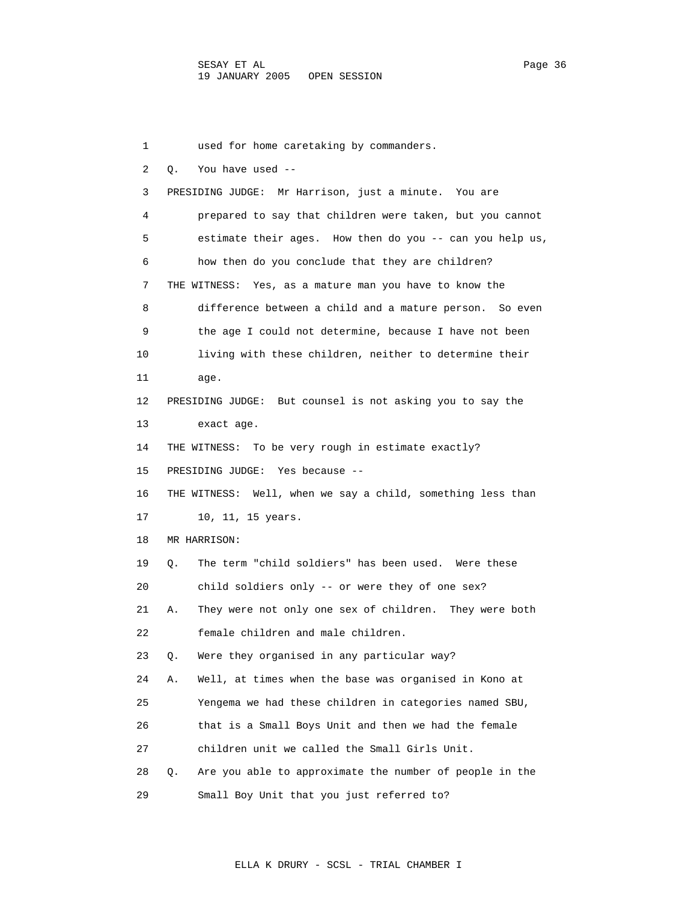1 used for home caretaking by commanders.

2 Q. You have used --

3 PRESIDING JUDGE: Mr Harrison, just a minute. You are

4 prepared to say that children were taken, but you cannot

5 estimate their ages. How then do you -- can you help us,

6 how then do you conclude that they are children?

7 THE WITNESS: Yes, as a mature man you have to know the

8 difference between a child and a mature person. So even

9 the age I could not determine, because I have not been

10 living with these children, neither to determine their

11 age.

12 PRESIDING JUDGE: But counsel is not asking you to say the

13 exact age.

14 THE WITNESS: To be very rough in estimate exactly?

15 PRESIDING JUDGE: Yes because --

16 THE WITNESS: Well, when we say a child, something less than

17 10, 11, 15 years.

18 MR HARRISON:

19 Q. The term "child soldiers" has been used. Were these

20 child soldiers only -- or were they of one sex?

21 A. They were not only one sex of children. They were both

22 female children and male children.

23 Q. Were they organised in any particular way?

24 A. Well, at times when the base was organised in Kono at

25 Yengema we had these children in categories named SBU,

26 that is a Small Boys Unit and then we had the female

27 children unit we called the Small Girls Unit.

28 Q. Are you able to approximate the number of people in the

29 Small Boy Unit that you just referred to?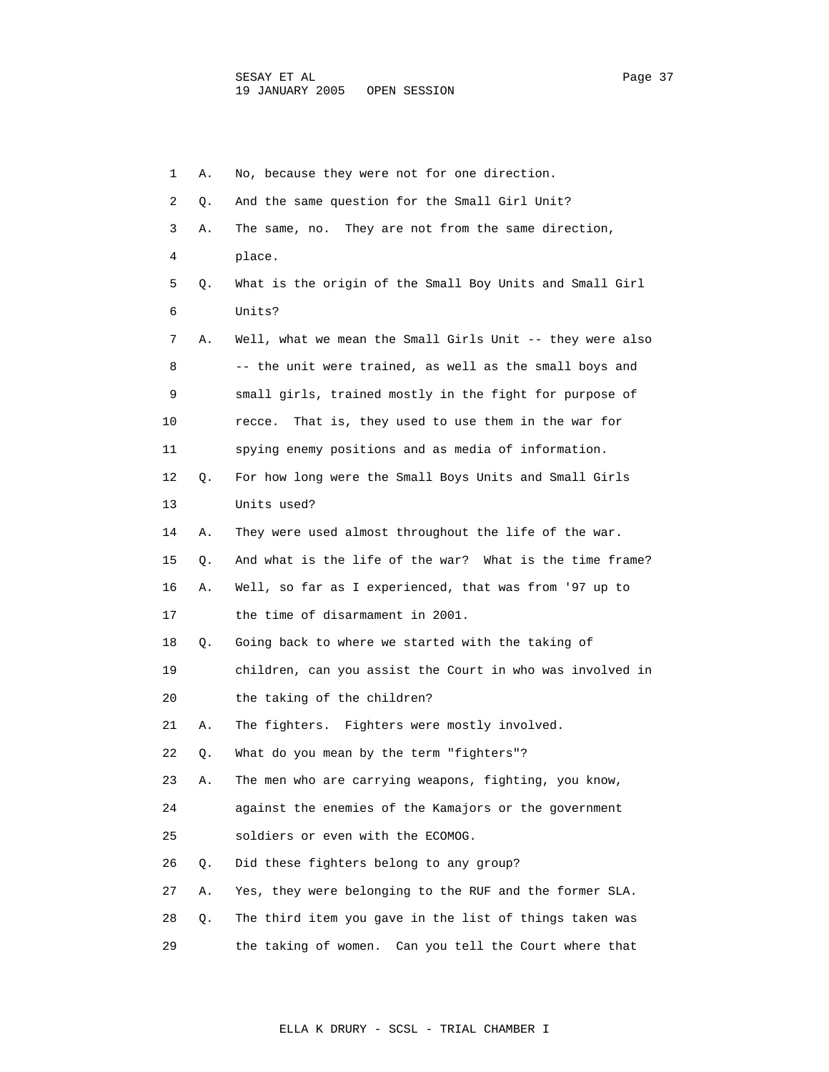1 A. No, because they were not for one direction.

2 Q. And the same question for the Small Girl Unit?

3 A. The same, no. They are not from the same direction,

4 place.

5 Q. What is the origin of the Small Boy Units and Small Girl

6 Units?

7 A. Well, what we mean the Small Girls Unit -- they were also

8 -- the unit were trained, as well as the small boys and

9 small girls, trained mostly in the fight for purpose of

10 recce. That is, they used to use them in the war for

11 spying enemy positions and as media of information.

12 Q. For how long were the Small Boys Units and Small Girls

13 Units used?

14 A. They were used almost throughout the life of the war.

15 Q. And what is the life of the war? What is the time frame?

16 A. Well, so far as I experienced, that was from '97 up to

17 the time of disarmament in 2001.

18 Q. Going back to where we started with the taking of

19 children, can you assist the Court in who was involved in

20 the taking of the children?

21 A. The fighters. Fighters were mostly involved.

22 Q. What do you mean by the term "fighters"?

23 A. The men who are carrying weapons, fighting, you know,

24 against the enemies of the Kamajors or the government

25 soldiers or even with the ECOMOG.

26 Q. Did these fighters belong to any group?

27 A. Yes, they were belonging to the RUF and the former SLA.

28 Q. The third item you gave in the list of things taken was

29 the taking of women. Can you tell the Court where that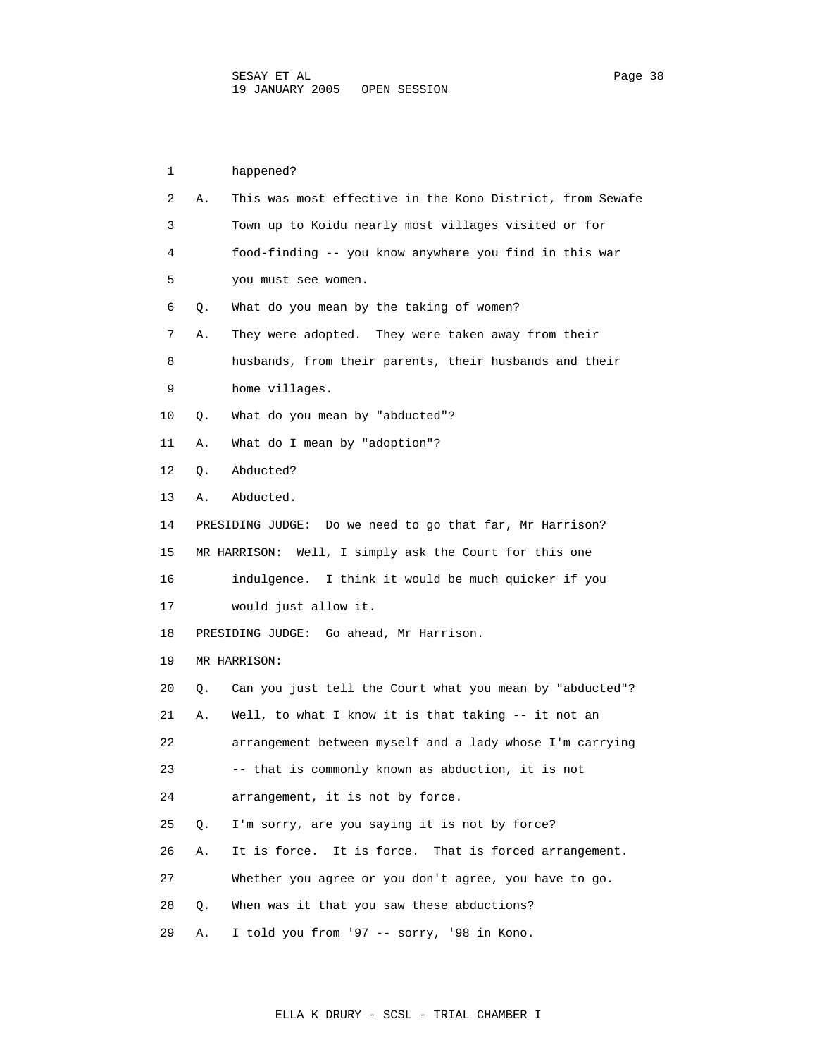happened?

A. This was most effective in the Kono District, from Sewafe Town up to Koidu nearly most villages visited or for food-finding -- you know anywhere you find in this war you must see women.

Q. What do you mean by the taking of women?

A. They were adopted. They were taken away from their husbands, from their parents, their husbands and their home villages.

Q. What do you mean by "abducted"?

A. What do I mean by "adoption"?

Q. Abducted?

A. Abducted.

PRESIDING JUDGE: Do we need to go that far, Mr Harrison?

MR HARRISON: Well, I simply ask the Court for this one indulgence. I think it would be much quicker if you would just allow it.

PRESIDING JUDGE: Go ahead, Mr Harrison.

MR HARRISON:

Q. Can you just tell the Court what you mean by "abducted"?

A. Well, to what I know it is that taking -- it not an arrangement between myself and a lady whose I'm carrying -- that is commonly known as abduction, it is not arrangement, it is not by force.

Q. I'm sorry, are you saying it is not by force?

A. It is force. It is force. That is forced arrangement. Whether you agree or you don't agree, you have to go.

Q. When was it that you saw these abductions?

A. I told you from '97 -- sorry, '98 in Kono.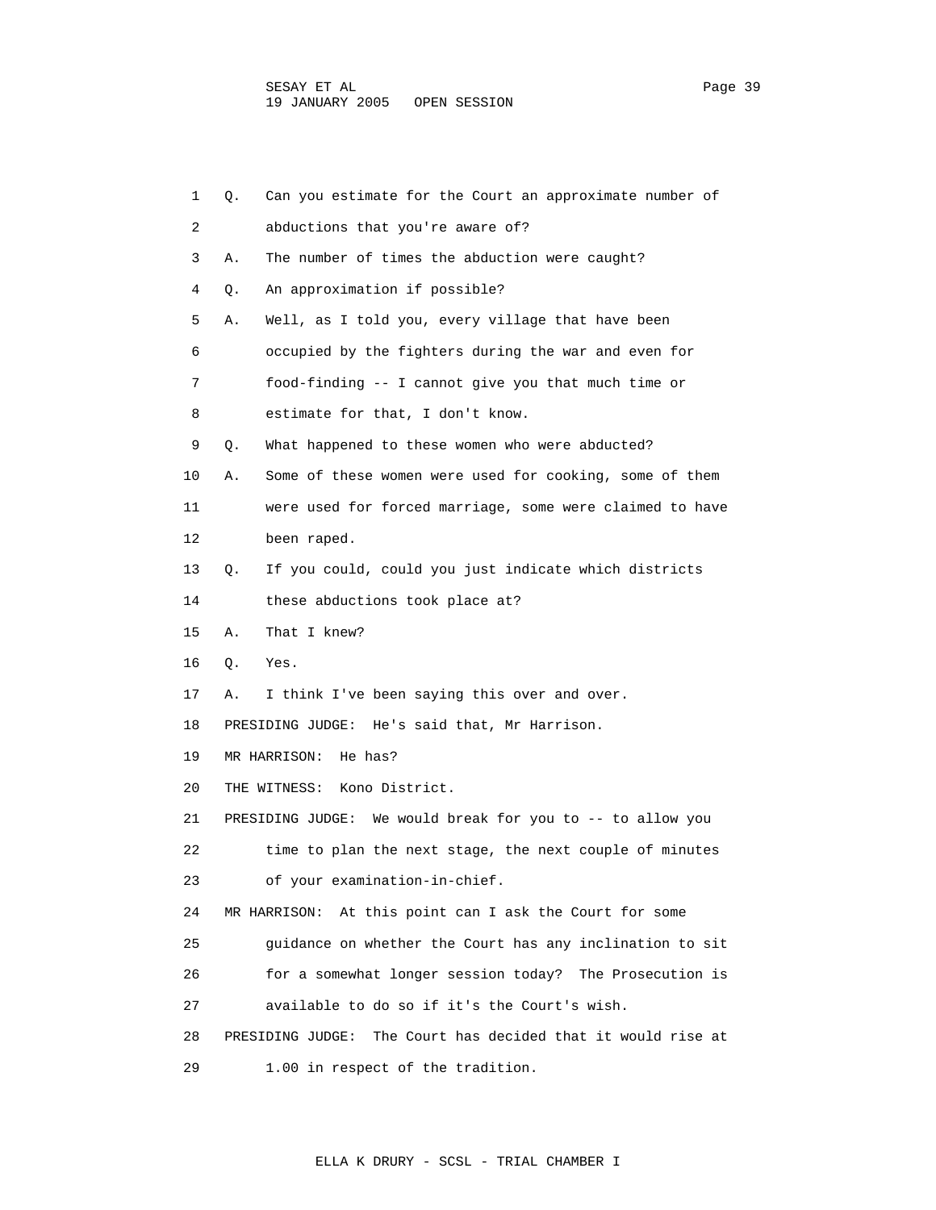1 Q. Can you estimate for the Court an approximate number of

2 abductions that you're aware of?

3 A. The number of times the abduction were caught?

4 Q. An approximation if possible?

5 A. Well, as I told you, every village that have been

6 occupied by the fighters during the war and even for

7 food-finding -- I cannot give you that much time or

8 estimate for that, I don't know.

9 Q. What happened to these women who were abducted?

10 A. Some of these women were used for cooking, some of them

11 were used for forced marriage, some were claimed to have

12 been raped.

13 Q. If you could, could you just indicate which districts

14 these abductions took place at?

15 A. That I knew?

16 Q. Yes.

17 A. I think I've been saying this over and over.

18 PRESIDING JUDGE: He's said that, Mr Harrison.

19 MR HARRISON: He has?

20 THE WITNESS: Kono District.

21 PRESIDING JUDGE: We would break for you to -- to allow you

22 time to plan the next stage, the next couple of minutes

23 of your examination-in-chief.

24 MR HARRISON: At this point can I ask the Court for some

25 guidance on whether the Court has any inclination to sit

26 for a somewhat longer session today? The Prosecution is

27 available to do so if it's the Court's wish.

28 PRESIDING JUDGE: The Court has decided that it would rise at

29 1.00 in respect of the tradition.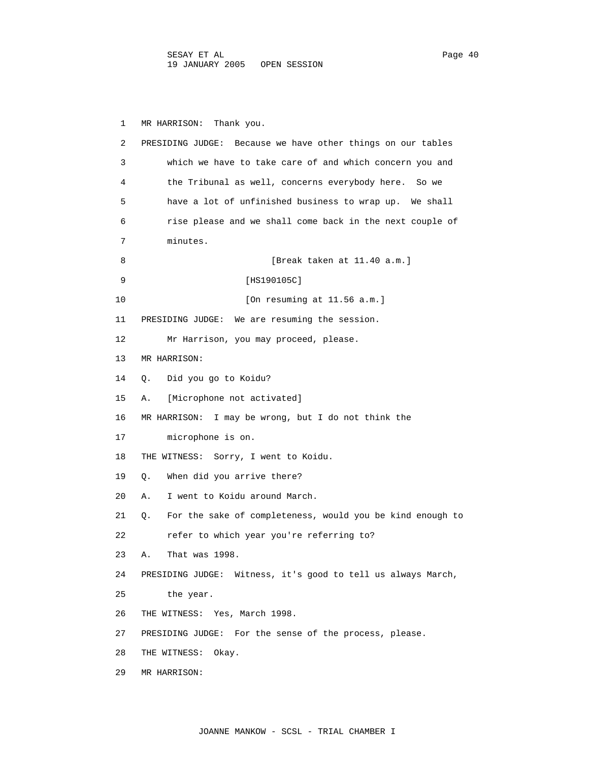1 MR HARRISON: Thank you.

2 PRESIDING JUDGE: Because we have other things on our tables

3 which we have to take care of and which concern you and

4 the Tribunal as well, concerns everybody here. So we

5 have a lot of unfinished business to wrap up. We shall

6 rise please and we shall come back in the next couple of

7 minutes.

8 [Break taken at 11.40 a.m.]

9 [HS190105C]

10 [On resuming at 11.56 a.m.]

11 PRESIDING JUDGE: We are resuming the session.

12 Mr Harrison, you may proceed, please.

13 MR HARRISON:

14 Q. Did you go to Koidu?

15 A. [Microphone not activated]

16 MR HARRISON: I may be wrong, but I do not think the

17 microphone is on.

18 THE WITNESS: Sorry, I went to Koidu.

19 Q. When did you arrive there?

20 A. I went to Koidu around March.

21 Q. For the sake of completeness, would you be kind enough to

22 refer to which year you're referring to?

23 A. That was 1998.

24 PRESIDING JUDGE: Witness, it's good to tell us always March,

25 the year.

26 THE WITNESS: Yes, March 1998.

27 PRESIDING JUDGE: For the sense of the process, please.

28 THE WITNESS: Okay.

29 MR HARRISON: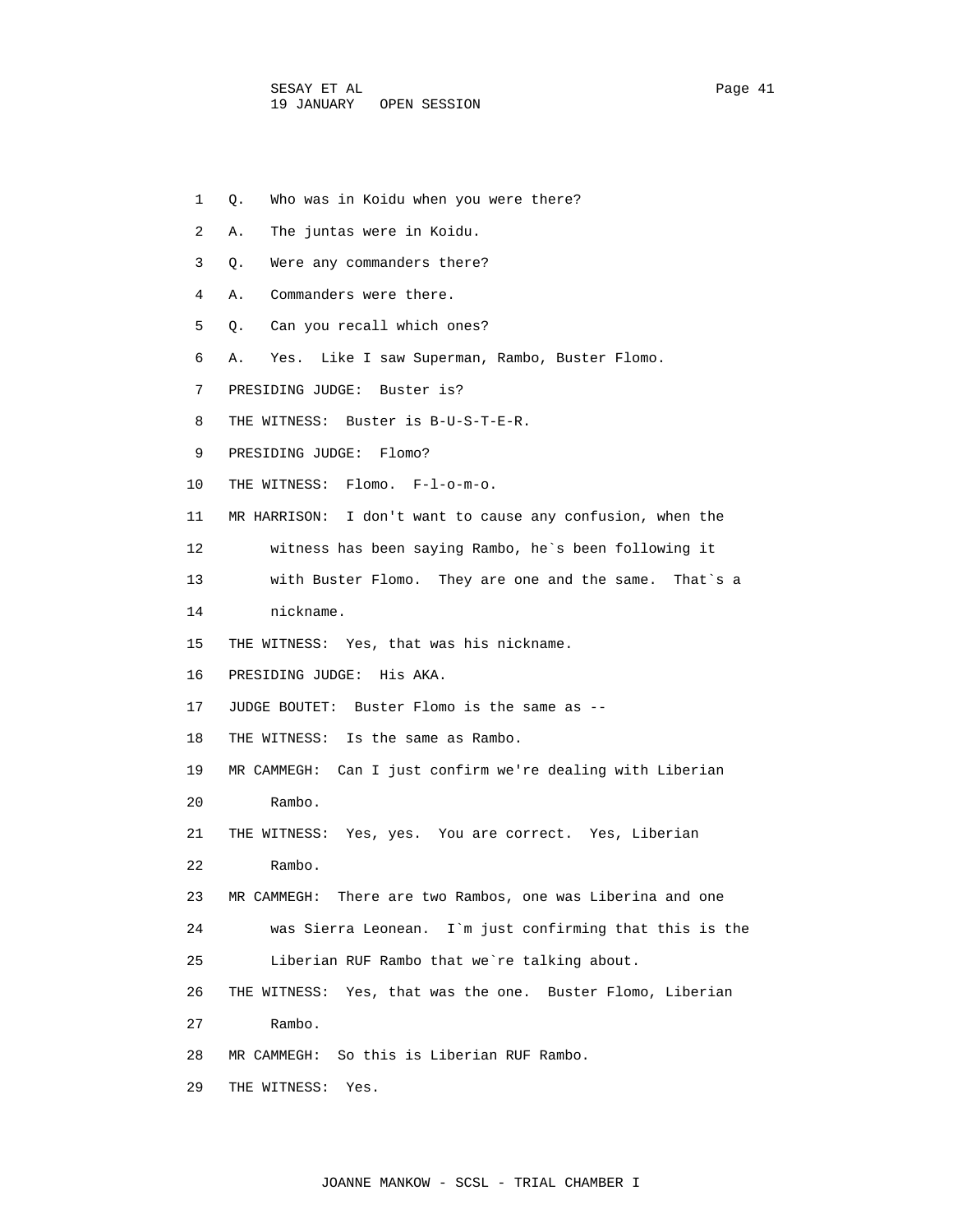1 Q. Who was in Koidu when you were there?

2 A. The juntas were in Koidu.

3 Q. Were any commanders there?

4 A. Commanders were there.

5 Q. Can you recall which ones?

6 A. Yes. Like I saw Superman, Rambo, Buster Flomo.

7 PRESIDING JUDGE: Buster is?

8 THE WITNESS: Buster is B-U-S-T-E-R.

9 PRESIDING JUDGE: Flomo?

10 THE WITNESS: Flomo. F-l-o-m-o.

11 MR HARRISON: I don't want to cause any confusion, when the

12 witness has been saying Rambo, he`s been following it

13 with Buster Flomo. They are one and the same. That`s a

14 nickname.

15 THE WITNESS: Yes, that was his nickname.

16 PRESIDING JUDGE: His AKA.

17 JUDGE BOUTET: Buster Flomo is the same as --

18 THE WITNESS: Is the same as Rambo.

19 MR CAMMEGH: Can I just confirm we're dealing with Liberian

20 Rambo.

21 THE WITNESS: Yes, yes. You are correct. Yes, Liberian

22 Rambo.

23 MR CAMMEGH: There are two Rambos, one was Liberina and one

24 was Sierra Leonean. I`m just confirming that this is the

25 Liberian RUF Rambo that we`re talking about.

26 THE WITNESS: Yes, that was the one. Buster Flomo, Liberian

27 Rambo.

28 MR CAMMEGH: So this is Liberian RUF Rambo.

29 THE WITNESS: Yes.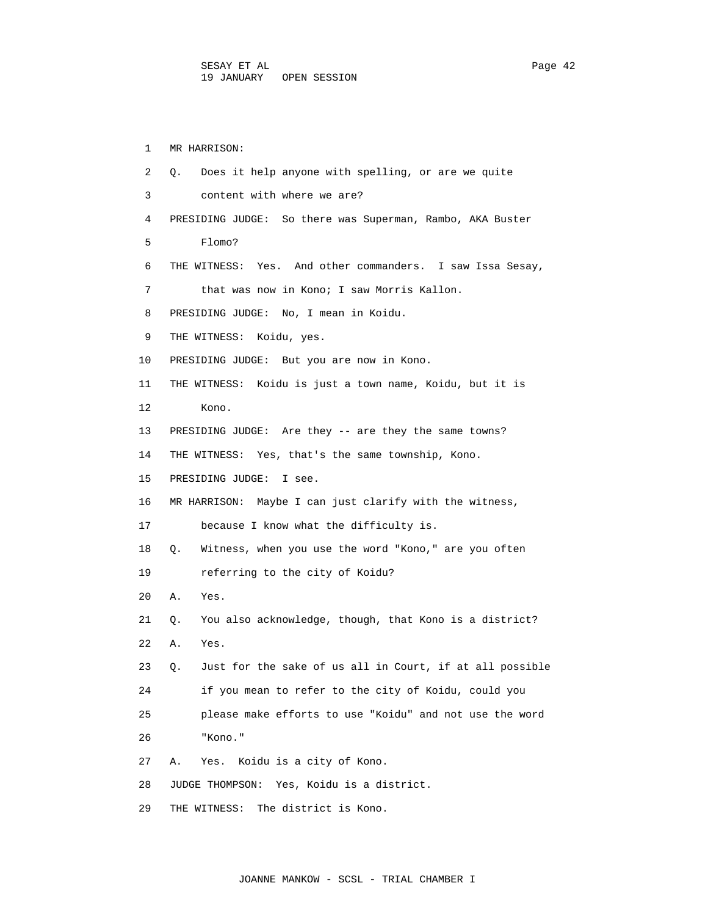MR HARRISON:

Q. Does it help anyone with spelling, or are we quite content with where we are?

PRESIDING JUDGE: So there was Superman, Rambo, AKA Buster Flomo?

THE WITNESS: Yes. And other commanders. I saw Issa Sesay, that was now in Kono; I saw Morris Kallon.

PRESIDING JUDGE: No, I mean in Koidu.

THE WITNESS: Koidu, yes.

PRESIDING JUDGE: But you are now in Kono.

THE WITNESS: Koidu is just a town name, Koidu, but it is Kono.

PRESIDING JUDGE: Are they -- are they the same towns?

THE WITNESS: Yes, that's the same township, Kono.

PRESIDING JUDGE: I see.

MR HARRISON: Maybe I can just clarify with the witness, because I know what the difficulty is.

Q. Witness, when you use the word "Kono," are you often referring to the city of Koidu?

A. Yes.

Q. You also acknowledge, though, that Kono is a district?

A. Yes.

Q. Just for the sake of us all in Court, if at all possible if you mean to refer to the city of Koidu, could you please make efforts to use "Koidu" and not use the word "Kono."

A. Yes. Koidu is a city of Kono.

JUDGE THOMPSON: Yes, Koidu is a district.

THE WITNESS: The district is Kono.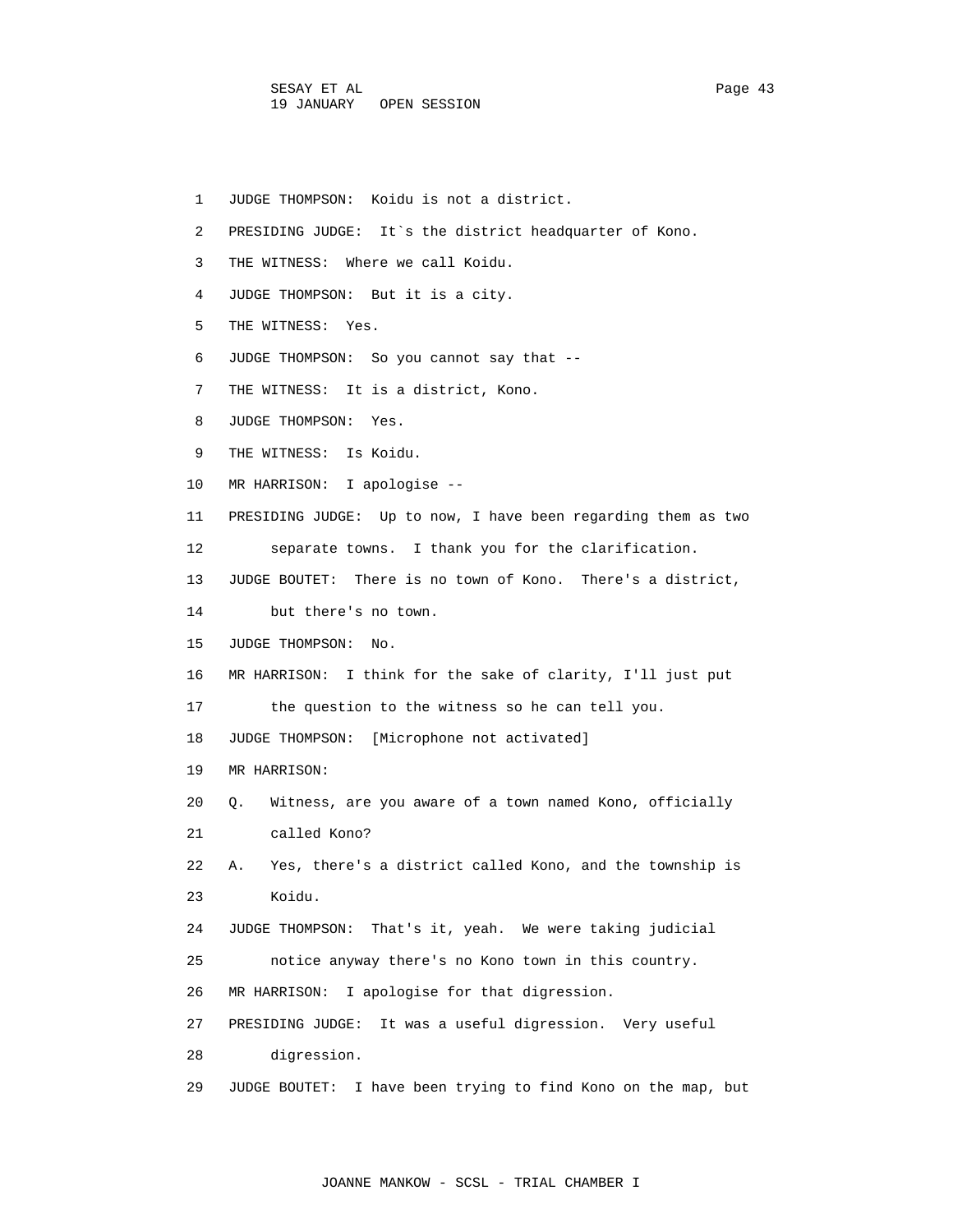1 JUDGE THOMPSON: Koidu is not a district.

2 PRESIDING JUDGE: It`s the district headquarter of Kono.

3 THE WITNESS: Where we call Koidu.

4 JUDGE THOMPSON: But it is a city.

5 THE WITNESS: Yes.

6 JUDGE THOMPSON: So you cannot say that --

7 THE WITNESS: It is a district, Kono.

8 JUDGE THOMPSON: Yes.

9 THE WITNESS: Is Koidu.

10 MR HARRISON: I apologise --

11 PRESIDING JUDGE: Up to now, I have been regarding them as two

12 separate towns. I thank you for the clarification.

13 JUDGE BOUTET: There is no town of Kono. There's a district,

14 but there's no town.

15 JUDGE THOMPSON: No.

16 MR HARRISON: I think for the sake of clarity, I'll just put

17 the question to the witness so he can tell you.

18 JUDGE THOMPSON: [Microphone not activated]

19 MR HARRISON:

20 Q. Witness, are you aware of a town named Kono, officially

21 called Kono?

22 A. Yes, there's a district called Kono, and the township is

23 Koidu.

24 JUDGE THOMPSON: That's it, yeah. We were taking judicial

25 notice anyway there's no Kono town in this country.

26 MR HARRISON: I apologise for that digression.

27 PRESIDING JUDGE: It was a useful digression. Very useful

28 digression.

29 JUDGE BOUTET: I have been trying to find Kono on the map, but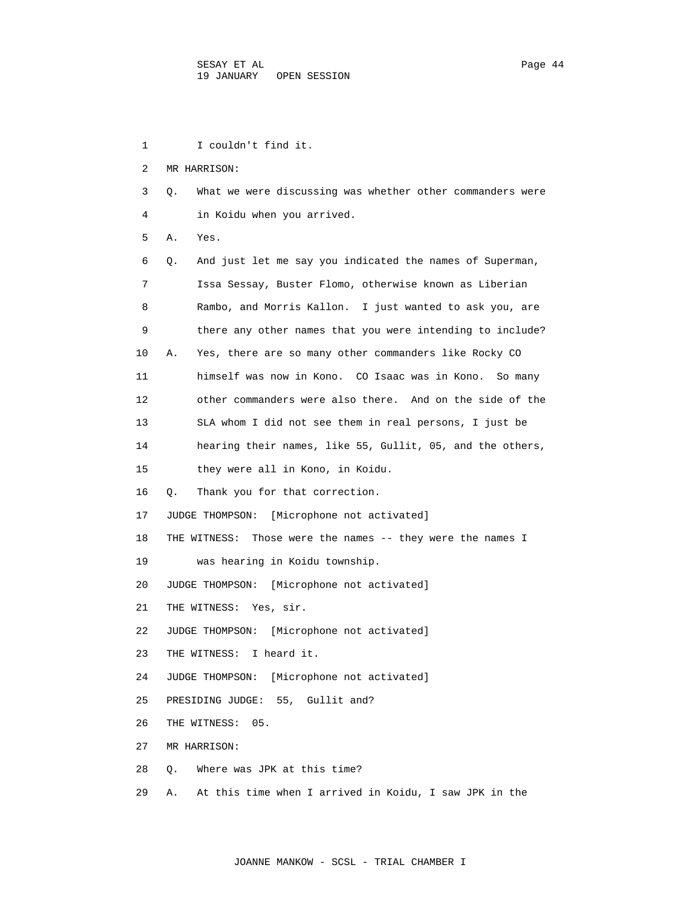1 I couldn't find it.

2 MR HARRISON:

3 Q. What we were discussing was whether other commanders were

4 in Koidu when you arrived.

5 A. Yes.

6 Q. And just let me say you indicated the names of Superman,

7 Issa Sessay, Buster Flomo, otherwise known as Liberian

8 Rambo, and Morris Kallon. I just wanted to ask you, are

9 there any other names that you were intending to include?

10 A. Yes, there are so many other commanders like Rocky CO

11 himself was now in Kono. CO Isaac was in Kono. So many

12 other commanders were also there. And on the side of the

13 SLA whom I did not see them in real persons, I just be

14 hearing their names, like 55, Gullit, 05, and the others,

15 they were all in Kono, in Koidu.

16 Q. Thank you for that correction.

17 JUDGE THOMPSON: [Microphone not activated]

18 THE WITNESS: Those were the names -- they were the names I

19 was hearing in Koidu township.

20 JUDGE THOMPSON: [Microphone not activated]

21 THE WITNESS: Yes, sir.

22 JUDGE THOMPSON: [Microphone not activated]

23 THE WITNESS: I heard it.

24 JUDGE THOMPSON: [Microphone not activated]

25 PRESIDING JUDGE: 55, Gullit and?

26 THE WITNESS: 05.

27 MR HARRISON:

28 Q. Where was JPK at this time?

29 A. At this time when I arrived in Koidu, I saw JPK in the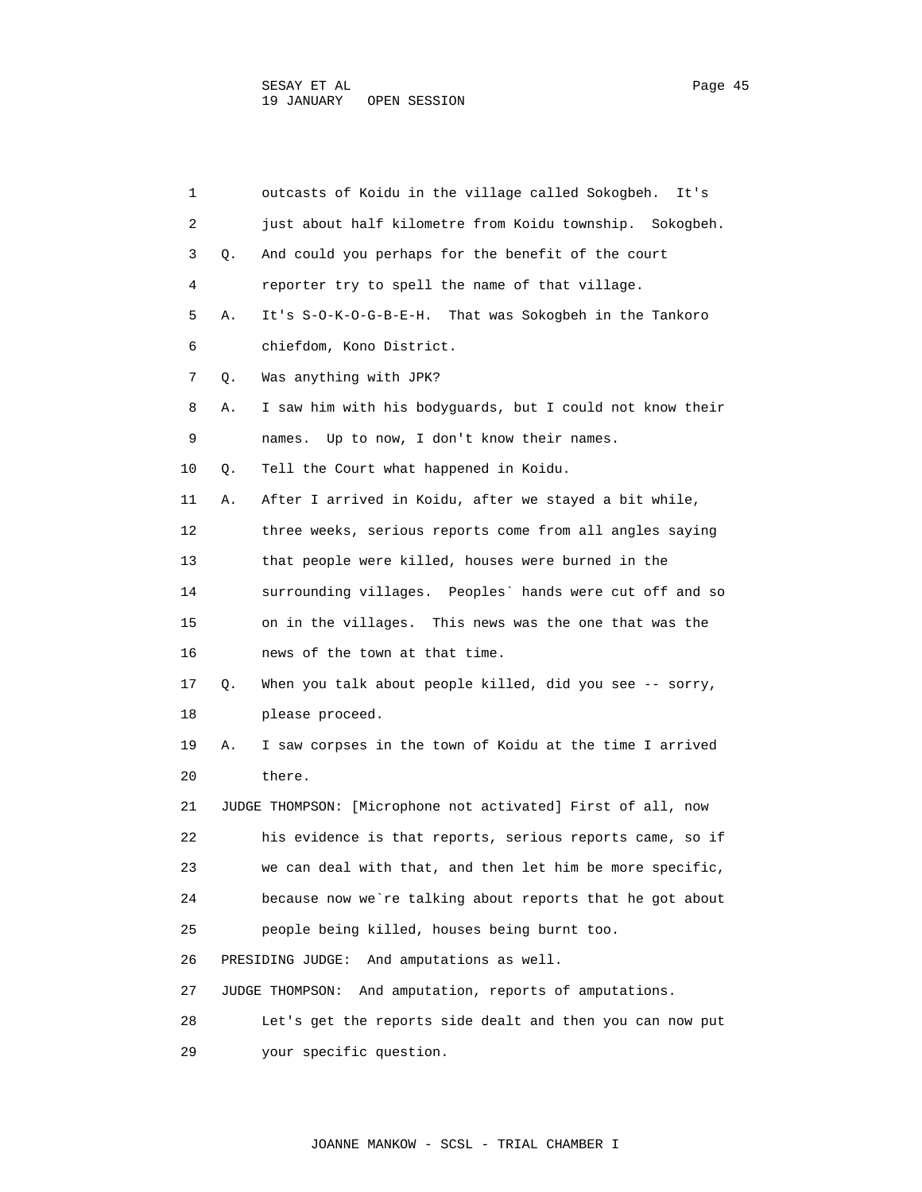1 outcasts of Koidu in the village called Sokogbeh. It's
2 just about half kilometre from Koidu township. Sokogbeh.
3 Q. And could you perhaps for the benefit of the court
4 reporter try to spell the name of that village.
5 A. It's S-O-K-O-G-B-E-H. That was Sokogbeh in the Tankoro
6 chiefdom, Kono District.
7 Q. Was anything with JPK?
8 A. I saw him with his bodyguards, but I could not know their
9 names. Up to now, I don't know their names.
10 Q. Tell the Court what happened in Koidu.
11 A. After I arrived in Koidu, after we stayed a bit while,
12 three weeks, serious reports come from all angles saying
13 that people were killed, houses were burned in the
14 surrounding villages. Peoples` hands were cut off and so
15 on in the villages. This news was the one that was the
16 news of the town at that time.
17 Q. When you talk about people killed, did you see -- sorry,
18 please proceed.
19 A. I saw corpses in the town of Koidu at the time I arrived
20 there.
21 JUDGE THOMPSON: [Microphone not activated] First of all, now
22 his evidence is that reports, serious reports came, so if
23 we can deal with that, and then let him be more specific,
24 because now we`re talking about reports that he got about
25 people being killed, houses being burnt too.
26 PRESIDING JUDGE: And amputations as well.
27 JUDGE THOMPSON: And amputation, reports of amputations.
28 Let's get the reports side dealt and then you can now put
29 your specific question.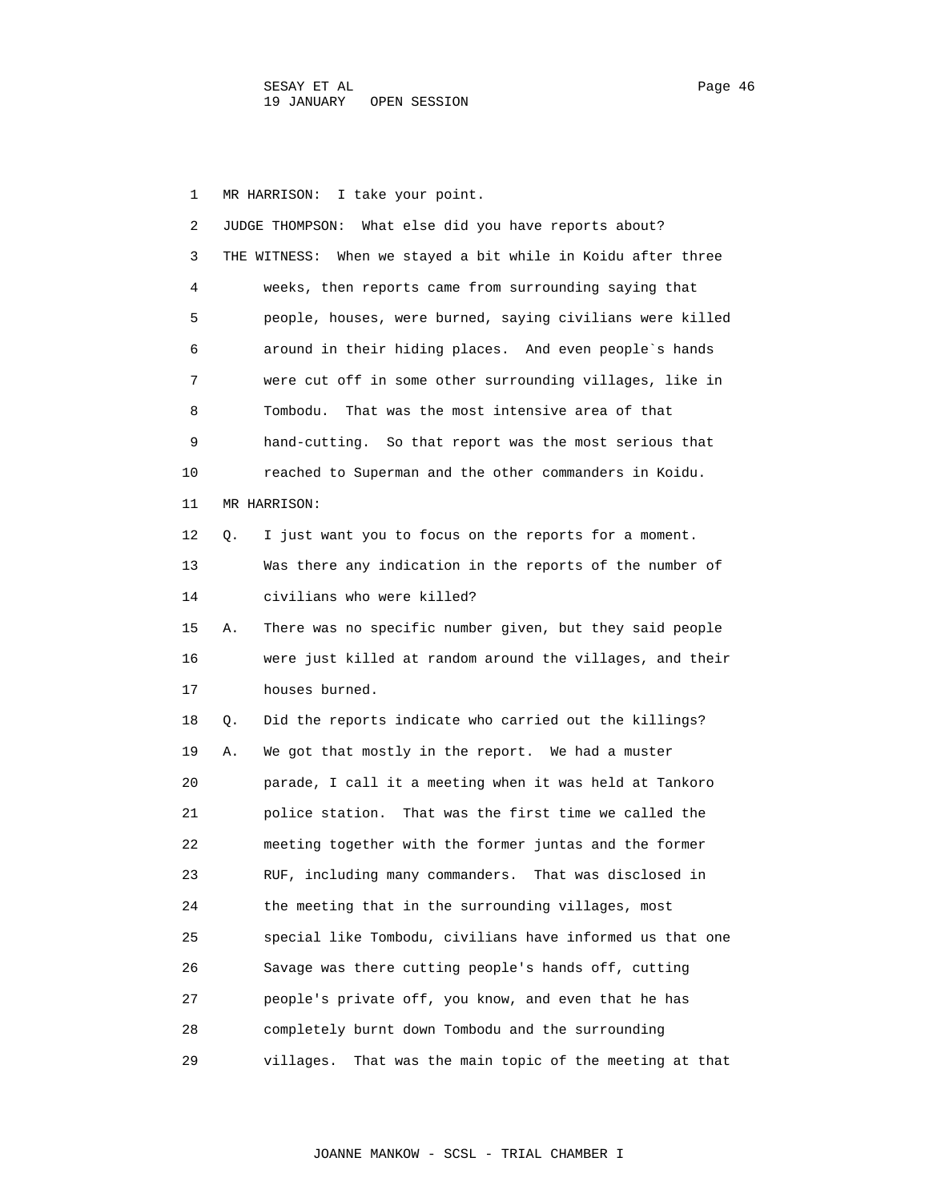MR HARRISON: I take your point.

JUDGE THOMPSON: What else did you have reports about?

THE WITNESS: When we stayed a bit while in Koidu after three weeks, then reports came from surrounding saying that people, houses, were burned, saying civilians were killed around in their hiding places. And even people`s hands were cut off in some other surrounding villages, like in Tombodu. That was the most intensive area of that hand-cutting. So that report was the most serious that reached to Superman and the other commanders in Koidu.

MR HARRISON:

Q. I just want you to focus on the reports for a moment. Was there any indication in the reports of the number of civilians who were killed?

A. There was no specific number given, but they said people were just killed at random around the villages, and their houses burned.

Q. Did the reports indicate who carried out the killings?

A. We got that mostly in the report. We had a muster parade, I call it a meeting when it was held at Tankoro police station. That was the first time we called the meeting together with the former juntas and the former RUF, including many commanders. That was disclosed in the meeting that in the surrounding villages, most special like Tombodu, civilians have informed us that one Savage was there cutting people's hands off, cutting people's private off, you know, and even that he has completely burnt down Tombodu and the surrounding villages. That was the main topic of the meeting at that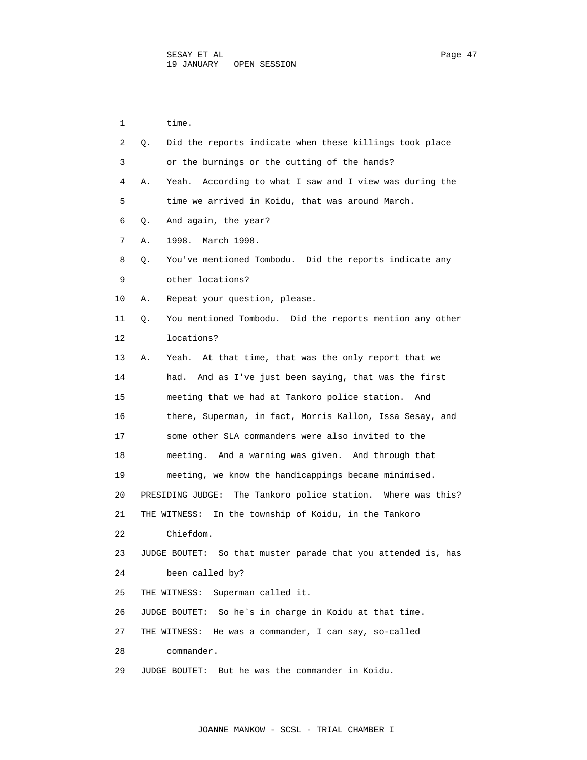1 time.

2 Q. Did the reports indicate when these killings took place

3 or the burnings or the cutting of the hands?

4 A. Yeah. According to what I saw and I view was during the

5 time we arrived in Koidu, that was around March.

6 Q. And again, the year?

7 A. 1998. March 1998.

8 Q. You've mentioned Tombodu. Did the reports indicate any

9 other locations?

10 A. Repeat your question, please.

11 Q. You mentioned Tombodu. Did the reports mention any other

12 locations?

13 A. Yeah. At that time, that was the only report that we

14 had. And as I've just been saying, that was the first

15 meeting that we had at Tankoro police station. And

16 there, Superman, in fact, Morris Kallon, Issa Sesay, and

17 some other SLA commanders were also invited to the

18 meeting. And a warning was given. And through that

19 meeting, we know the handicappings became minimised.

20 PRESIDING JUDGE: The Tankoro police station. Where was this?

21 THE WITNESS: In the township of Koidu, in the Tankoro

22 Chiefdom.

23 JUDGE BOUTET: So that muster parade that you attended is, has

24 been called by?

25 THE WITNESS: Superman called it.

26 JUDGE BOUTET: So he`s in charge in Koidu at that time.

27 THE WITNESS: He was a commander, I can say, so-called

28 commander.

29 JUDGE BOUTET: But he was the commander in Koidu.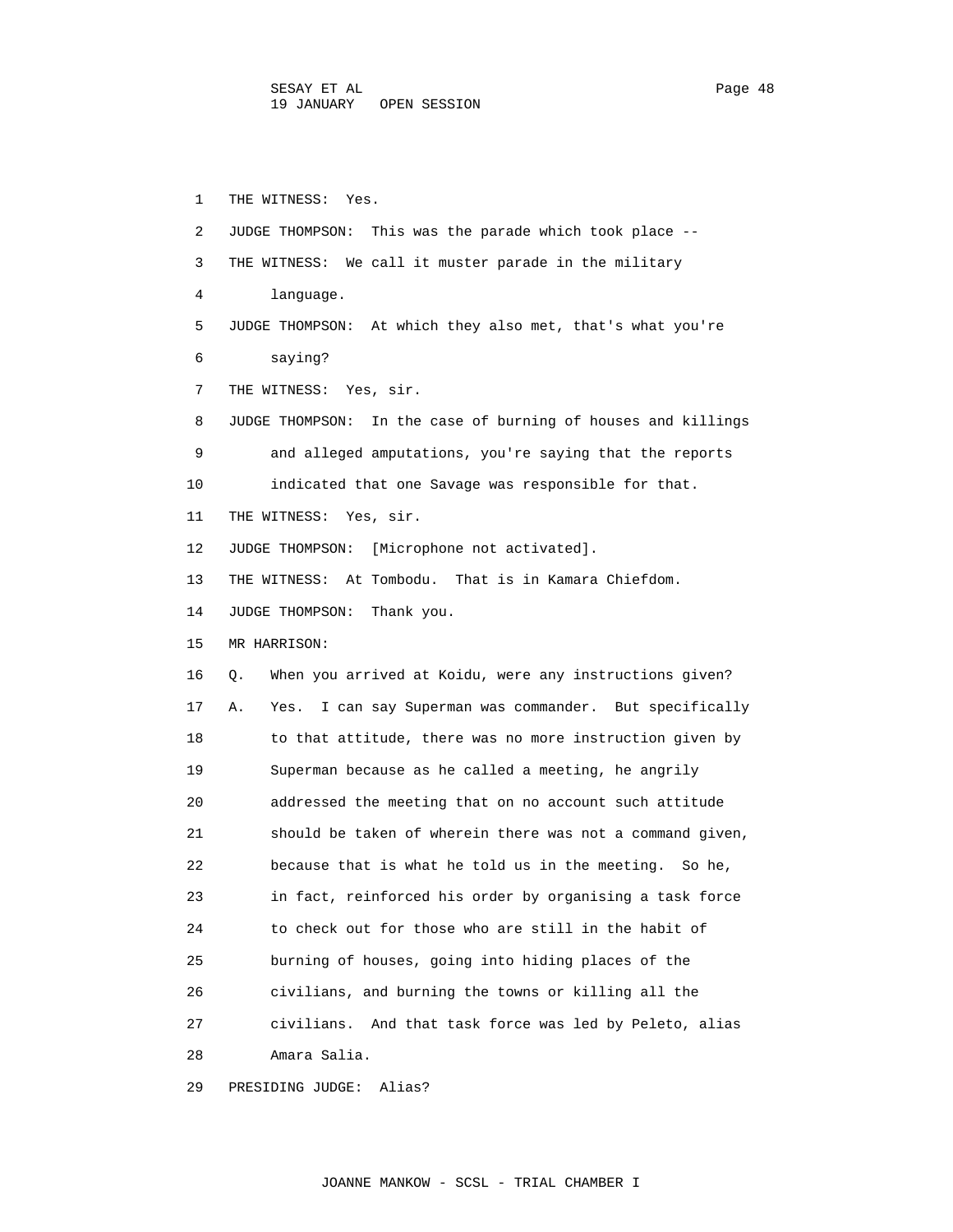1 THE WITNESS: Yes.

2 JUDGE THOMPSON: This was the parade which took place --

3 THE WITNESS: We call it muster parade in the military

4 language.

5 JUDGE THOMPSON: At which they also met, that's what you're

6 saying?

7 THE WITNESS: Yes, sir.

8 JUDGE THOMPSON: In the case of burning of houses and killings

9 and alleged amputations, you're saying that the reports

10 indicated that one Savage was responsible for that.

11 THE WITNESS: Yes, sir.

12 JUDGE THOMPSON: [Microphone not activated].

13 THE WITNESS: At Tombodu. That is in Kamara Chiefdom.

14 JUDGE THOMPSON: Thank you.

15 MR HARRISON:

16 Q. When you arrived at Koidu, were any instructions given?

17 A. Yes. I can say Superman was commander. But specifically

18 to that attitude, there was no more instruction given by

19 Superman because as he called a meeting, he angrily

20 addressed the meeting that on no account such attitude

21 should be taken of wherein there was not a command given,

22 because that is what he told us in the meeting. So he,

23 in fact, reinforced his order by organising a task force

24 to check out for those who are still in the habit of

25 burning of houses, going into hiding places of the

26 civilians, and burning the towns or killing all the

27 civilians. And that task force was led by Peleto, alias

28 Amara Salia.

29 PRESIDING JUDGE: Alias?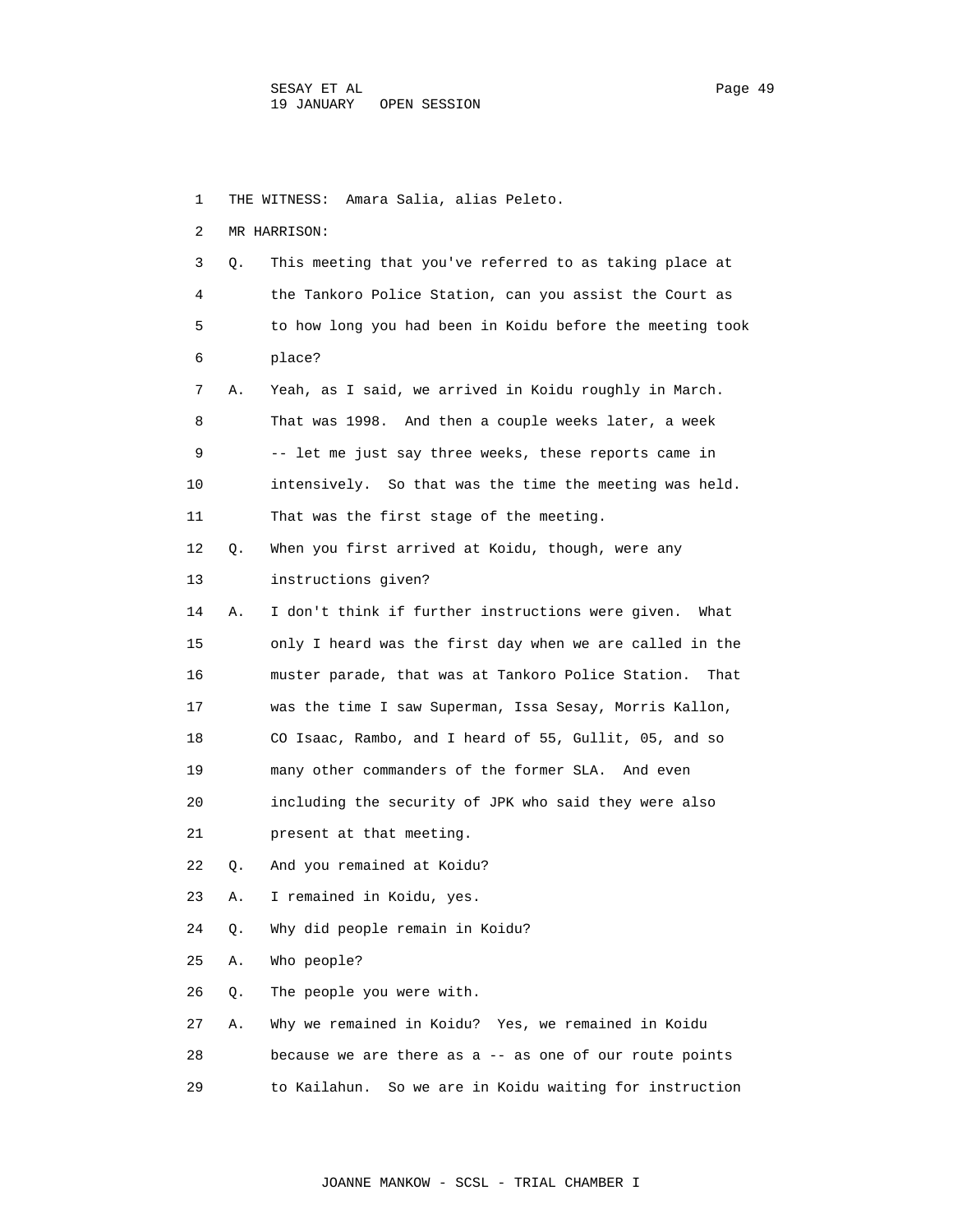THE WITNESS: Amara Salia, alias Peleto.

MR HARRISON:

Q. This meeting that you've referred to as taking place at the Tankoro Police Station, can you assist the Court as to how long you had been in Koidu before the meeting took place?

A. Yeah, as I said, we arrived in Koidu roughly in March. That was 1998. And then a couple weeks later, a week -- let me just say three weeks, these reports came in intensively. So that was the time the meeting was held. That was the first stage of the meeting.

Q. When you first arrived at Koidu, though, were any instructions given?

A. I don't think if further instructions were given. What only I heard was the first day when we are called in the muster parade, that was at Tankoro Police Station. That was the time I saw Superman, Issa Sesay, Morris Kallon, CO Isaac, Rambo, and I heard of 55, Gullit, 05, and so many other commanders of the former SLA. And even including the security of JPK who said they were also present at that meeting.

Q. And you remained at Koidu?

A. I remained in Koidu, yes.

Q. Why did people remain in Koidu?

A. Who people?

Q. The people you were with.

A. Why we remained in Koidu? Yes, we remained in Koidu because we are there as a -- as one of our route points to Kailahun. So we are in Koidu waiting for instruction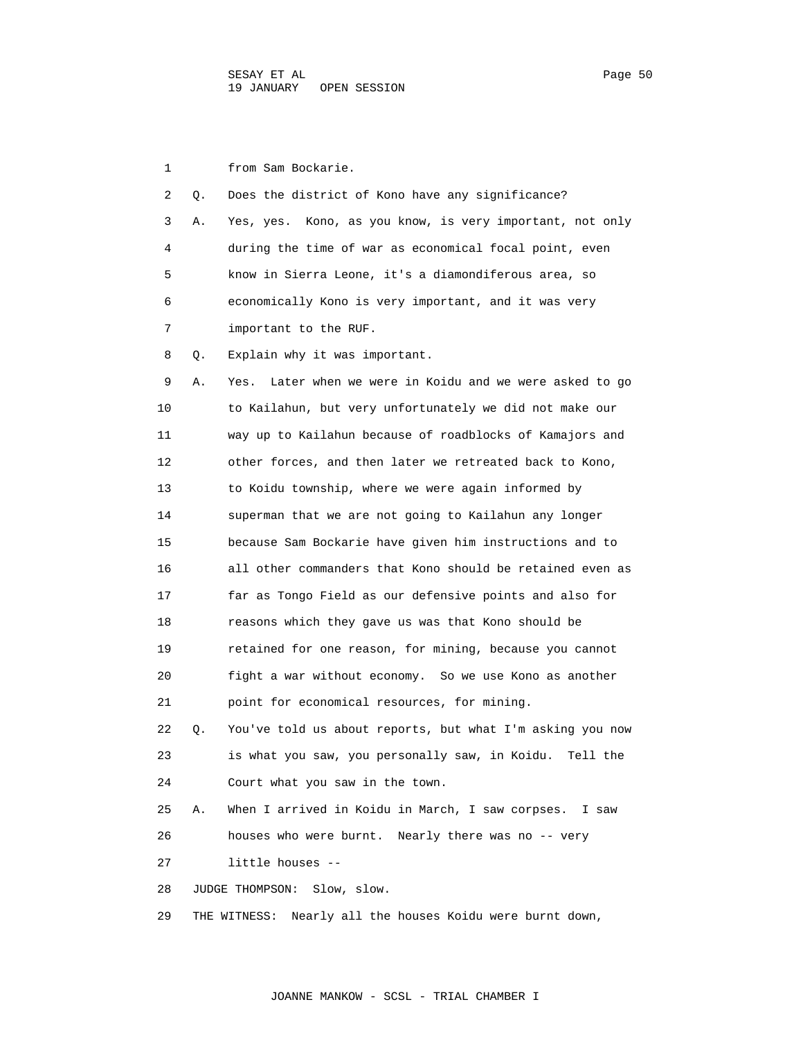1 from Sam Bockarie.

2 Q. Does the district of Kono have any significance?

3 A. Yes, yes. Kono, as you know, is very important, not only

4 during the time of war as economical focal point, even

5 know in Sierra Leone, it's a diamondiferous area, so

6 economically Kono is very important, and it was very

7 important to the RUF.

8 Q. Explain why it was important.

9 A. Yes. Later when we were in Koidu and we were asked to go

10 to Kailahun, but very unfortunately we did not make our

11 way up to Kailahun because of roadblocks of Kamajors and

12 other forces, and then later we retreated back to Kono,

13 to Koidu township, where we were again informed by

14 superman that we are not going to Kailahun any longer

15 because Sam Bockarie have given him instructions and to

16 all other commanders that Kono should be retained even as

17 far as Tongo Field as our defensive points and also for

18 reasons which they gave us was that Kono should be

19 retained for one reason, for mining, because you cannot

20 fight a war without economy. So we use Kono as another

21 point for economical resources, for mining.

22 Q. You've told us about reports, but what I'm asking you now

23 is what you saw, you personally saw, in Koidu. Tell the

24 Court what you saw in the town.

25 A. When I arrived in Koidu in March, I saw corpses. I saw

26 houses who were burnt. Nearly there was no -- very

27 little houses --

28 JUDGE THOMPSON: Slow, slow.

29 THE WITNESS: Nearly all the houses Koidu were burnt down,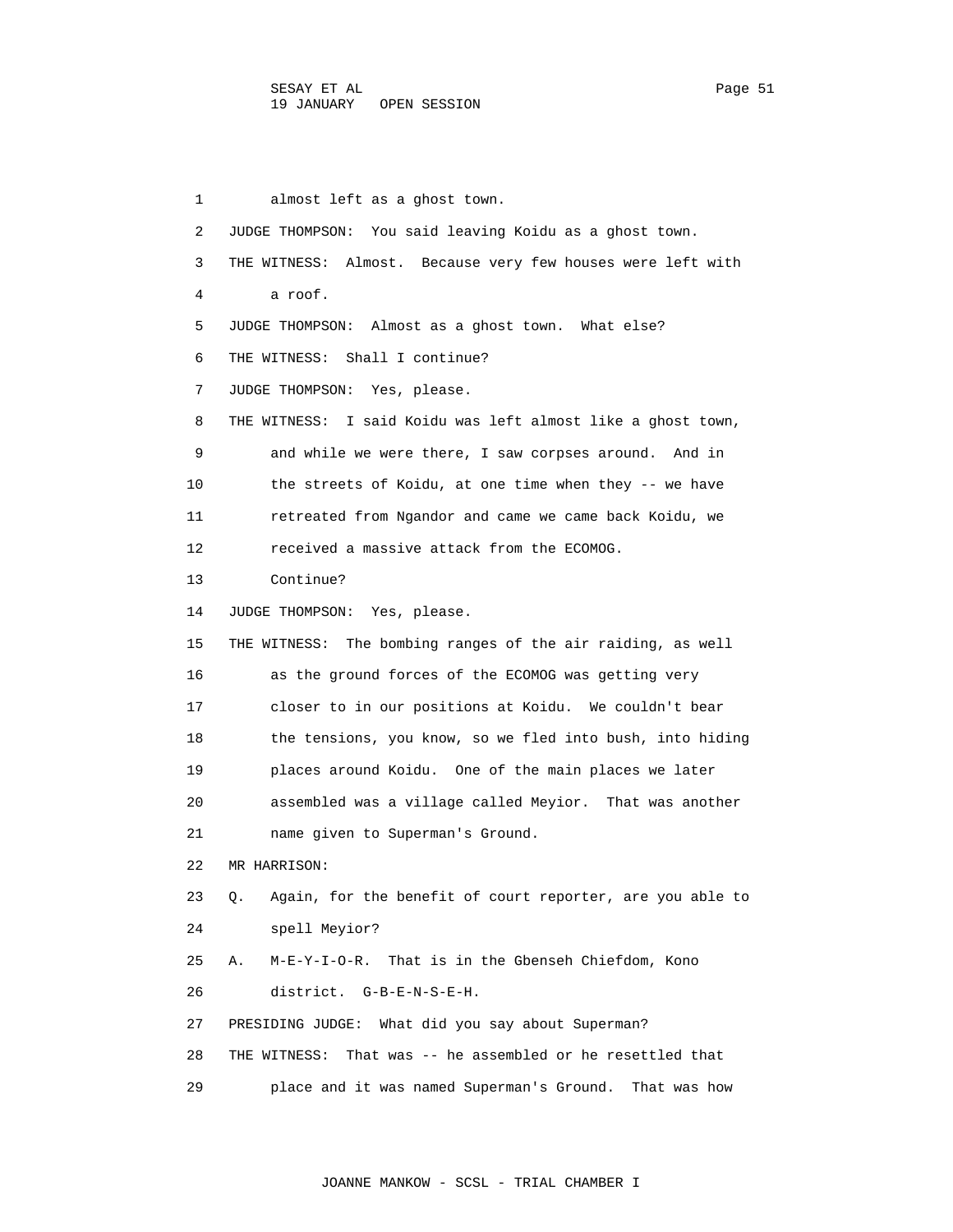1 almost left as a ghost town.

2 JUDGE THOMPSON: You said leaving Koidu as a ghost town.

3 THE WITNESS: Almost. Because very few houses were left with

4 a roof.

5 JUDGE THOMPSON: Almost as a ghost town. What else?

6 THE WITNESS: Shall I continue?

7 JUDGE THOMPSON: Yes, please.

8 THE WITNESS: I said Koidu was left almost like a ghost town,

9 and while we were there, I saw corpses around. And in

10 the streets of Koidu, at one time when they -- we have

11 retreated from Ngandor and came we came back Koidu, we

12 received a massive attack from the ECOMOG.

13 Continue?

14 JUDGE THOMPSON: Yes, please.

15 THE WITNESS: The bombing ranges of the air raiding, as well

16 as the ground forces of the ECOMOG was getting very

17 closer to in our positions at Koidu. We couldn't bear

18 the tensions, you know, so we fled into bush, into hiding

19 places around Koidu. One of the main places we later

20 assembled was a village called Meyior. That was another

21 name given to Superman's Ground.

22 MR HARRISON:

23 Q. Again, for the benefit of court reporter, are you able to

24 spell Meyior?

25 A. M-E-Y-I-O-R. That is in the Gbenseh Chiefdom, Kono

26 district. G-B-E-N-S-E-H.

27 PRESIDING JUDGE: What did you say about Superman?

28 THE WITNESS: That was -- he assembled or he resettled that

29 place and it was named Superman's Ground. That was how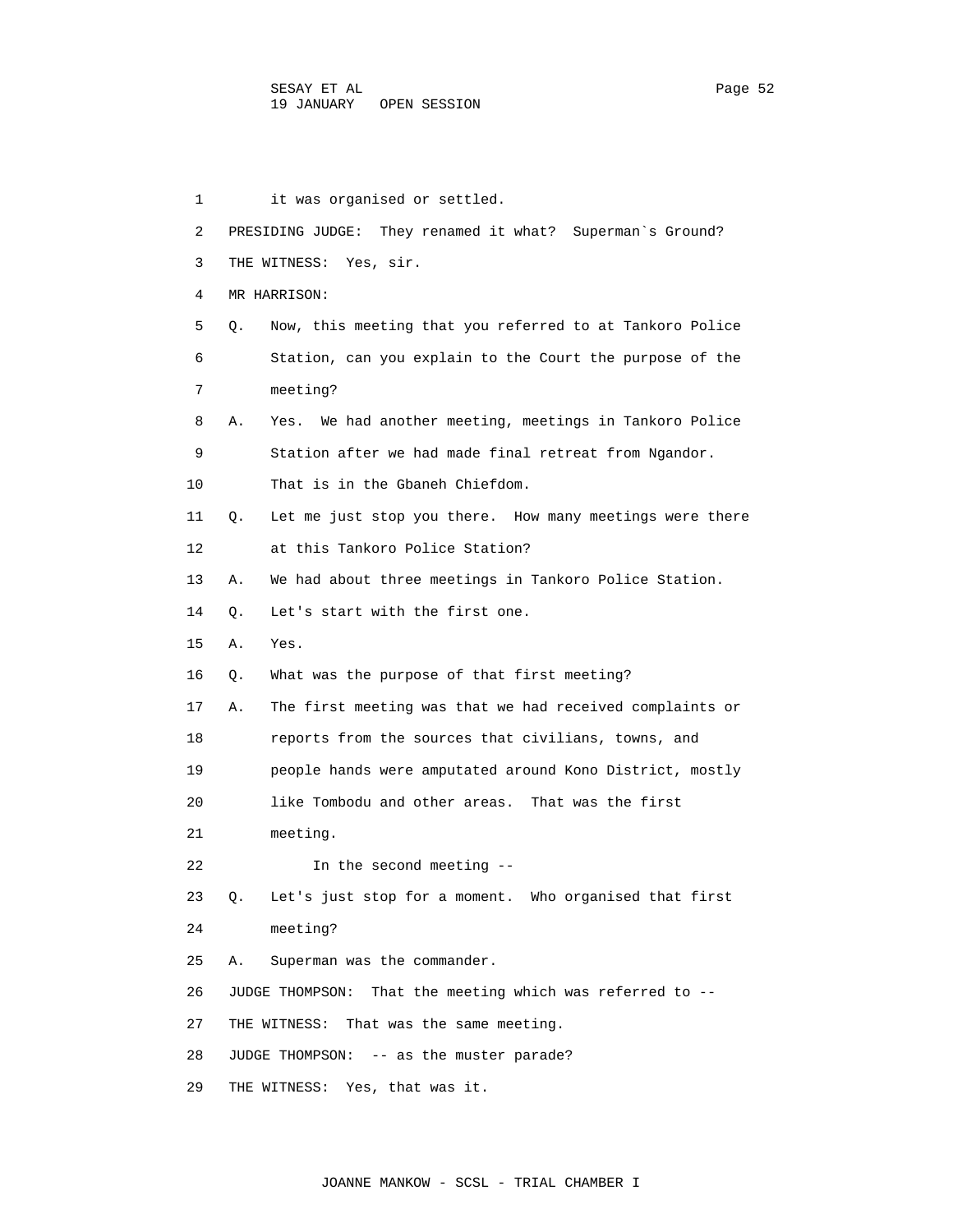it was organised or settled.

PRESIDING JUDGE: They renamed it what? Superman`s Ground?

THE WITNESS: Yes, sir.

MR HARRISON:

Q. Now, this meeting that you referred to at Tankoro Police Station, can you explain to the Court the purpose of the meeting?

A. Yes. We had another meeting, meetings in Tankoro Police Station after we had made final retreat from Ngandor. That is in the Gbaneh Chiefdom.

Q. Let me just stop you there. How many meetings were there at this Tankoro Police Station?

A. We had about three meetings in Tankoro Police Station.

Q. Let's start with the first one.

A. Yes.

Q. What was the purpose of that first meeting?

A. The first meeting was that we had received complaints or reports from the sources that civilians, towns, and people hands were amputated around Kono District, mostly like Tombodu and other areas. That was the first meeting.

In the second meeting --

Q. Let's just stop for a moment. Who organised that first meeting?

A. Superman was the commander.

JUDGE THOMPSON: That the meeting which was referred to --

THE WITNESS: That was the same meeting.

JUDGE THOMPSON: -- as the muster parade?

THE WITNESS: Yes, that was it.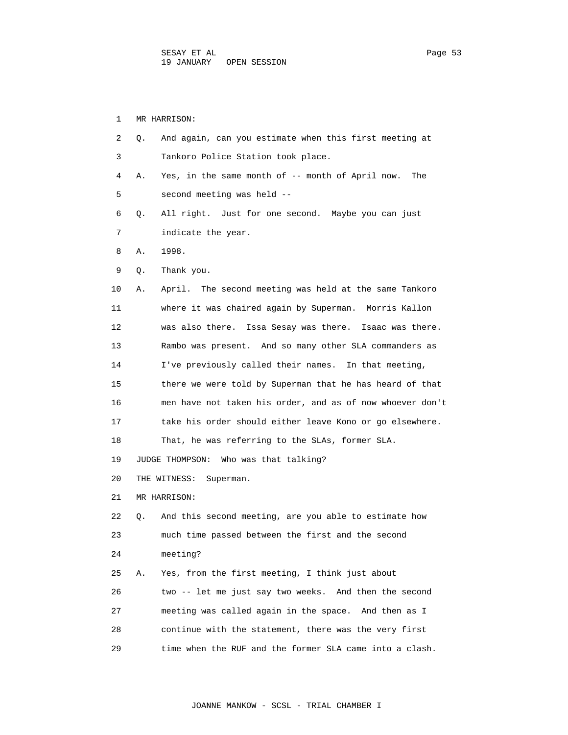MR HARRISON:

Q. And again, can you estimate when this first meeting at Tankoro Police Station took place.

A. Yes, in the same month of -- month of April now. The second meeting was held --

Q. All right. Just for one second. Maybe you can just indicate the year.

A. 1998.

Q. Thank you.

A. April. The second meeting was held at the same Tankoro where it was chaired again by Superman. Morris Kallon was also there. Issa Sesay was there. Isaac was there. Rambo was present. And so many other SLA commanders as I've previously called their names. In that meeting, there we were told by Superman that he has heard of that men have not taken his order, and as of now whoever don't take his order should either leave Kono or go elsewhere. That, he was referring to the SLAs, former SLA.

JUDGE THOMPSON: Who was that talking?

THE WITNESS: Superman.

MR HARRISON:

Q. And this second meeting, are you able to estimate how much time passed between the first and the second meeting?

A. Yes, from the first meeting, I think just about two -- let me just say two weeks. And then the second meeting was called again in the space. And then as I continue with the statement, there was the very first time when the RUF and the former SLA came into a clash.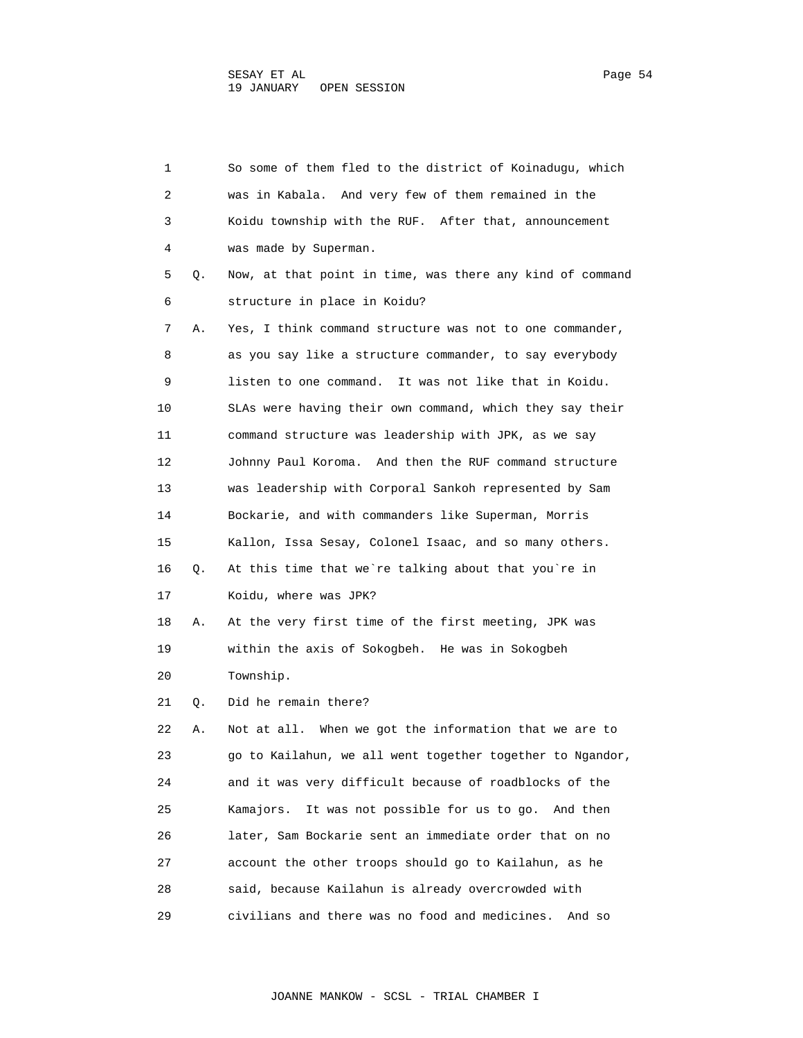1 So some of them fled to the district of Koinadugu, which
2 was in Kabala. And very few of them remained in the
3 Koidu township with the RUF. After that, announcement
4 was made by Superman.

5 Q. Now, at that point in time, was there any kind of command
6 structure in place in Koidu?

7 A. Yes, I think command structure was not to one commander,
8 as you say like a structure commander, to say everybody
9 listen to one command. It was not like that in Koidu.
10 SLAs were having their own command, which they say their
11 command structure was leadership with JPK, as we say
12 Johnny Paul Koroma. And then the RUF command structure
13 was leadership with Corporal Sankoh represented by Sam
14 Bockarie, and with commanders like Superman, Morris
15 Kallon, Issa Sesay, Colonel Isaac, and so many others.

16 Q. At this time that we`re talking about that you`re in
17 Koidu, where was JPK?

18 A. At the very first time of the first meeting, JPK was
19 within the axis of Sokogbeh. He was in Sokogbeh
20 Township.

21 Q. Did he remain there?

22 A. Not at all. When we got the information that we are to
23 go to Kailahun, we all went together together to Ngandor,
24 and it was very difficult because of roadblocks of the
25 Kamajors. It was not possible for us to go. And then
26 later, Sam Bockarie sent an immediate order that on no
27 account the other troops should go to Kailahun, as he
28 said, because Kailahun is already overcrowded with
29 civilians and there was no food and medicines. And so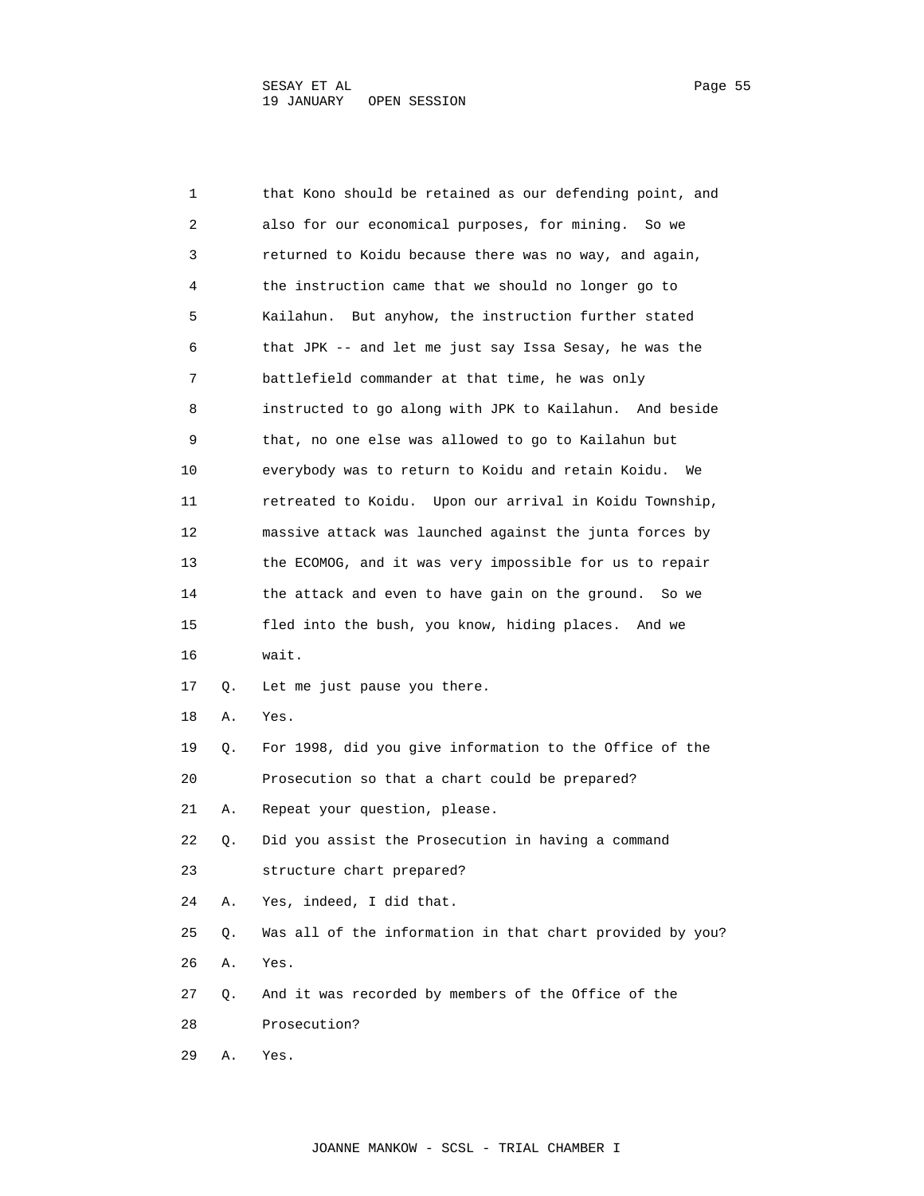1 that Kono should be retained as our defending point, and
2 also for our economical purposes, for mining. So we
3 returned to Koidu because there was no way, and again,
4 the instruction came that we should no longer go to
5 Kailahun. But anyhow, the instruction further stated
6 that JPK -- and let me just say Issa Sesay, he was the
7 battlefield commander at that time, he was only
8 instructed to go along with JPK to Kailahun. And beside
9 that, no one else was allowed to go to Kailahun but
10 everybody was to return to Koidu and retain Koidu. We
11 retreated to Koidu. Upon our arrival in Koidu Township,
12 massive attack was launched against the junta forces by
13 the ECOMOG, and it was very impossible for us to repair
14 the attack and even to have gain on the ground. So we
15 fled into the bush, you know, hiding places. And we
16 wait.

17 Q. Let me just pause you there.

18 A. Yes.

19 Q. For 1998, did you give information to the Office of the
20 Prosecution so that a chart could be prepared?

21 A. Repeat your question, please.

22 Q. Did you assist the Prosecution in having a command
23 structure chart prepared?

24 A. Yes, indeed, I did that.

25 Q. Was all of the information in that chart provided by you?

26 A. Yes.

27 Q. And it was recorded by members of the Office of the
28 Prosecution?

29 A. Yes.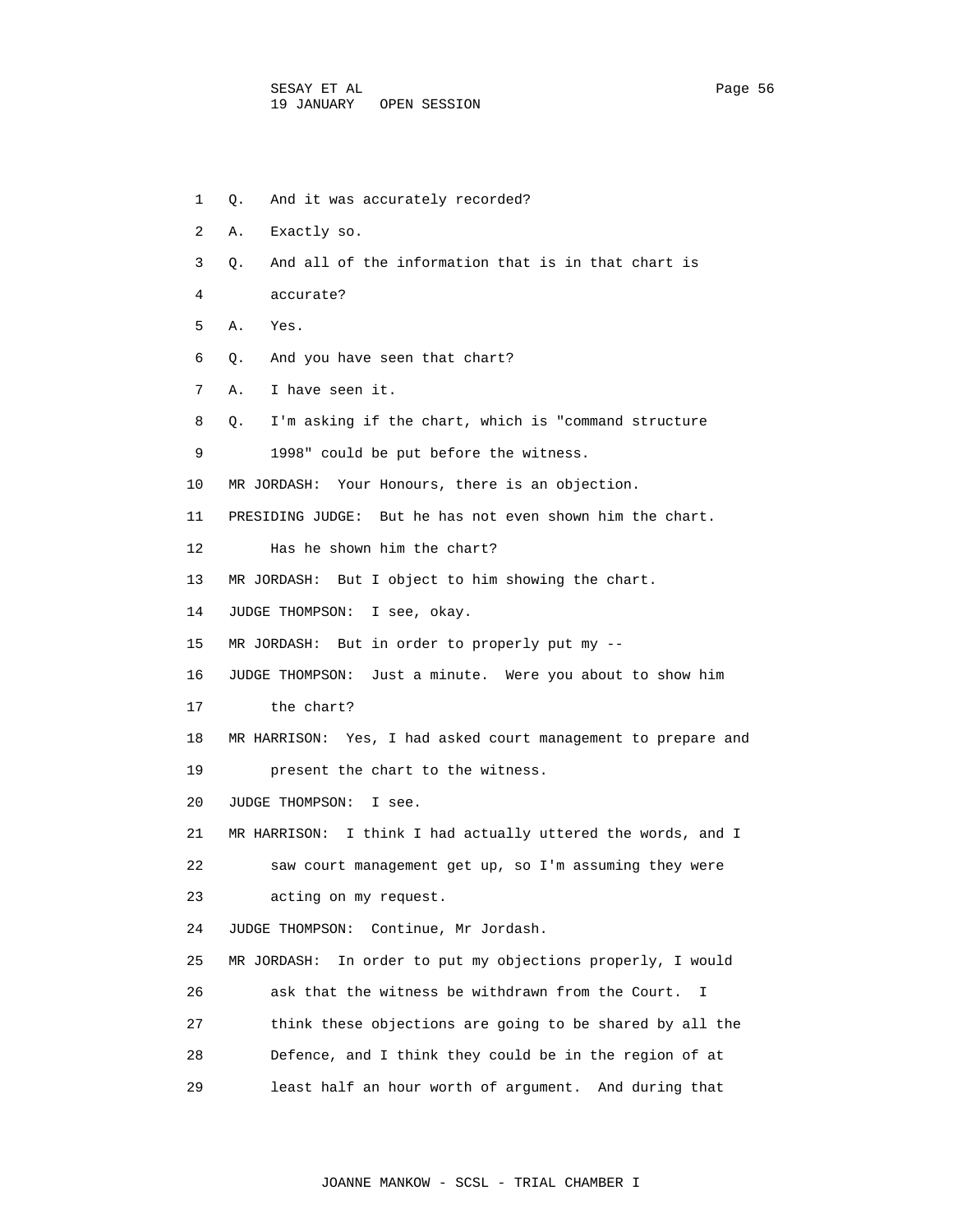1 Q. And it was accurately recorded?

2 A. Exactly so.

3 Q. And all of the information that is in that chart is

4 accurate?

5 A. Yes.

6 Q. And you have seen that chart?

7 A. I have seen it.

8 Q. I'm asking if the chart, which is "command structure

9 1998" could be put before the witness.

10 MR JORDASH: Your Honours, there is an objection.

11 PRESIDING JUDGE: But he has not even shown him the chart.

12 Has he shown him the chart?

13 MR JORDASH: But I object to him showing the chart.

14 JUDGE THOMPSON: I see, okay.

15 MR JORDASH: But in order to properly put my --

16 JUDGE THOMPSON: Just a minute. Were you about to show him

17 the chart?

18 MR HARRISON: Yes, I had asked court management to prepare and

19 present the chart to the witness.

20 JUDGE THOMPSON: I see.

21 MR HARRISON: I think I had actually uttered the words, and I

22 saw court management get up, so I'm assuming they were

23 acting on my request.

24 JUDGE THOMPSON: Continue, Mr Jordash.

25 MR JORDASH: In order to put my objections properly, I would

26 ask that the witness be withdrawn from the Court. I

27 think these objections are going to be shared by all the

28 Defence, and I think they could be in the region of at

29 least half an hour worth of argument. And during that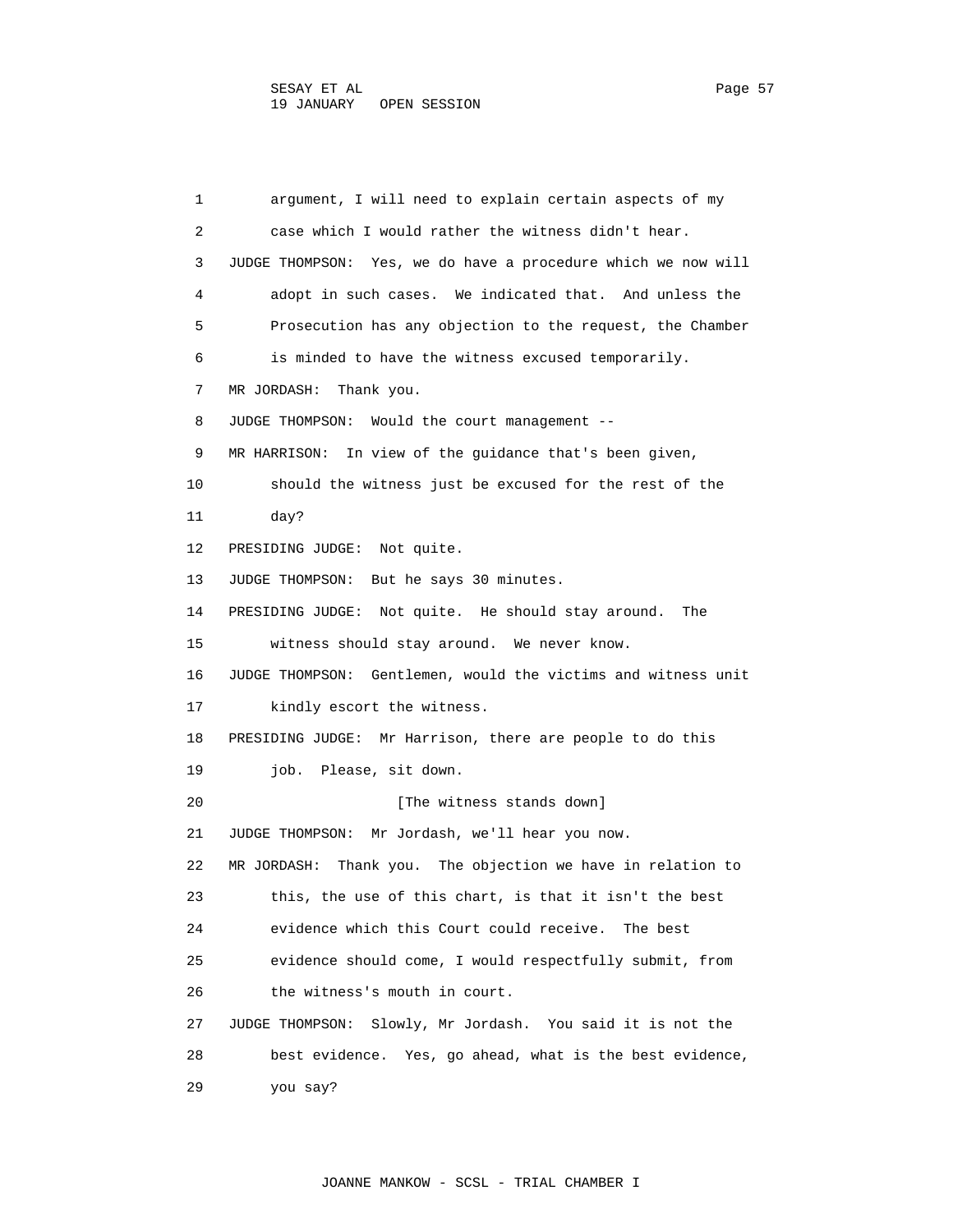argument, I will need to explain certain aspects of my case which I would rather the witness didn't hear.

JUDGE THOMPSON: Yes, we do have a procedure which we now will adopt in such cases. We indicated that. And unless the Prosecution has any objection to the request, the Chamber is minded to have the witness excused temporarily.

MR JORDASH: Thank you.

JUDGE THOMPSON: Would the court management --

MR HARRISON: In view of the guidance that's been given, should the witness just be excused for the rest of the day?

PRESIDING JUDGE: Not quite.

JUDGE THOMPSON: But he says 30 minutes.

PRESIDING JUDGE: Not quite. He should stay around. The witness should stay around. We never know.

JUDGE THOMPSON: Gentlemen, would the victims and witness unit kindly escort the witness.

PRESIDING JUDGE: Mr Harrison, there are people to do this job. Please, sit down.

[The witness stands down]

JUDGE THOMPSON: Mr Jordash, we'll hear you now.

MR JORDASH: Thank you. The objection we have in relation to this, the use of this chart, is that it isn't the best evidence which this Court could receive. The best evidence should come, I would respectfully submit, from the witness's mouth in court.

JUDGE THOMPSON: Slowly, Mr Jordash. You said it is not the best evidence. Yes, go ahead, what is the best evidence, you say?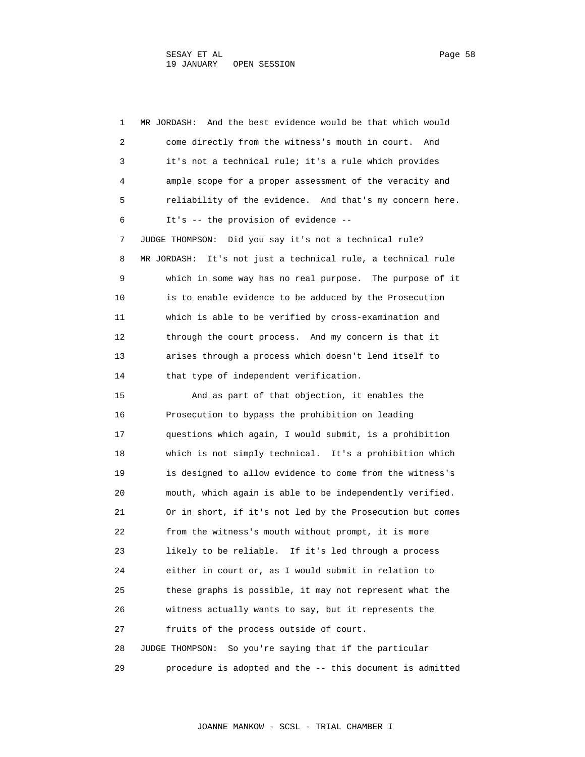MR JORDASH: And the best evidence would be that which would come directly from the witness's mouth in court. And it's not a technical rule; it's a rule which provides ample scope for a proper assessment of the veracity and reliability of the evidence. And that's my concern here. It's -- the provision of evidence --

JUDGE THOMPSON: Did you say it's not a technical rule?

MR JORDASH: It's not just a technical rule, a technical rule which in some way has no real purpose. The purpose of it is to enable evidence to be adduced by the Prosecution which is able to be verified by cross-examination and through the court process. And my concern is that it arises through a process which doesn't lend itself to that type of independent verification.

And as part of that objection, it enables the Prosecution to bypass the prohibition on leading questions which again, I would submit, is a prohibition which is not simply technical. It's a prohibition which is designed to allow evidence to come from the witness's mouth, which again is able to be independently verified. Or in short, if it's not led by the Prosecution but comes from the witness's mouth without prompt, it is more likely to be reliable. If it's led through a process either in court or, as I would submit in relation to these graphs is possible, it may not represent what the witness actually wants to say, but it represents the fruits of the process outside of court.

JUDGE THOMPSON: So you're saying that if the particular procedure is adopted and the -- this document is admitted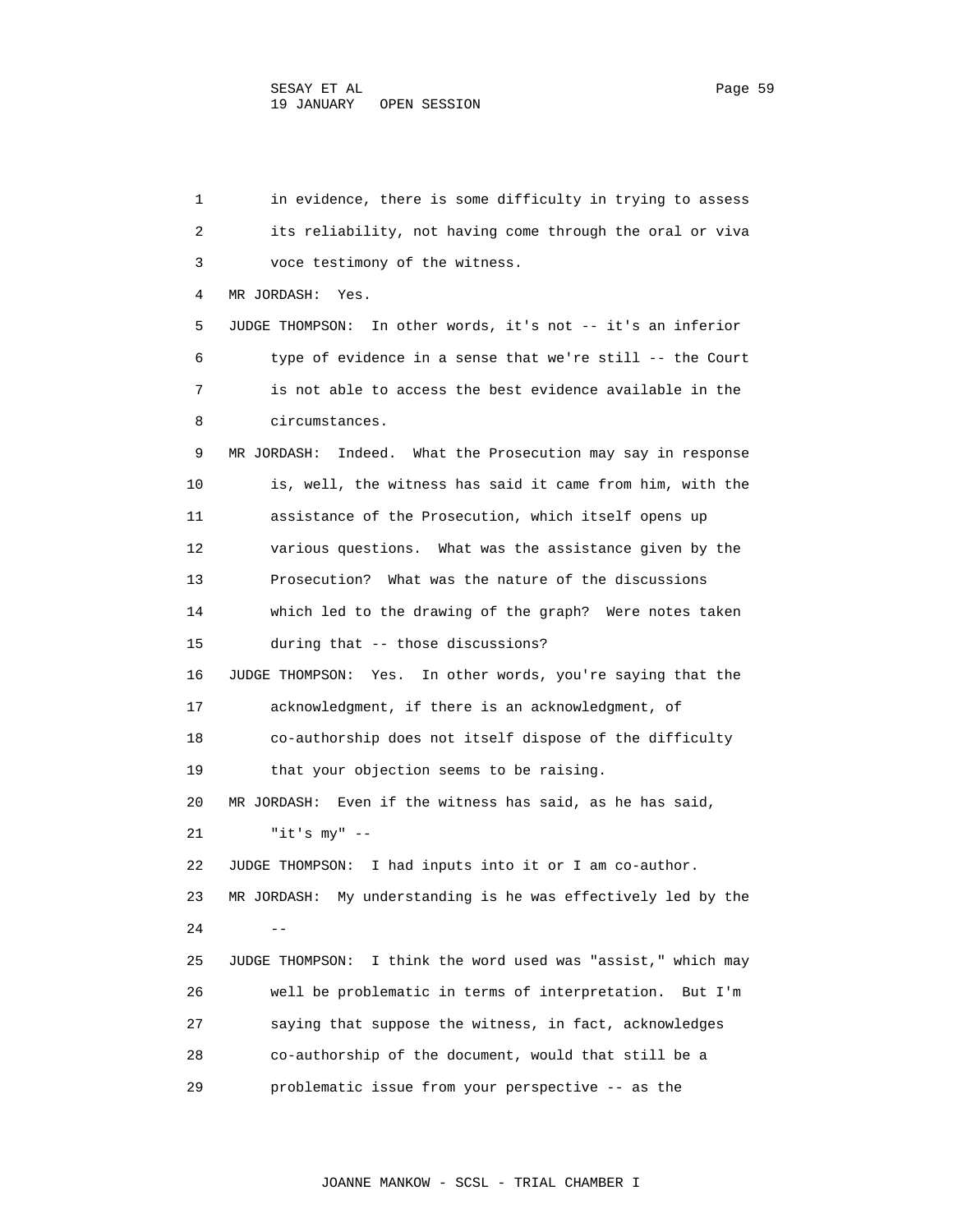1 in evidence, there is some difficulty in trying to assess
2 its reliability, not having come through the oral or viva
3 voce testimony of the witness.
4 MR JORDASH: Yes.
5 JUDGE THOMPSON: In other words, it's not -- it's an inferior
6 type of evidence in a sense that we're still -- the Court
7 is not able to access the best evidence available in the
8 circumstances.
9 MR JORDASH: Indeed. What the Prosecution may say in response
10 is, well, the witness has said it came from him, with the
11 assistance of the Prosecution, which itself opens up
12 various questions. What was the assistance given by the
13 Prosecution? What was the nature of the discussions
14 which led to the drawing of the graph? Were notes taken
15 during that -- those discussions?
16 JUDGE THOMPSON: Yes. In other words, you're saying that the
17 acknowledgment, if there is an acknowledgment, of
18 co-authorship does not itself dispose of the difficulty
19 that your objection seems to be raising.
20 MR JORDASH: Even if the witness has said, as he has said,
21 "it's my" --
22 JUDGE THOMPSON: I had inputs into it or I am co-author.
23 MR JORDASH: My understanding is he was effectively led by the
24 --
25 JUDGE THOMPSON: I think the word used was "assist," which may
26 well be problematic in terms of interpretation. But I'm
27 saying that suppose the witness, in fact, acknowledges
28 co-authorship of the document, would that still be a
29 problematic issue from your perspective -- as the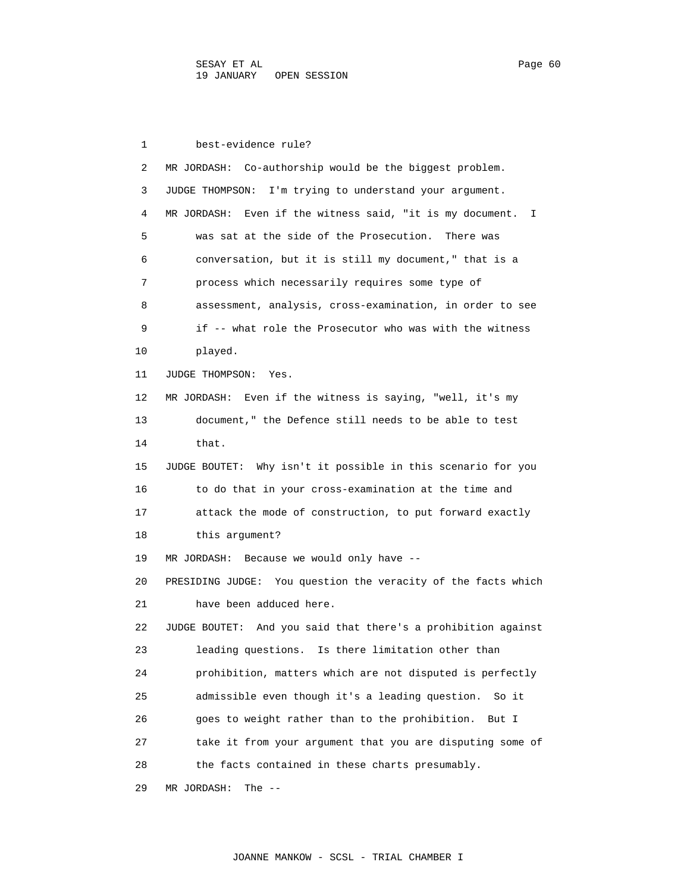1 best-evidence rule?

2 MR JORDASH: Co-authorship would be the biggest problem.

3 JUDGE THOMPSON: I'm trying to understand your argument.

4 MR JORDASH: Even if the witness said, "it is my document. I

5 was sat at the side of the Prosecution. There was

6 conversation, but it is still my document," that is a

7 process which necessarily requires some type of

8 assessment, analysis, cross-examination, in order to see

9 if -- what role the Prosecutor who was with the witness

10 played.

11 JUDGE THOMPSON: Yes.

12 MR JORDASH: Even if the witness is saying, "well, it's my

13 document," the Defence still needs to be able to test

14 that.

15 JUDGE BOUTET: Why isn't it possible in this scenario for you

16 to do that in your cross-examination at the time and

17 attack the mode of construction, to put forward exactly

18 this argument?

19 MR JORDASH: Because we would only have --

20 PRESIDING JUDGE: You question the veracity of the facts which

21 have been adduced here.

22 JUDGE BOUTET: And you said that there's a prohibition against

23 leading questions. Is there limitation other than

24 prohibition, matters which are not disputed is perfectly

25 admissible even though it's a leading question. So it

26 goes to weight rather than to the prohibition. But I

27 take it from your argument that you are disputing some of

28 the facts contained in these charts presumably.

29 MR JORDASH: The --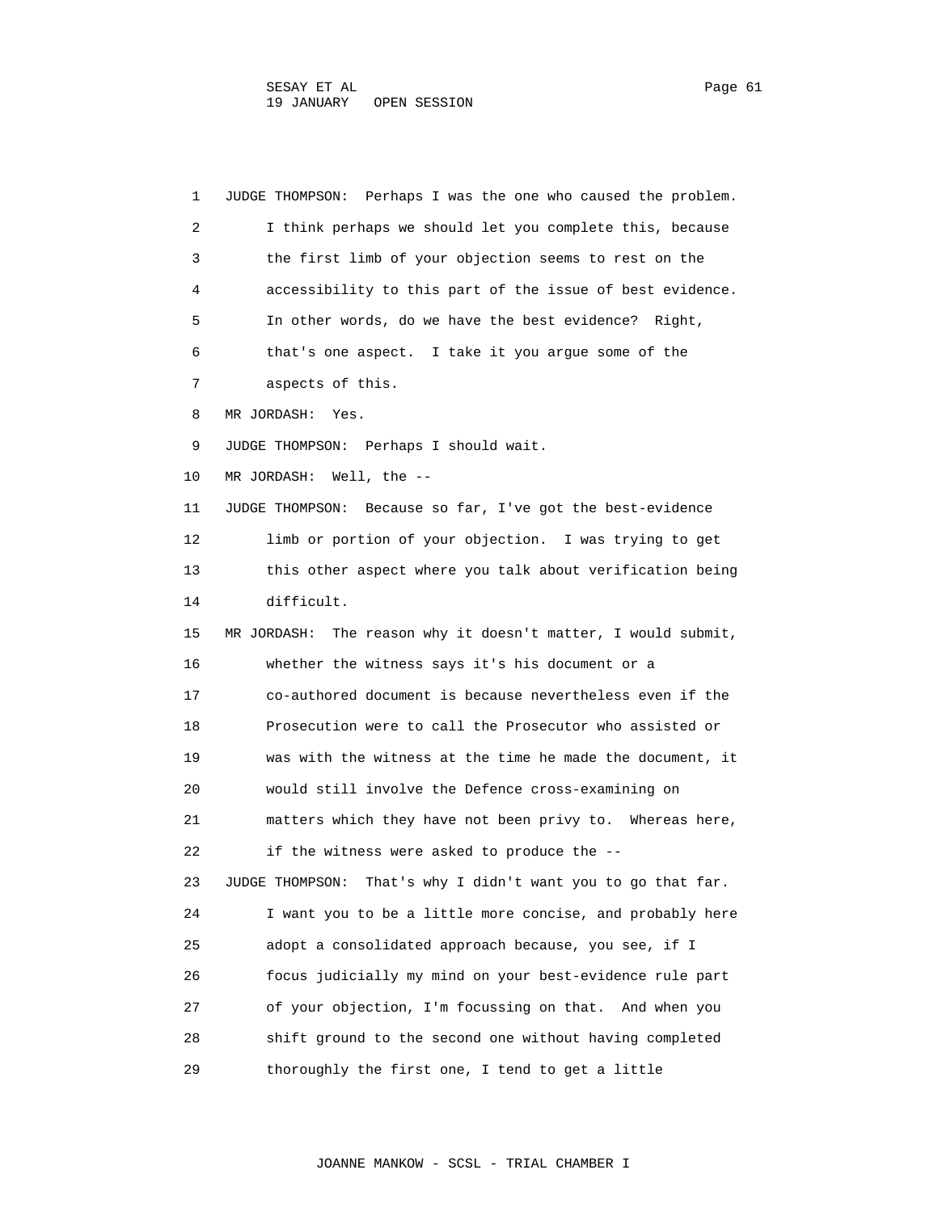JUDGE THOMPSON: Perhaps I was the one who caused the problem. I think perhaps we should let you complete this, because the first limb of your objection seems to rest on the accessibility to this part of the issue of best evidence. In other words, do we have the best evidence? Right, that's one aspect. I take it you argue some of the aspects of this.

MR JORDASH: Yes.

JUDGE THOMPSON: Perhaps I should wait.

MR JORDASH: Well, the --

JUDGE THOMPSON: Because so far, I've got the best-evidence limb or portion of your objection. I was trying to get this other aspect where you talk about verification being difficult.

MR JORDASH: The reason why it doesn't matter, I would submit, whether the witness says it's his document or a co-authored document is because nevertheless even if the Prosecution were to call the Prosecutor who assisted or was with the witness at the time he made the document, it would still involve the Defence cross-examining on matters which they have not been privy to. Whereas here, if the witness were asked to produce the --

JUDGE THOMPSON: That's why I didn't want you to go that far. I want you to be a little more concise, and probably here adopt a consolidated approach because, you see, if I focus judicially my mind on your best-evidence rule part of your objection, I'm focussing on that. And when you shift ground to the second one without having completed thoroughly the first one, I tend to get a little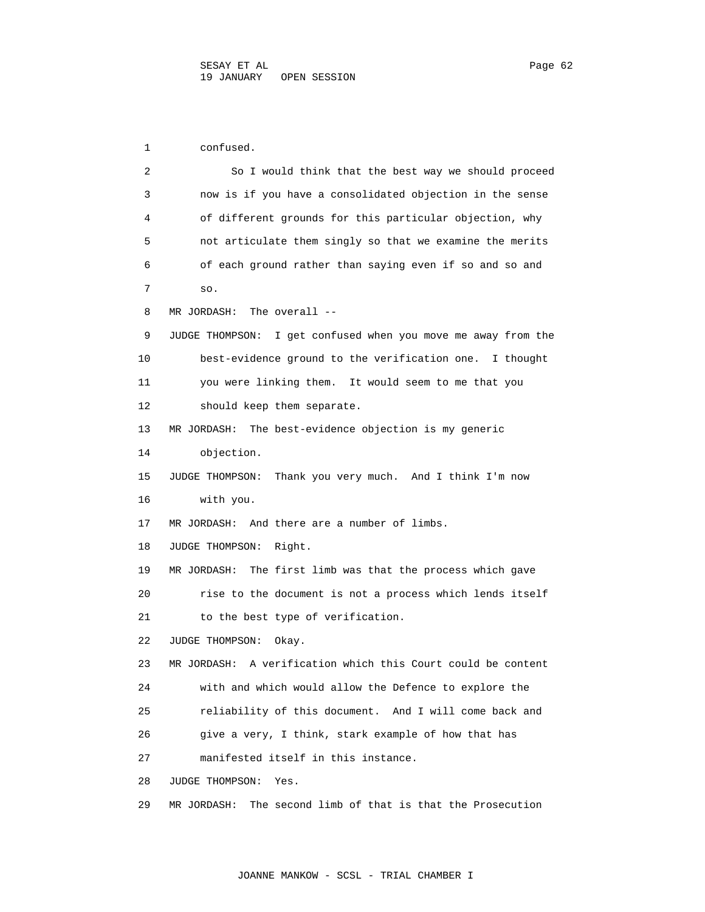confused.

So I would think that the best way we should proceed now is if you have a consolidated objection in the sense of different grounds for this particular objection, why not articulate them singly so that we examine the merits of each ground rather than saying even if so and so and so.

MR JORDASH: The overall --

JUDGE THOMPSON: I get confused when you move me away from the best-evidence ground to the verification one. I thought you were linking them. It would seem to me that you should keep them separate.

MR JORDASH: The best-evidence objection is my generic objection.

JUDGE THOMPSON: Thank you very much. And I think I'm now with you.

MR JORDASH: And there are a number of limbs.

JUDGE THOMPSON: Right.

MR JORDASH: The first limb was that the process which gave rise to the document is not a process which lends itself to the best type of verification.

JUDGE THOMPSON: Okay.

MR JORDASH: A verification which this Court could be content with and which would allow the Defence to explore the reliability of this document. And I will come back and give a very, I think, stark example of how that has manifested itself in this instance.

JUDGE THOMPSON: Yes.

MR JORDASH: The second limb of that is that the Prosecution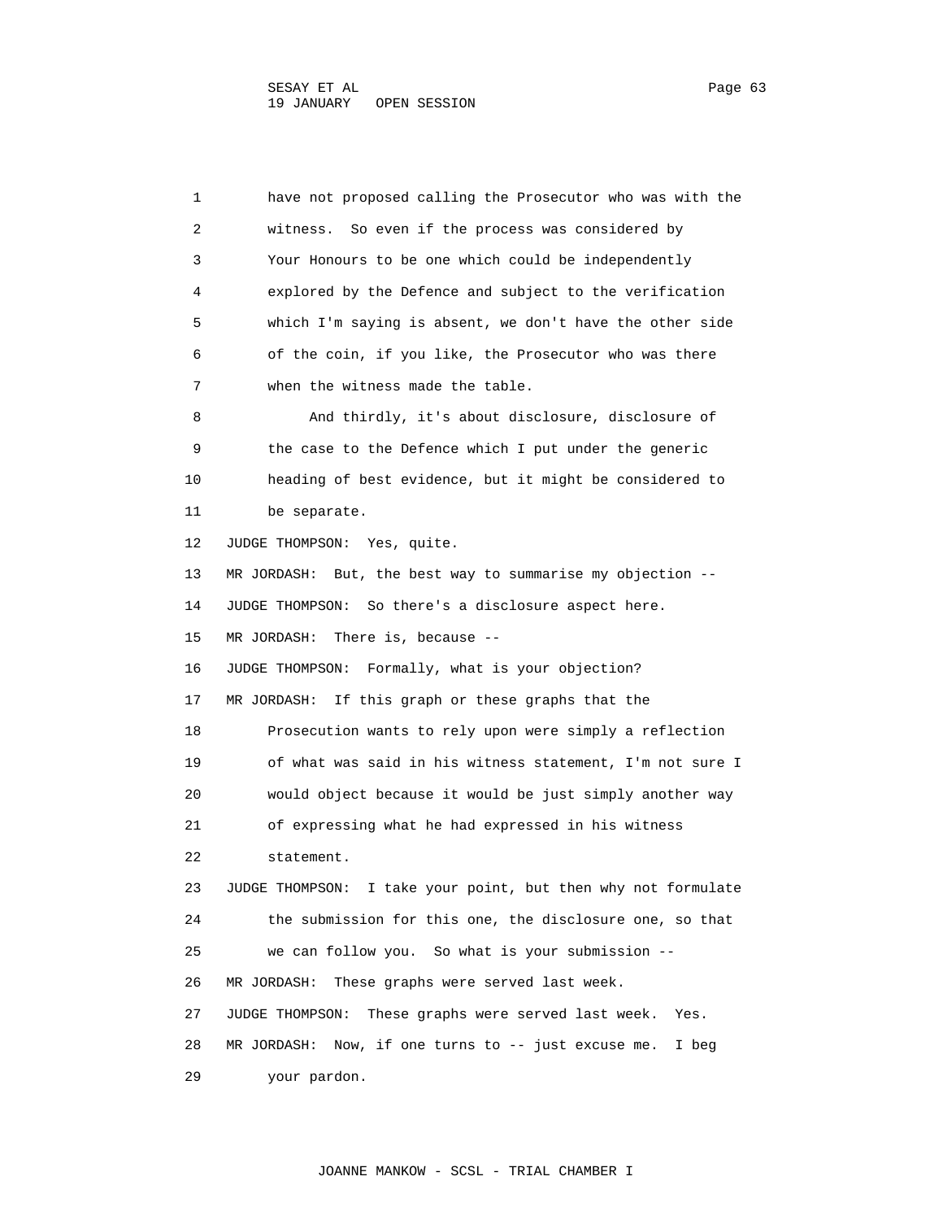have not proposed calling the Prosecutor who was with the witness. So even if the process was considered by Your Honours to be one which could be independently explored by the Defence and subject to the verification which I'm saying is absent, we don't have the other side of the coin, if you like, the Prosecutor who was there when the witness made the table.

And thirdly, it's about disclosure, disclosure of the case to the Defence which I put under the generic heading of best evidence, but it might be considered to be separate.

JUDGE THOMPSON: Yes, quite.

MR JORDASH: But, the best way to summarise my objection --

JUDGE THOMPSON: So there's a disclosure aspect here.

MR JORDASH: There is, because --

JUDGE THOMPSON: Formally, what is your objection?

MR JORDASH: If this graph or these graphs that the Prosecution wants to rely upon were simply a reflection of what was said in his witness statement, I'm not sure I would object because it would be just simply another way of expressing what he had expressed in his witness statement.

JUDGE THOMPSON: I take your point, but then why not formulate the submission for this one, the disclosure one, so that we can follow you. So what is your submission --

MR JORDASH: These graphs were served last week.

JUDGE THOMPSON: These graphs were served last week. Yes.

MR JORDASH: Now, if one turns to -- just excuse me. I beg your pardon.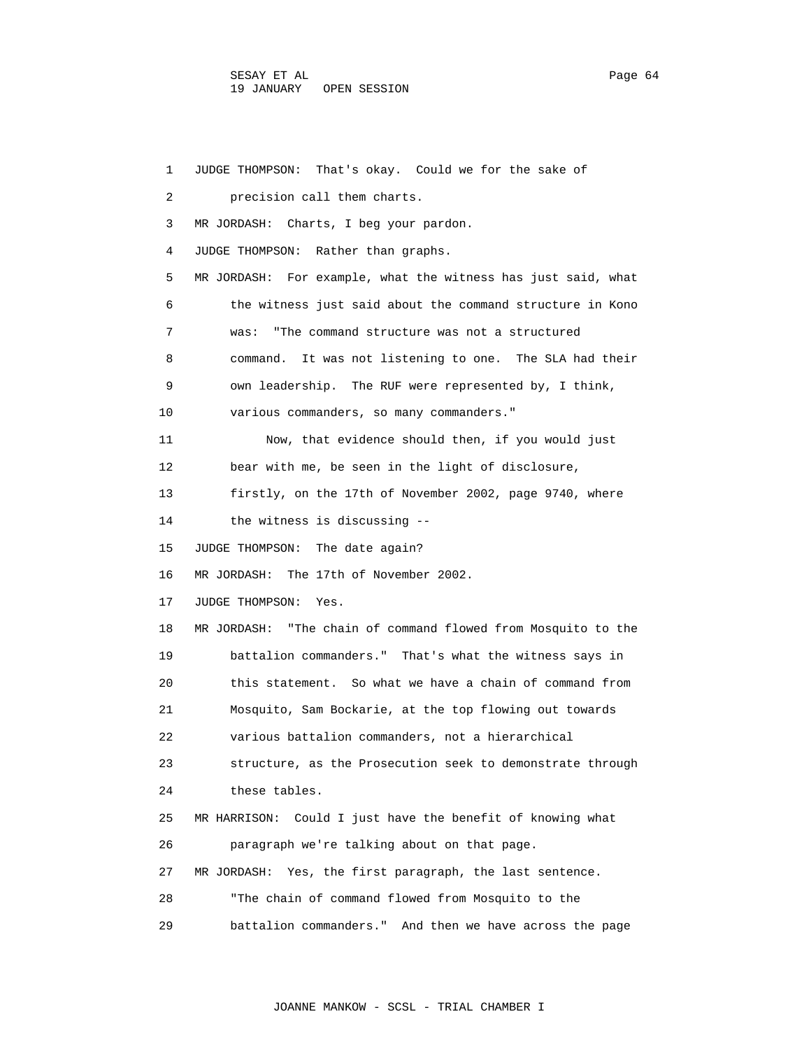1 JUDGE THOMPSON: That's okay. Could we for the sake of
2 precision call them charts.
3 MR JORDASH: Charts, I beg your pardon.
4 JUDGE THOMPSON: Rather than graphs.
5 MR JORDASH: For example, what the witness has just said, what
6 the witness just said about the command structure in Kono
7 was: "The command structure was not a structured
8 command. It was not listening to one. The SLA had their
9 own leadership. The RUF were represented by, I think,
10 various commanders, so many commanders."
11 Now, that evidence should then, if you would just
12 bear with me, be seen in the light of disclosure,
13 firstly, on the 17th of November 2002, page 9740, where
14 the witness is discussing --
15 JUDGE THOMPSON: The date again?
16 MR JORDASH: The 17th of November 2002.
17 JUDGE THOMPSON: Yes.
18 MR JORDASH: "The chain of command flowed from Mosquito to the
19 battalion commanders." That's what the witness says in
20 this statement. So what we have a chain of command from
21 Mosquito, Sam Bockarie, at the top flowing out towards
22 various battalion commanders, not a hierarchical
23 structure, as the Prosecution seek to demonstrate through
24 these tables.
25 MR HARRISON: Could I just have the benefit of knowing what
26 paragraph we're talking about on that page.
27 MR JORDASH: Yes, the first paragraph, the last sentence.
28 "The chain of command flowed from Mosquito to the
29 battalion commanders." And then we have across the page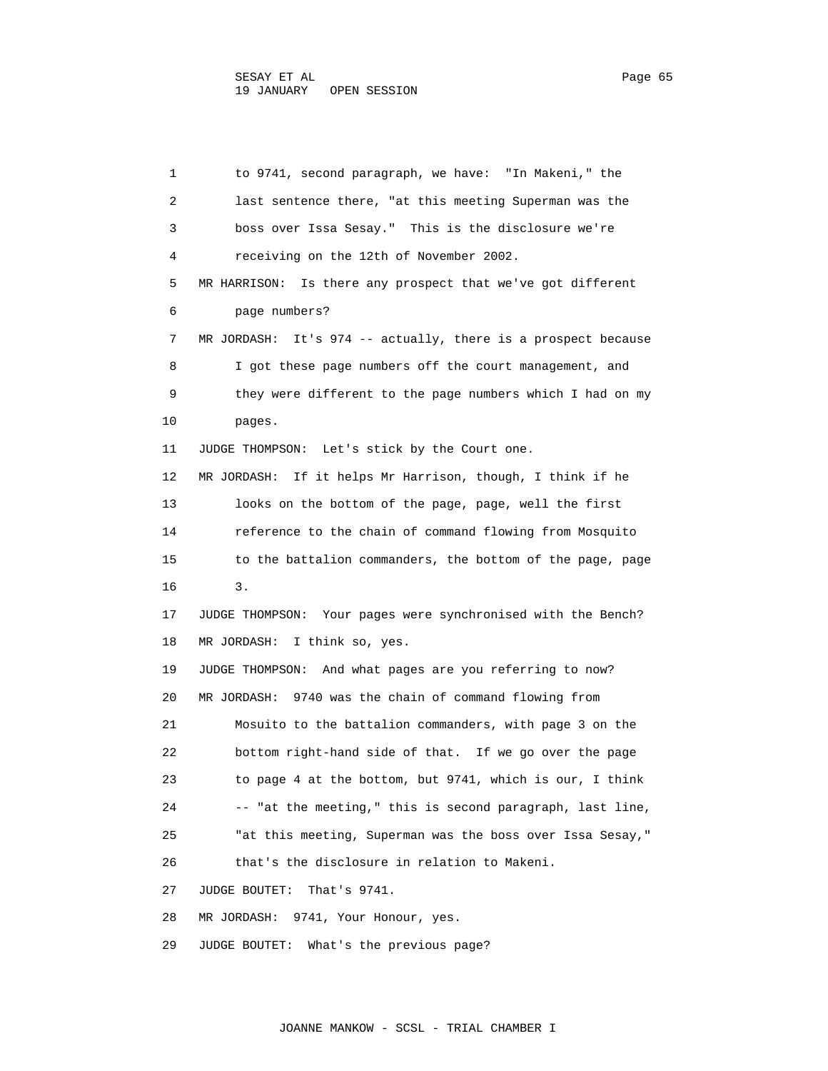1 to 9741, second paragraph, we have: "In Makeni," the
2 last sentence there, "at this meeting Superman was the
3 boss over Issa Sesay." This is the disclosure we're
4 receiving on the 12th of November 2002.
5 MR HARRISON: Is there any prospect that we've got different
6 page numbers?
7 MR JORDASH: It's 974 -- actually, there is a prospect because
8 I got these page numbers off the court management, and
9 they were different to the page numbers which I had on my
10 pages.
11 JUDGE THOMPSON: Let's stick by the Court one.
12 MR JORDASH: If it helps Mr Harrison, though, I think if he
13 looks on the bottom of the page, page, well the first
14 reference to the chain of command flowing from Mosquito
15 to the battalion commanders, the bottom of the page, page
16 3.
17 JUDGE THOMPSON: Your pages were synchronised with the Bench?
18 MR JORDASH: I think so, yes.
19 JUDGE THOMPSON: And what pages are you referring to now?
20 MR JORDASH: 9740 was the chain of command flowing from
21 Mosuito to the battalion commanders, with page 3 on the
22 bottom right-hand side of that. If we go over the page
23 to page 4 at the bottom, but 9741, which is our, I think
24 -- "at the meeting," this is second paragraph, last line,
25 "at this meeting, Superman was the boss over Issa Sesay,"
26 that's the disclosure in relation to Makeni.
27 JUDGE BOUTET: That's 9741.
28 MR JORDASH: 9741, Your Honour, yes.
29 JUDGE BOUTET: What's the previous page?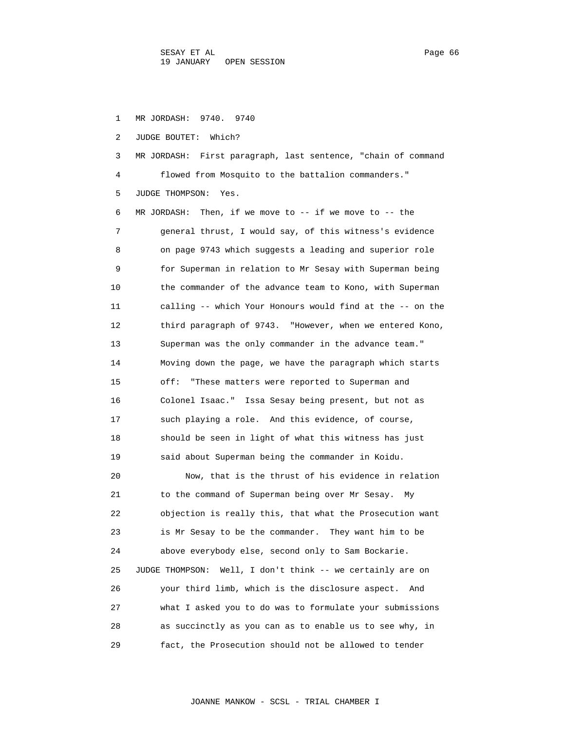1 MR JORDASH: 9740. 9740

2 JUDGE BOUTET: Which?

3 MR JORDASH: First paragraph, last sentence, "chain of command

4 flowed from Mosquito to the battalion commanders."

5 JUDGE THOMPSON: Yes.

6 MR JORDASH: Then, if we move to -- if we move to -- the

7 general thrust, I would say, of this witness's evidence

8 on page 9743 which suggests a leading and superior role

9 for Superman in relation to Mr Sesay with Superman being

10 the commander of the advance team to Kono, with Superman

11 calling -- which Your Honours would find at the -- on the

12 third paragraph of 9743. "However, when we entered Kono,

13 Superman was the only commander in the advance team."

14 Moving down the page, we have the paragraph which starts

15 off: "These matters were reported to Superman and

16 Colonel Isaac." Issa Sesay being present, but not as

17 such playing a role. And this evidence, of course,

18 should be seen in light of what this witness has just

19 said about Superman being the commander in Koidu.

20 Now, that is the thrust of his evidence in relation

21 to the command of Superman being over Mr Sesay. My

22 objection is really this, that what the Prosecution want

23 is Mr Sesay to be the commander. They want him to be

24 above everybody else, second only to Sam Bockarie.

25 JUDGE THOMPSON: Well, I don't think -- we certainly are on

26 your third limb, which is the disclosure aspect. And

27 what I asked you to do was to formulate your submissions

28 as succinctly as you can as to enable us to see why, in

29 fact, the Prosecution should not be allowed to tender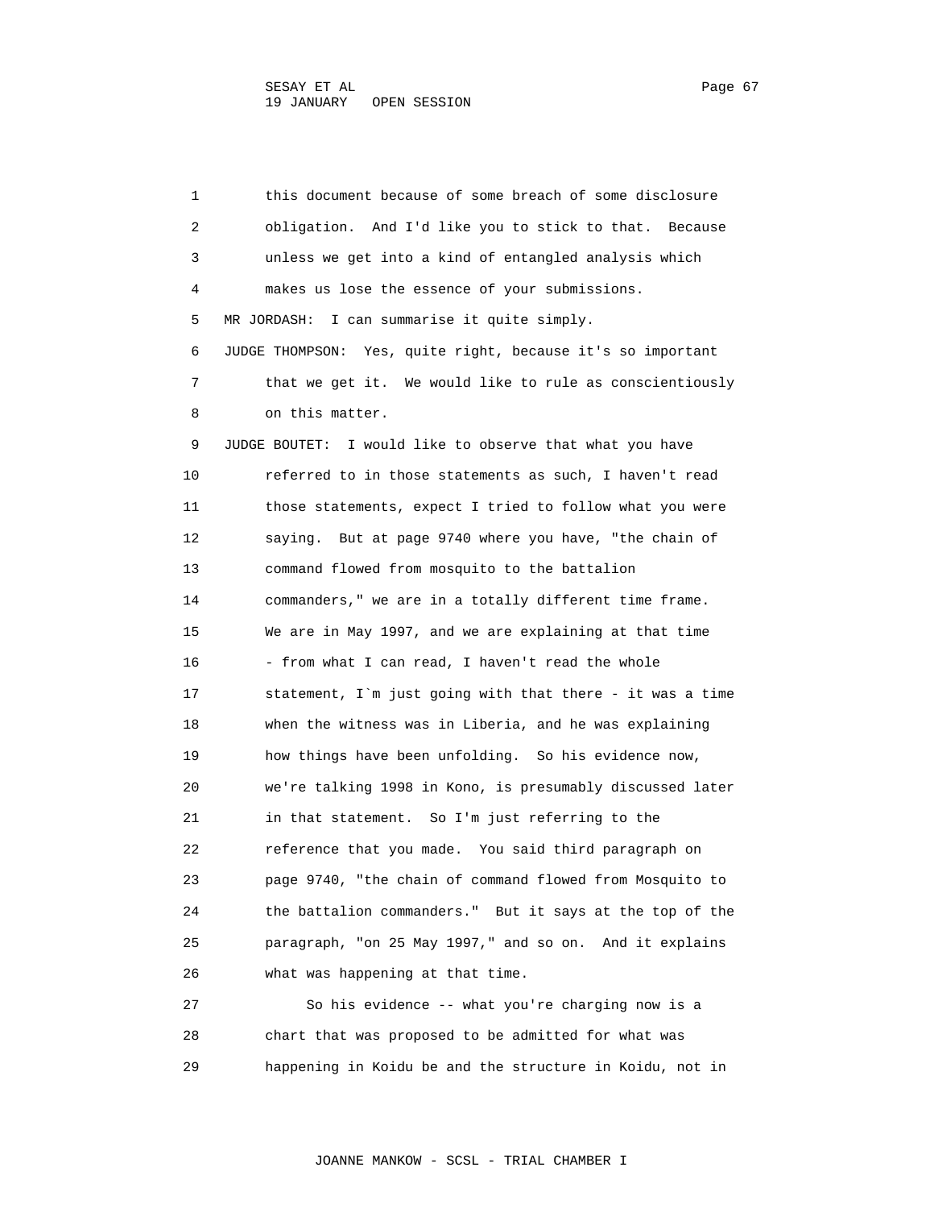this document because of some breach of some disclosure obligation. And I'd like you to stick to that. Because unless we get into a kind of entangled analysis which makes us lose the essence of your submissions.

MR JORDASH: I can summarise it quite simply.

JUDGE THOMPSON: Yes, quite right, because it's so important that we get it. We would like to rule as conscientiously on this matter.

JUDGE BOUTET: I would like to observe that what you have referred to in those statements as such, I haven't read those statements, expect I tried to follow what you were saying. But at page 9740 where you have, "the chain of command flowed from mosquito to the battalion commanders," we are in a totally different time frame. We are in May 1997, and we are explaining at that time - from what I can read, I haven't read the whole statement, I`m just going with that there - it was a time when the witness was in Liberia, and he was explaining how things have been unfolding. So his evidence now, we're talking 1998 in Kono, is presumably discussed later in that statement. So I'm just referring to the reference that you made. You said third paragraph on page 9740, "the chain of command flowed from Mosquito to the battalion commanders." But it says at the top of the paragraph, "on 25 May 1997," and so on. And it explains what was happening at that time.

So his evidence -- what you're charging now is a chart that was proposed to be admitted for what was happening in Koidu be and the structure in Koidu, not in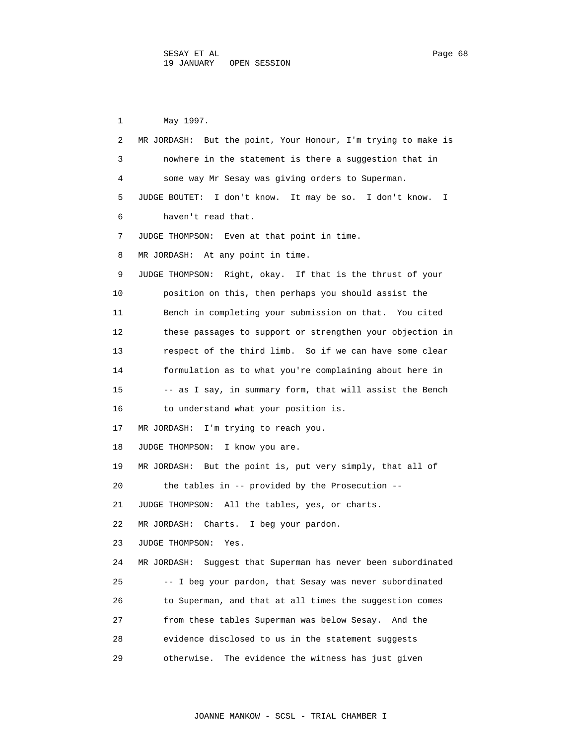1 May 1997.

2 MR JORDASH: But the point, Your Honour, I'm trying to make is

3 nowhere in the statement is there a suggestion that in

4 some way Mr Sesay was giving orders to Superman.

5 JUDGE BOUTET: I don't know. It may be so. I don't know. I

6 haven't read that.

7 JUDGE THOMPSON: Even at that point in time.

8 MR JORDASH: At any point in time.

9 JUDGE THOMPSON: Right, okay. If that is the thrust of your

10 position on this, then perhaps you should assist the

11 Bench in completing your submission on that. You cited

12 these passages to support or strengthen your objection in

13 respect of the third limb. So if we can have some clear

14 formulation as to what you're complaining about here in

15 -- as I say, in summary form, that will assist the Bench

16 to understand what your position is.

17 MR JORDASH: I'm trying to reach you.

18 JUDGE THOMPSON: I know you are.

19 MR JORDASH: But the point is, put very simply, that all of

20 the tables in -- provided by the Prosecution --

21 JUDGE THOMPSON: All the tables, yes, or charts.

22 MR JORDASH: Charts. I beg your pardon.

23 JUDGE THOMPSON: Yes.

24 MR JORDASH: Suggest that Superman has never been subordinated

25 -- I beg your pardon, that Sesay was never subordinated

26 to Superman, and that at all times the suggestion comes

27 from these tables Superman was below Sesay. And the

28 evidence disclosed to us in the statement suggests

29 otherwise. The evidence the witness has just given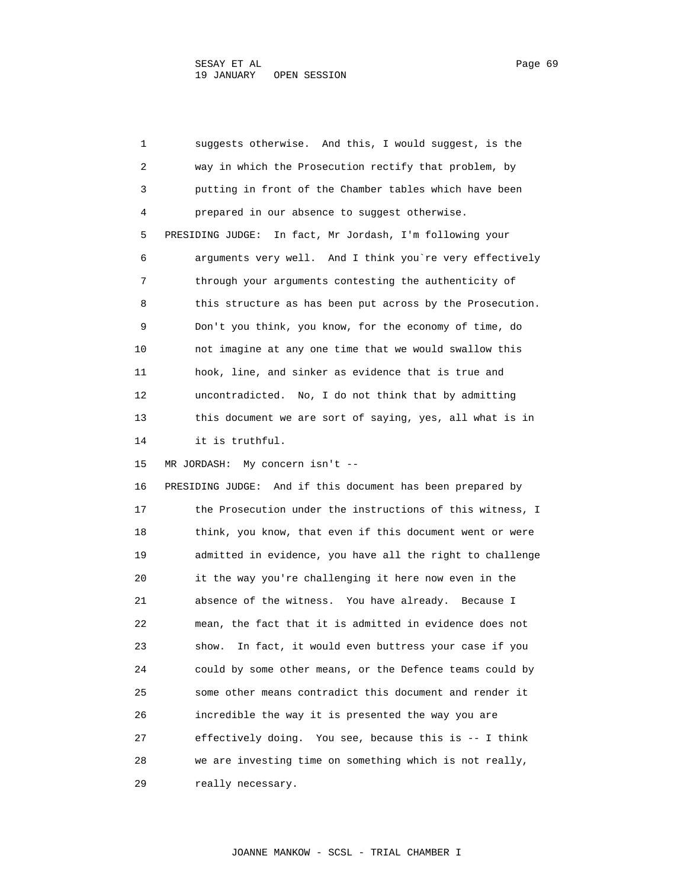suggests otherwise. And this, I would suggest, is the way in which the Prosecution rectify that problem, by putting in front of the Chamber tables which have been prepared in our absence to suggest otherwise.

PRESIDING JUDGE: In fact, Mr Jordash, I'm following your arguments very well. And I think you`re very effectively through your arguments contesting the authenticity of this structure as has been put across by the Prosecution. Don't you think, you know, for the economy of time, do not imagine at any one time that we would swallow this hook, line, and sinker as evidence that is true and uncontradicted. No, I do not think that by admitting this document we are sort of saying, yes, all what is in it is truthful.

MR JORDASH: My concern isn't --

PRESIDING JUDGE: And if this document has been prepared by the Prosecution under the instructions of this witness, I think, you know, that even if this document went or were admitted in evidence, you have all the right to challenge it the way you're challenging it here now even in the absence of the witness. You have already. Because I mean, the fact that it is admitted in evidence does not show. In fact, it would even buttress your case if you could by some other means, or the Defence teams could by some other means contradict this document and render it incredible the way it is presented the way you are effectively doing. You see, because this is -- I think we are investing time on something which is not really, really necessary.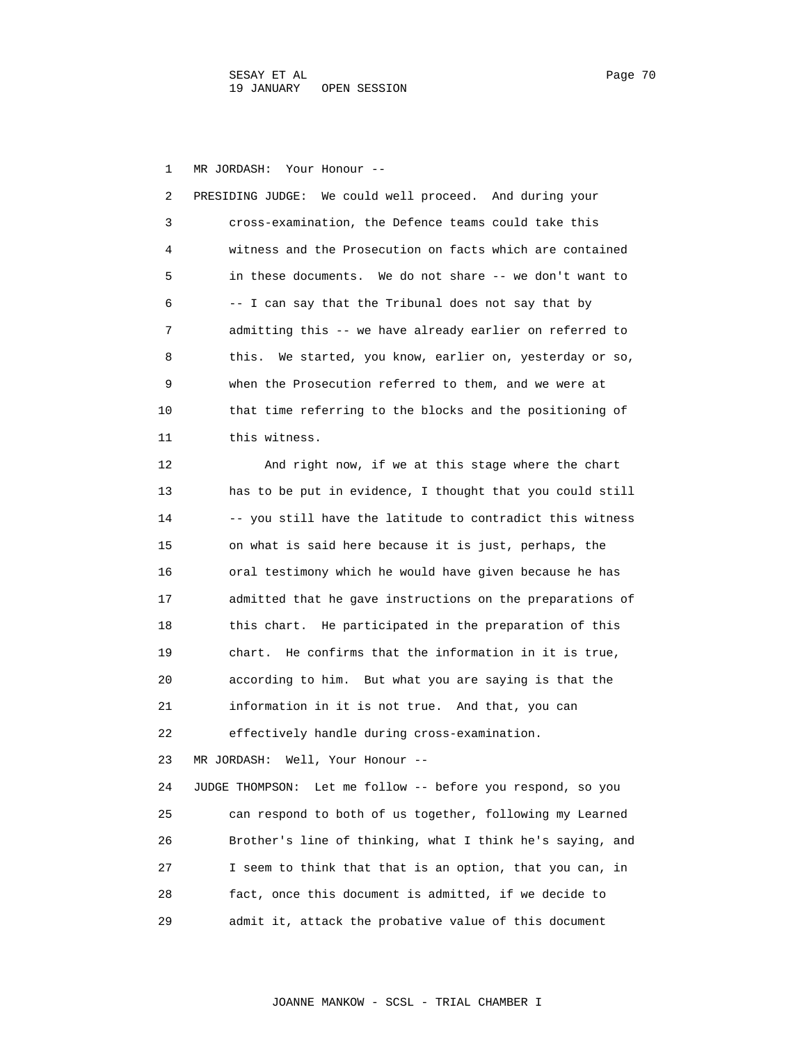MR JORDASH: Your Honour --

PRESIDING JUDGE: We could well proceed. And during your cross-examination, the Defence teams could take this witness and the Prosecution on facts which are contained in these documents. We do not share -- we don't want to -- I can say that the Tribunal does not say that by admitting this -- we have already earlier on referred to this. We started, you know, earlier on, yesterday or so, when the Prosecution referred to them, and we were at that time referring to the blocks and the positioning of this witness.

And right now, if we at this stage where the chart has to be put in evidence, I thought that you could still -- you still have the latitude to contradict this witness on what is said here because it is just, perhaps, the oral testimony which he would have given because he has admitted that he gave instructions on the preparations of this chart. He participated in the preparation of this chart. He confirms that the information in it is true, according to him. But what you are saying is that the information in it is not true. And that, you can effectively handle during cross-examination.

MR JORDASH: Well, Your Honour --

JUDGE THOMPSON: Let me follow -- before you respond, so you can respond to both of us together, following my Learned Brother's line of thinking, what I think he's saying, and I seem to think that that is an option, that you can, in fact, once this document is admitted, if we decide to admit it, attack the probative value of this document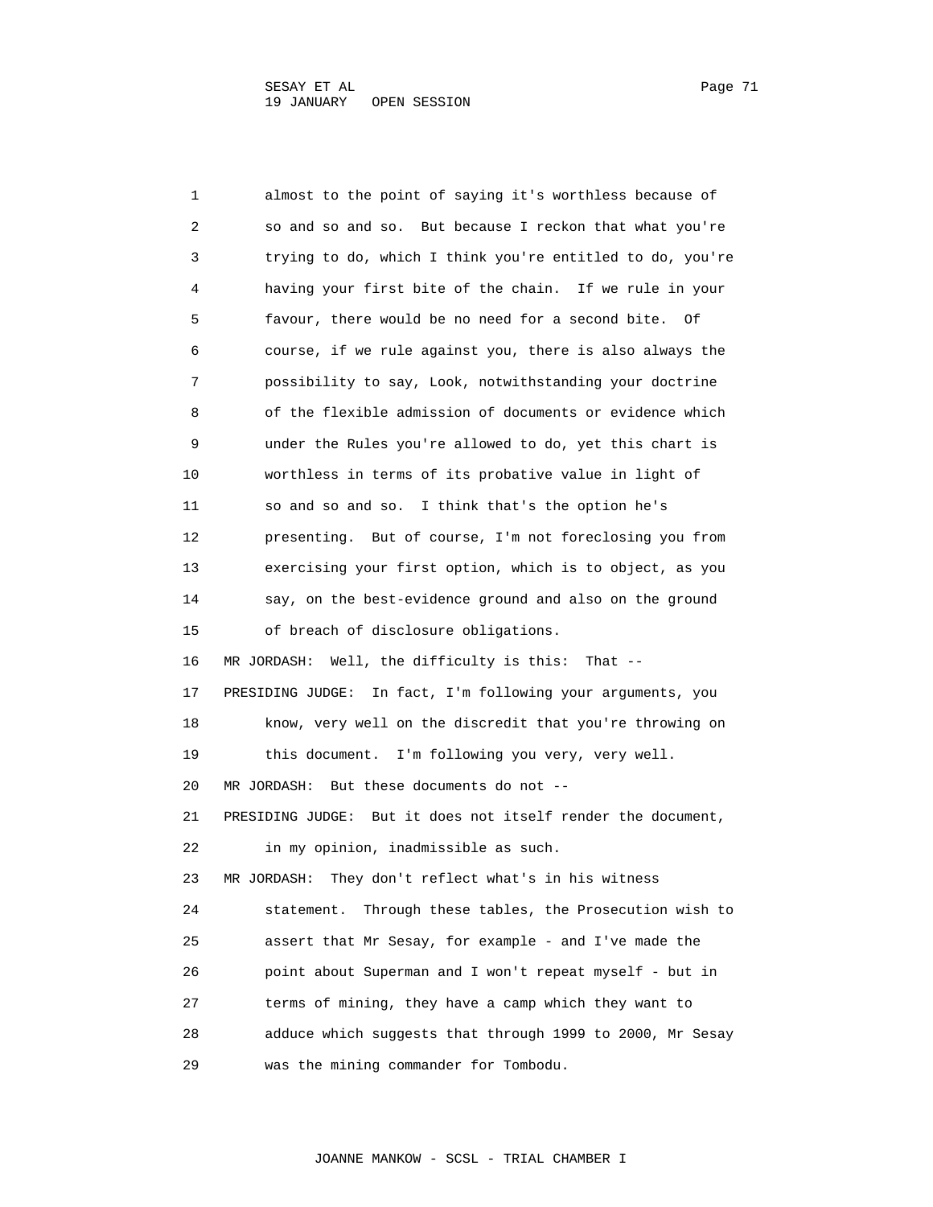almost to the point of saying it's worthless because of so and so and so. But because I reckon that what you're trying to do, which I think you're entitled to do, you're having your first bite of the chain. If we rule in your favour, there would be no need for a second bite. Of course, if we rule against you, there is also always the possibility to say, Look, notwithstanding your doctrine of the flexible admission of documents or evidence which under the Rules you're allowed to do, yet this chart is worthless in terms of its probative value in light of so and so and so. I think that's the option he's presenting. But of course, I'm not foreclosing you from exercising your first option, which is to object, as you say, on the best-evidence ground and also on the ground of breach of disclosure obligations.

MR JORDASH: Well, the difficulty is this: That --

PRESIDING JUDGE: In fact, I'm following your arguments, you know, very well on the discredit that you're throwing on this document. I'm following you very, very well.

MR JORDASH: But these documents do not --

PRESIDING JUDGE: But it does not itself render the document, in my opinion, inadmissible as such.

MR JORDASH: They don't reflect what's in his witness statement. Through these tables, the Prosecution wish to assert that Mr Sesay, for example - and I've made the point about Superman and I won't repeat myself - but in terms of mining, they have a camp which they want to adduce which suggests that through 1999 to 2000, Mr Sesay was the mining commander for Tombodu.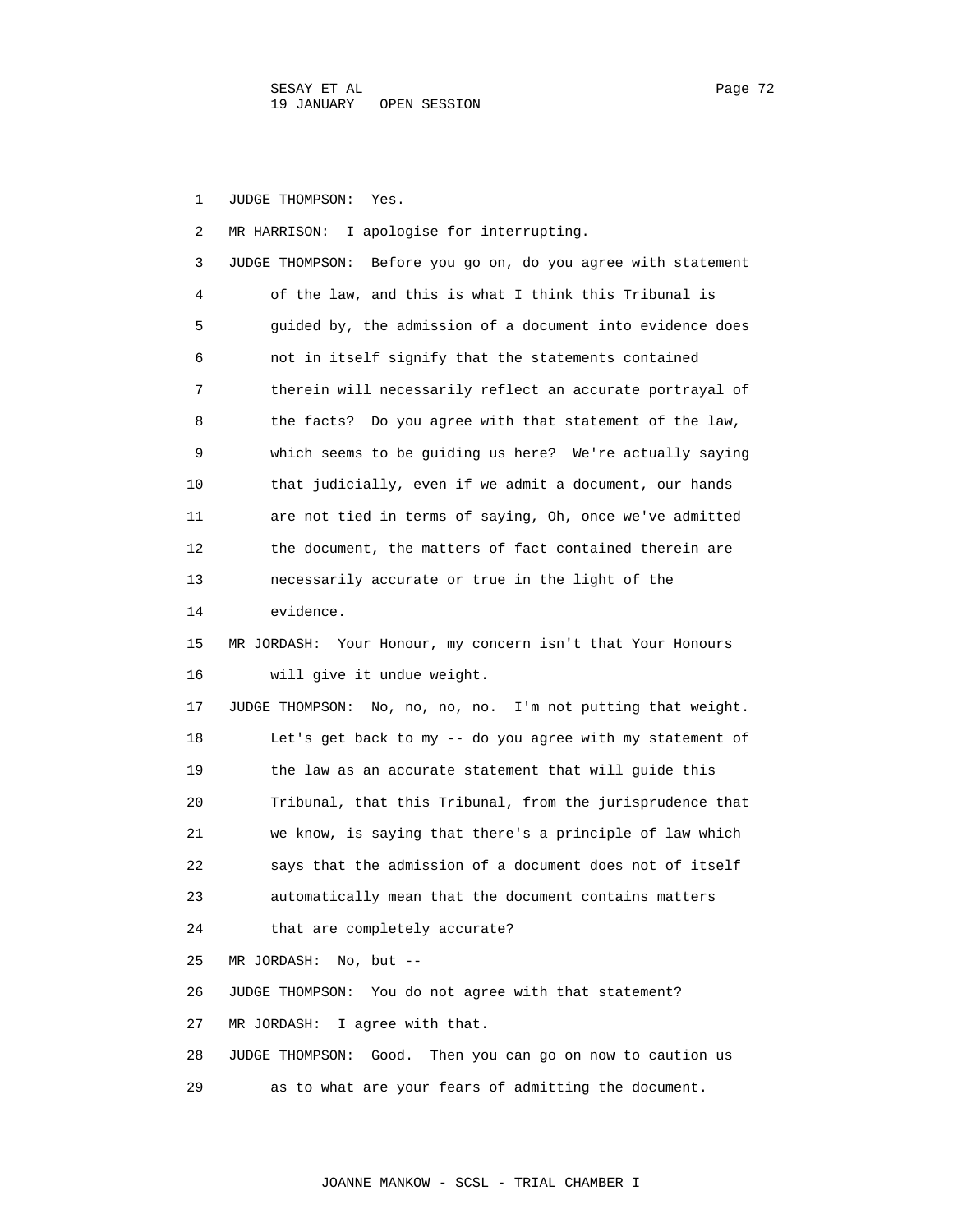1 JUDGE THOMPSON: Yes.

2 MR HARRISON: I apologise for interrupting.

3 JUDGE THOMPSON: Before you go on, do you agree with statement
4 of the law, and this is what I think this Tribunal is
5 guided by, the admission of a document into evidence does
6 not in itself signify that the statements contained
7 therein will necessarily reflect an accurate portrayal of
8 the facts? Do you agree with that statement of the law,
9 which seems to be guiding us here? We're actually saying
10 that judicially, even if we admit a document, our hands
11 are not tied in terms of saying, Oh, once we've admitted
12 the document, the matters of fact contained therein are
13 necessarily accurate or true in the light of the
14 evidence.

15 MR JORDASH: Your Honour, my concern isn't that Your Honours
16 will give it undue weight.

17 JUDGE THOMPSON: No, no, no, no. I'm not putting that weight.
18 Let's get back to my -- do you agree with my statement of
19 the law as an accurate statement that will guide this
20 Tribunal, that this Tribunal, from the jurisprudence that
21 we know, is saying that there's a principle of law which
22 says that the admission of a document does not of itself
23 automatically mean that the document contains matters
24 that are completely accurate?

25 MR JORDASH: No, but --

26 JUDGE THOMPSON: You do not agree with that statement?

27 MR JORDASH: I agree with that.

28 JUDGE THOMPSON: Good. Then you can go on now to caution us
29 as to what are your fears of admitting the document.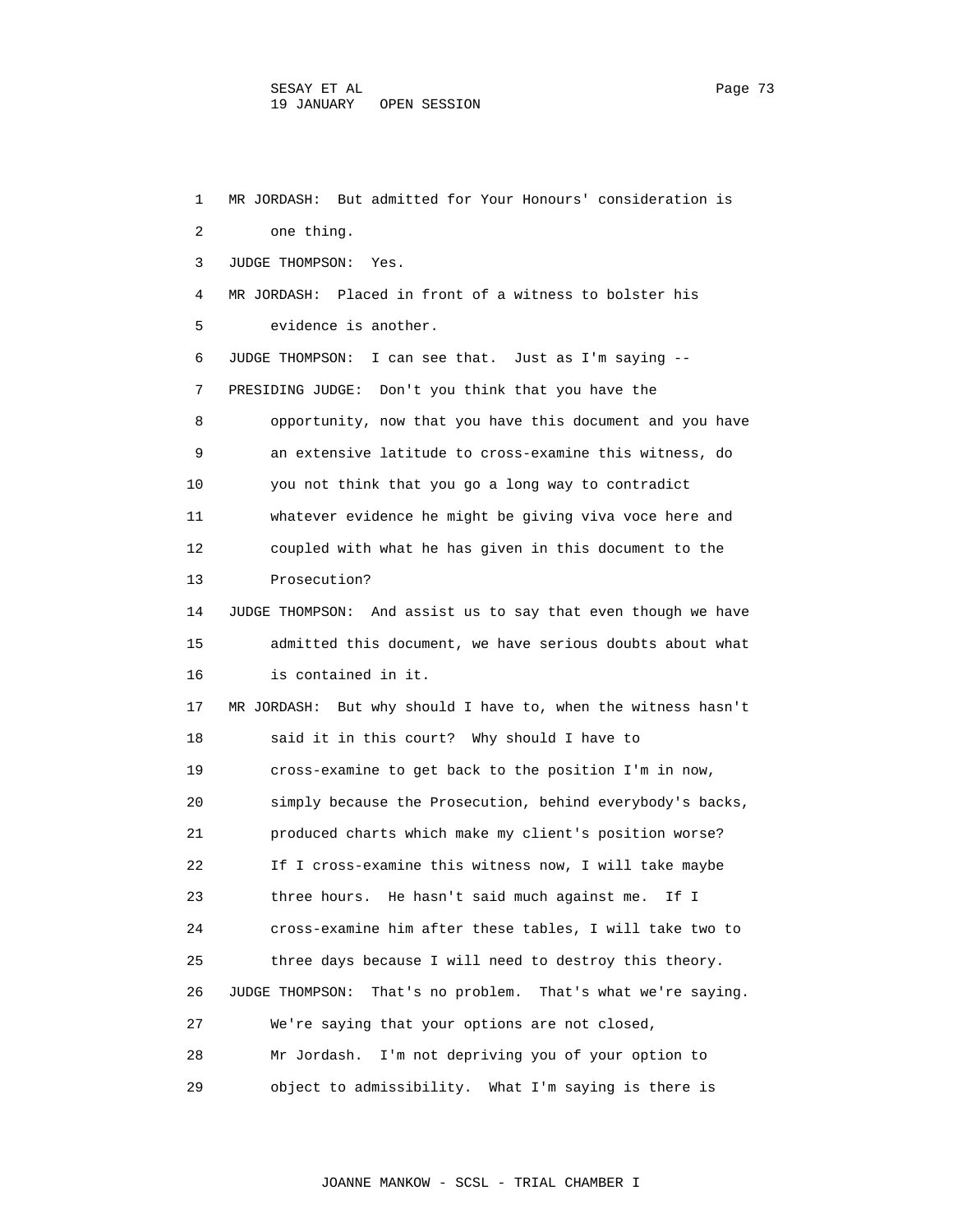MR JORDASH: But admitted for Your Honours' consideration is one thing.

JUDGE THOMPSON: Yes.

MR JORDASH: Placed in front of a witness to bolster his evidence is another.

JUDGE THOMPSON: I can see that. Just as I'm saying --

PRESIDING JUDGE: Don't you think that you have the opportunity, now that you have this document and you have an extensive latitude to cross-examine this witness, do you not think that you go a long way to contradict whatever evidence he might be giving viva voce here and coupled with what he has given in this document to the Prosecution?

JUDGE THOMPSON: And assist us to say that even though we have admitted this document, we have serious doubts about what is contained in it.

MR JORDASH: But why should I have to, when the witness hasn't said it in this court? Why should I have to cross-examine to get back to the position I'm in now, simply because the Prosecution, behind everybody's backs, produced charts which make my client's position worse? If I cross-examine this witness now, I will take maybe three hours. He hasn't said much against me. If I cross-examine him after these tables, I will take two to three days because I will need to destroy this theory.

JUDGE THOMPSON: That's no problem. That's what we're saying. We're saying that your options are not closed, Mr Jordash. I'm not depriving you of your option to object to admissibility. What I'm saying is there is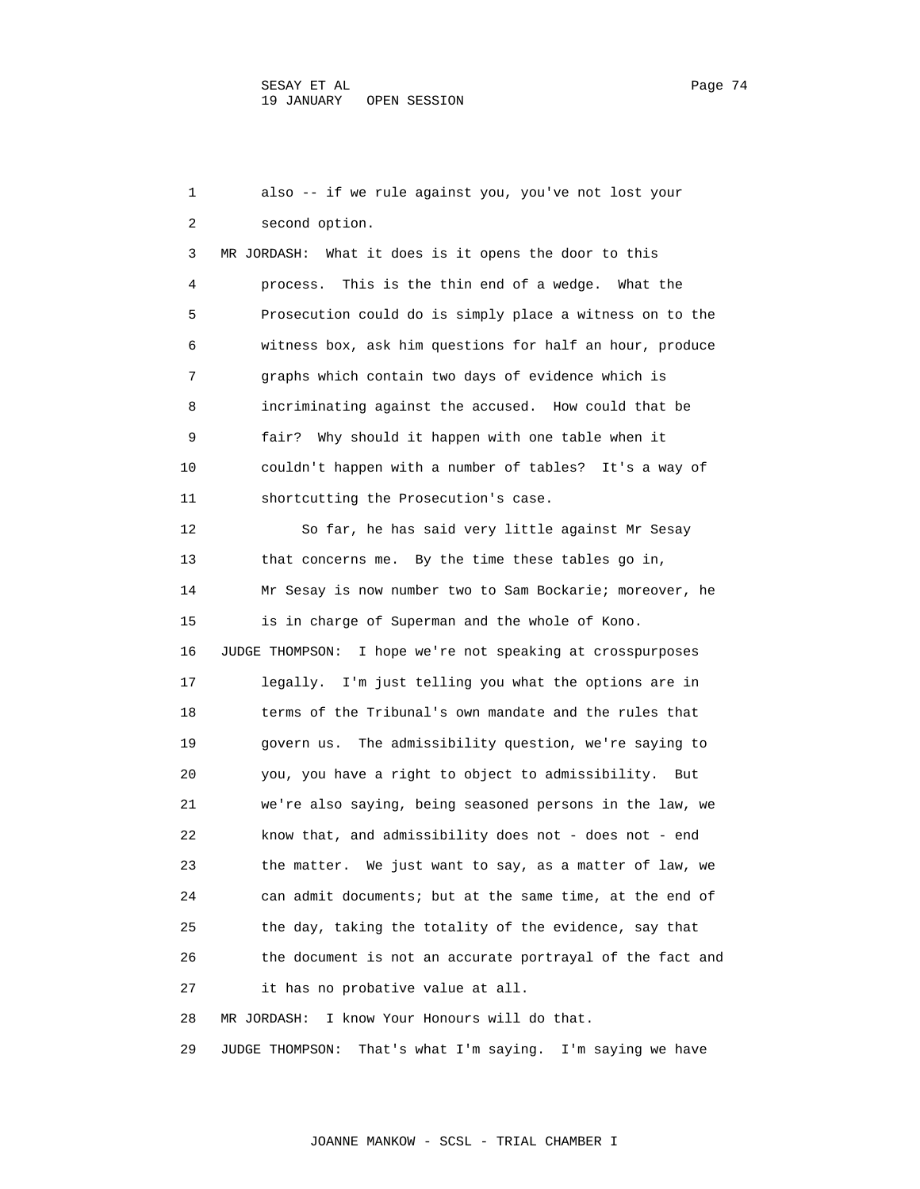1 also -- if we rule against you, you've not lost your
2 second option.

3 MR JORDASH: What it does is it opens the door to this
4 process. This is the thin end of a wedge. What the
5 Prosecution could do is simply place a witness on to the
6 witness box, ask him questions for half an hour, produce
7 graphs which contain two days of evidence which is
8 incriminating against the accused. How could that be
9 fair? Why should it happen with one table when it
10 couldn't happen with a number of tables? It's a way of
11 shortcutting the Prosecution's case.

12 So far, he has said very little against Mr Sesay
13 that concerns me. By the time these tables go in,
14 Mr Sesay is now number two to Sam Bockarie; moreover, he
15 is in charge of Superman and the whole of Kono.

16 JUDGE THOMPSON: I hope we're not speaking at crosspurposes
17 legally. I'm just telling you what the options are in
18 terms of the Tribunal's own mandate and the rules that
19 govern us. The admissibility question, we're saying to
20 you, you have a right to object to admissibility. But
21 we're also saying, being seasoned persons in the law, we
22 know that, and admissibility does not - does not - end
23 the matter. We just want to say, as a matter of law, we
24 can admit documents; but at the same time, at the end of
25 the day, taking the totality of the evidence, say that
26 the document is not an accurate portrayal of the fact and
27 it has no probative value at all.

28 MR JORDASH: I know Your Honours will do that.

29 JUDGE THOMPSON: That's what I'm saying. I'm saying we have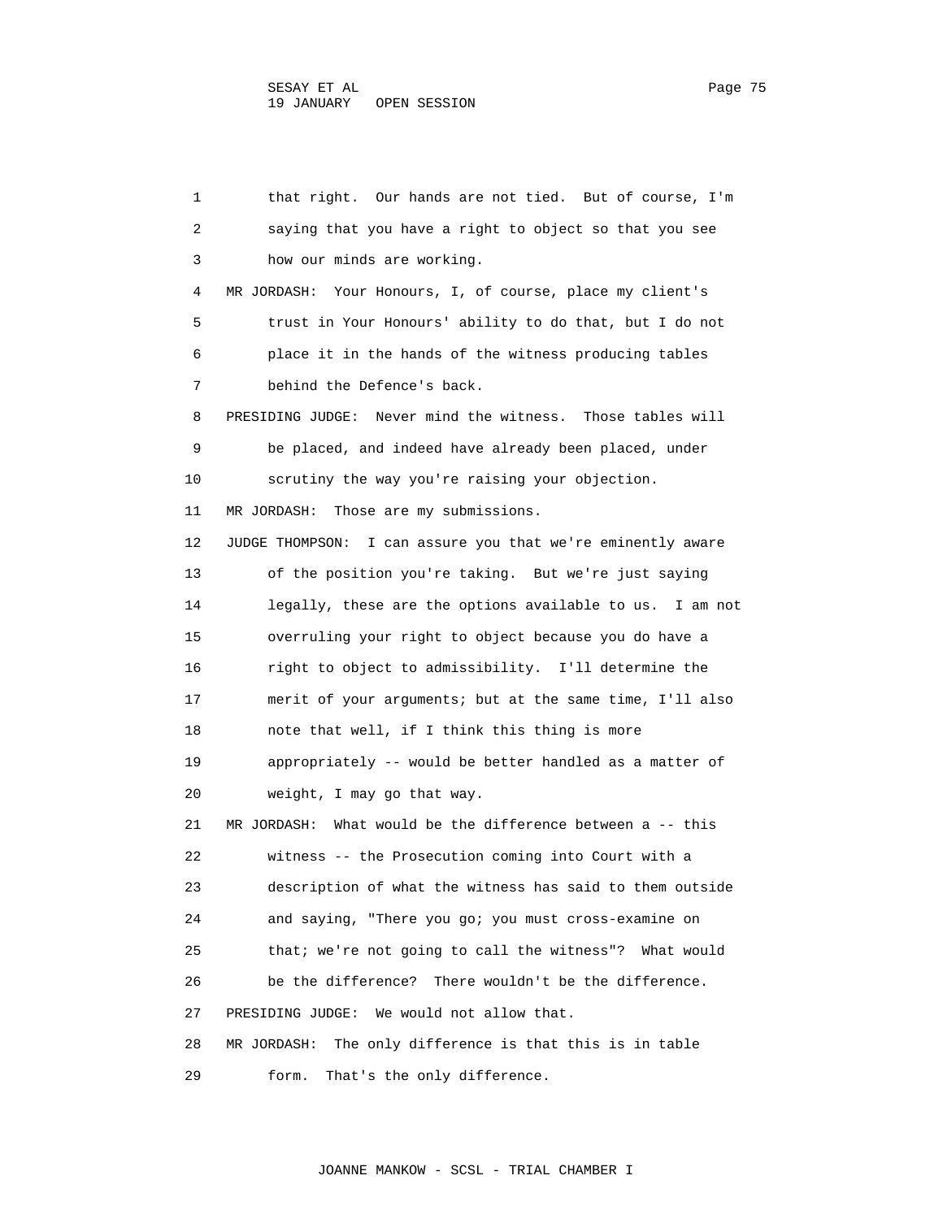that right. Our hands are not tied. But of course, I'm saying that you have a right to object so that you see how our minds are working.

MR JORDASH: Your Honours, I, of course, place my client's trust in Your Honours' ability to do that, but I do not place it in the hands of the witness producing tables behind the Defence's back.

PRESIDING JUDGE: Never mind the witness. Those tables will be placed, and indeed have already been placed, under scrutiny the way you're raising your objection.

MR JORDASH: Those are my submissions.

JUDGE THOMPSON: I can assure you that we're eminently aware of the position you're taking. But we're just saying legally, these are the options available to us. I am not overruling your right to object because you do have a right to object to admissibility. I'll determine the merit of your arguments; but at the same time, I'll also note that well, if I think this thing is more appropriately -- would be better handled as a matter of weight, I may go that way.

MR JORDASH: What would be the difference between a -- this witness -- the Prosecution coming into Court with a description of what the witness has said to them outside and saying, "There you go; you must cross-examine on that; we're not going to call the witness"? What would be the difference? There wouldn't be the difference.

PRESIDING JUDGE: We would not allow that.

MR JORDASH: The only difference is that this is in table form. That's the only difference.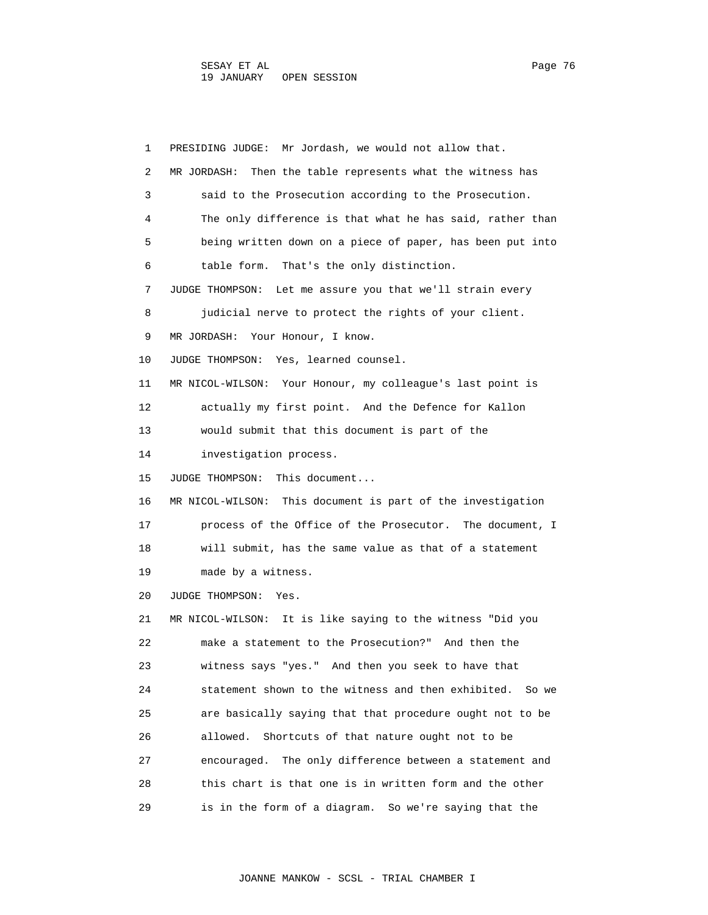PRESIDING JUDGE: Mr Jordash, we would not allow that.

MR JORDASH: Then the table represents what the witness has said to the Prosecution according to the Prosecution. The only difference is that what he has said, rather than being written down on a piece of paper, has been put into table form. That's the only distinction.

JUDGE THOMPSON: Let me assure you that we'll strain every judicial nerve to protect the rights of your client.

MR JORDASH: Your Honour, I know.

JUDGE THOMPSON: Yes, learned counsel.

MR NICOL-WILSON: Your Honour, my colleague's last point is actually my first point. And the Defence for Kallon would submit that this document is part of the investigation process.

JUDGE THOMPSON: This document...

MR NICOL-WILSON: This document is part of the investigation process of the Office of the Prosecutor. The document, I will submit, has the same value as that of a statement made by a witness.

JUDGE THOMPSON: Yes.

MR NICOL-WILSON: It is like saying to the witness "Did you make a statement to the Prosecution?" And then the witness says "yes." And then you seek to have that statement shown to the witness and then exhibited. So we are basically saying that that procedure ought not to be allowed. Shortcuts of that nature ought not to be encouraged. The only difference between a statement and this chart is that one is in written form and the other is in the form of a diagram. So we're saying that the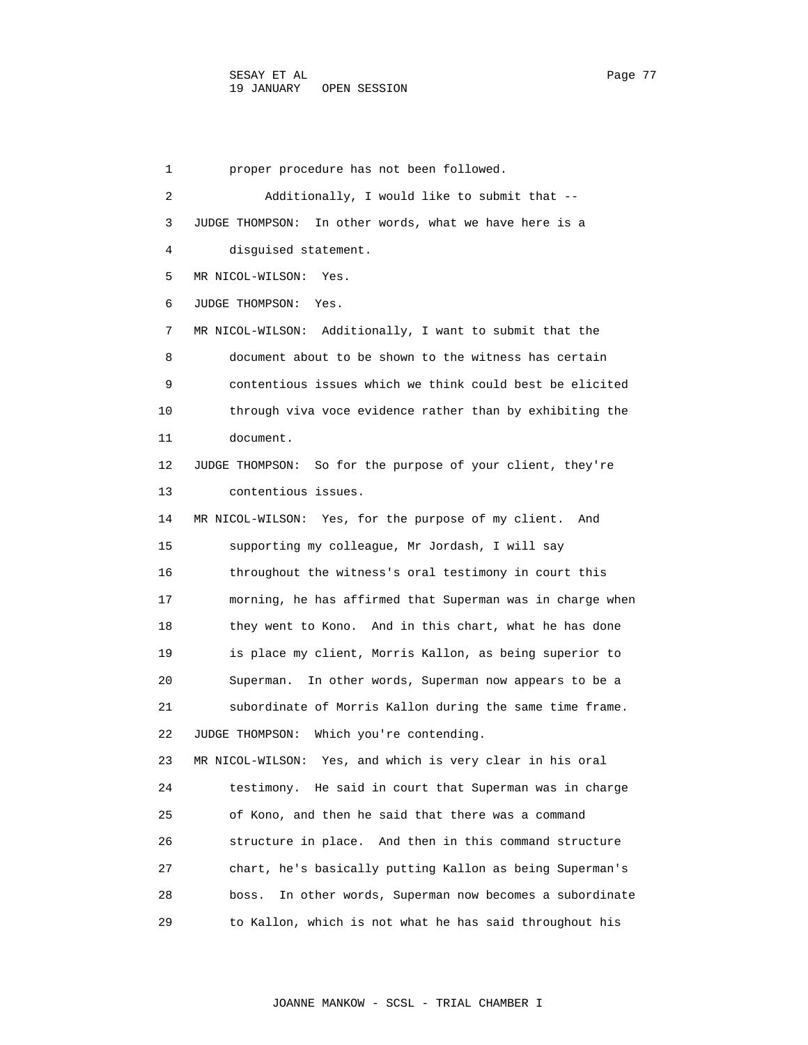1 proper procedure has not been followed.

2 Additionally, I would like to submit that --

3 JUDGE THOMPSON: In other words, what we have here is a

4 disguised statement.

5 MR NICOL-WILSON: Yes.

6 JUDGE THOMPSON: Yes.

7 MR NICOL-WILSON: Additionally, I want to submit that the

8 document about to be shown to the witness has certain

9 contentious issues which we think could best be elicited

10 through viva voce evidence rather than by exhibiting the

11 document.

12 JUDGE THOMPSON: So for the purpose of your client, they're

13 contentious issues.

14 MR NICOL-WILSON: Yes, for the purpose of my client. And

15 supporting my colleague, Mr Jordash, I will say

16 throughout the witness's oral testimony in court this

17 morning, he has affirmed that Superman was in charge when

18 they went to Kono. And in this chart, what he has done

19 is place my client, Morris Kallon, as being superior to

20 Superman. In other words, Superman now appears to be a

21 subordinate of Morris Kallon during the same time frame.

22 JUDGE THOMPSON: Which you're contending.

23 MR NICOL-WILSON: Yes, and which is very clear in his oral

24 testimony. He said in court that Superman was in charge

25 of Kono, and then he said that there was a command

26 structure in place. And then in this command structure

27 chart, he's basically putting Kallon as being Superman's

28 boss. In other words, Superman now becomes a subordinate

29 to Kallon, which is not what he has said throughout his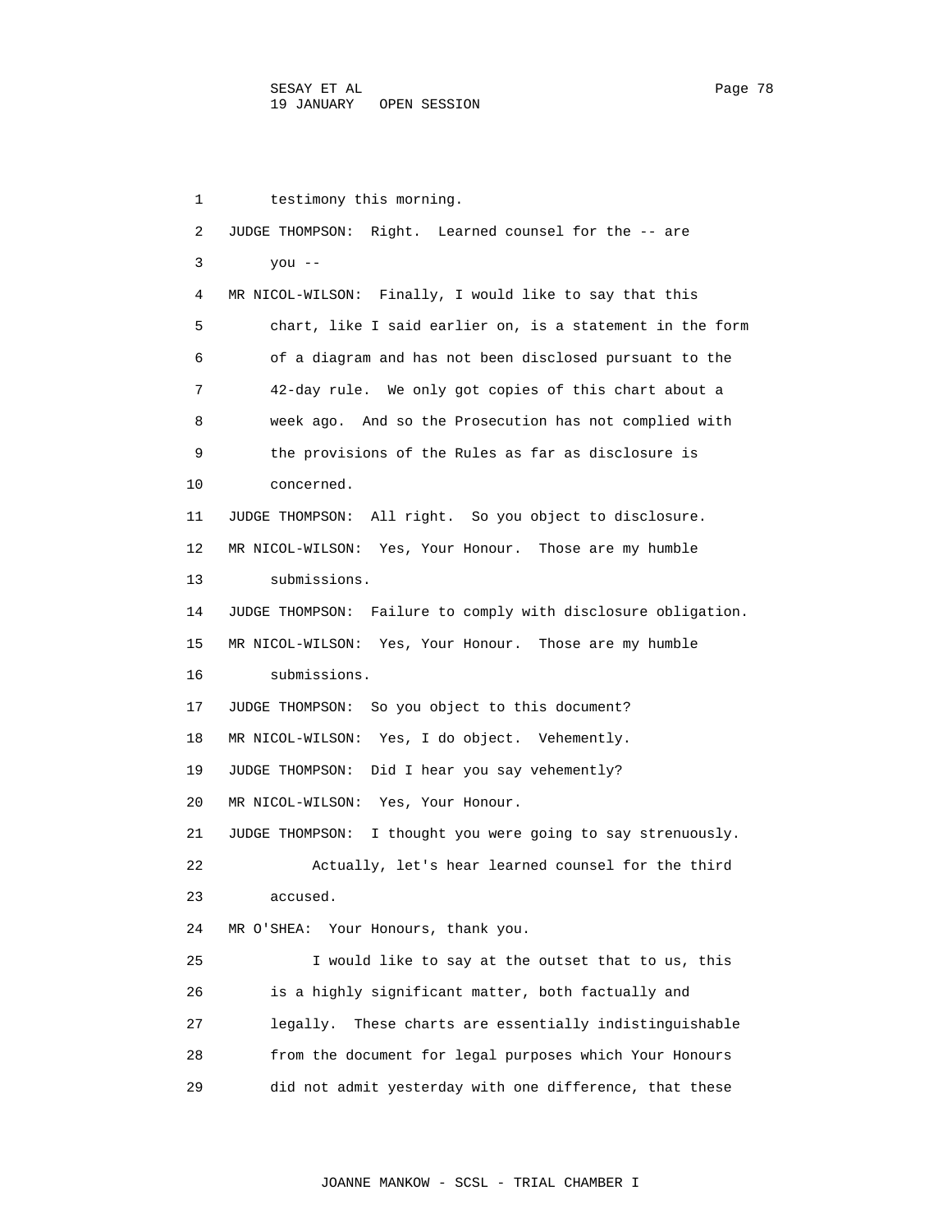testimony this morning.

JUDGE THOMPSON: Right. Learned counsel for the -- are you --

MR NICOL-WILSON: Finally, I would like to say that this chart, like I said earlier on, is a statement in the form of a diagram and has not been disclosed pursuant to the 42-day rule. We only got copies of this chart about a week ago. And so the Prosecution has not complied with the provisions of the Rules as far as disclosure is concerned.

JUDGE THOMPSON: All right. So you object to disclosure.

MR NICOL-WILSON: Yes, Your Honour. Those are my humble submissions.

JUDGE THOMPSON: Failure to comply with disclosure obligation.

MR NICOL-WILSON: Yes, Your Honour. Those are my humble submissions.

JUDGE THOMPSON: So you object to this document?

MR NICOL-WILSON: Yes, I do object. Vehemently.

JUDGE THOMPSON: Did I hear you say vehemently?

MR NICOL-WILSON: Yes, Your Honour.

JUDGE THOMPSON: I thought you were going to say strenuously.

Actually, let's hear learned counsel for the third accused.

MR O'SHEA: Your Honours, thank you.

I would like to say at the outset that to us, this is a highly significant matter, both factually and legally. These charts are essentially indistinguishable from the document for legal purposes which Your Honours did not admit yesterday with one difference, that these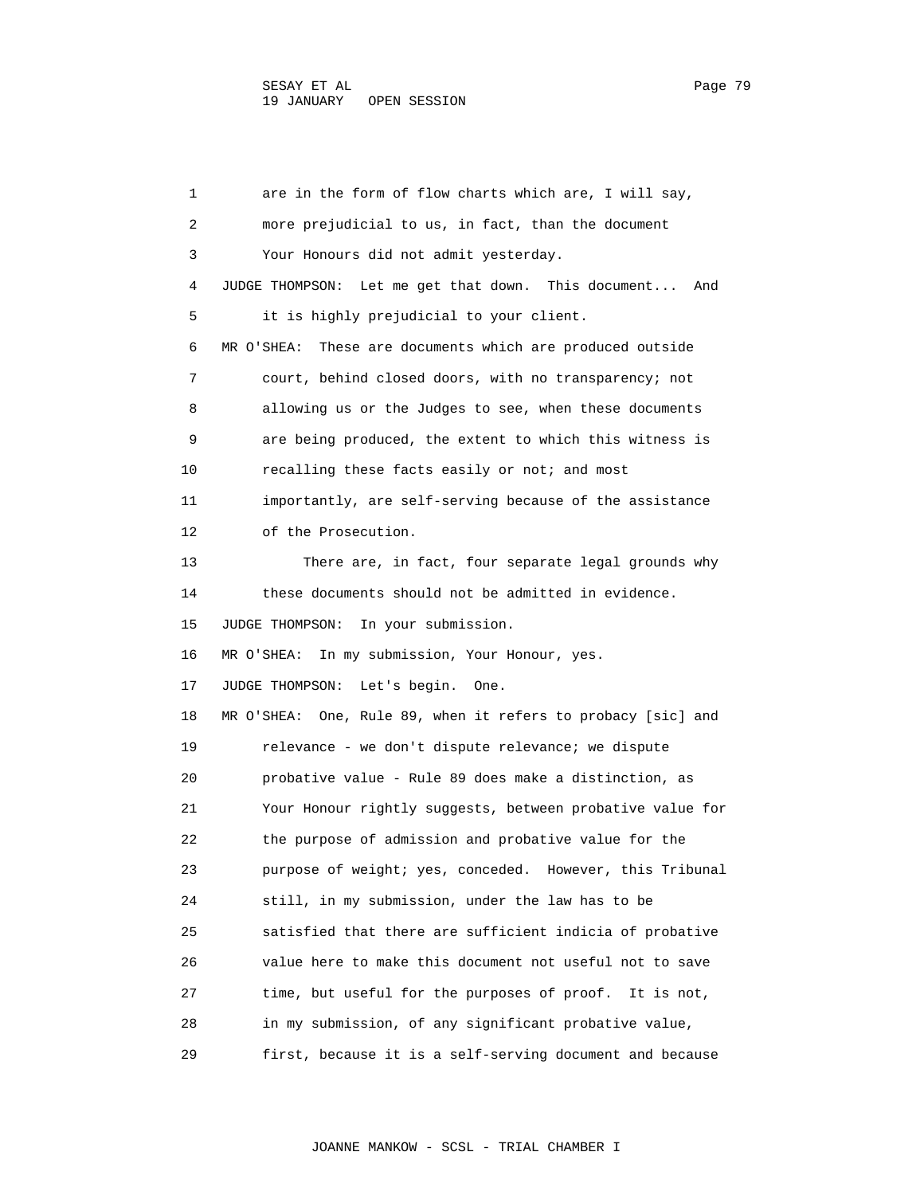are in the form of flow charts which are, I will say, more prejudicial to us, in fact, than the document Your Honours did not admit yesterday.

JUDGE THOMPSON: Let me get that down. This document... And it is highly prejudicial to your client.

MR O'SHEA: These are documents which are produced outside court, behind closed doors, with no transparency; not allowing us or the Judges to see, when these documents are being produced, the extent to which this witness is recalling these facts easily or not; and most importantly, are self-serving because of the assistance of the Prosecution.

There are, in fact, four separate legal grounds why these documents should not be admitted in evidence.

JUDGE THOMPSON: In your submission.

MR O'SHEA: In my submission, Your Honour, yes.

JUDGE THOMPSON: Let's begin. One.

MR O'SHEA: One, Rule 89, when it refers to probacy [sic] and relevance - we don't dispute relevance; we dispute probative value - Rule 89 does make a distinction, as Your Honour rightly suggests, between probative value for the purpose of admission and probative value for the purpose of weight; yes, conceded. However, this Tribunal still, in my submission, under the law has to be satisfied that there are sufficient indicia of probative value here to make this document not useful not to save time, but useful for the purposes of proof. It is not, in my submission, of any significant probative value, first, because it is a self-serving document and because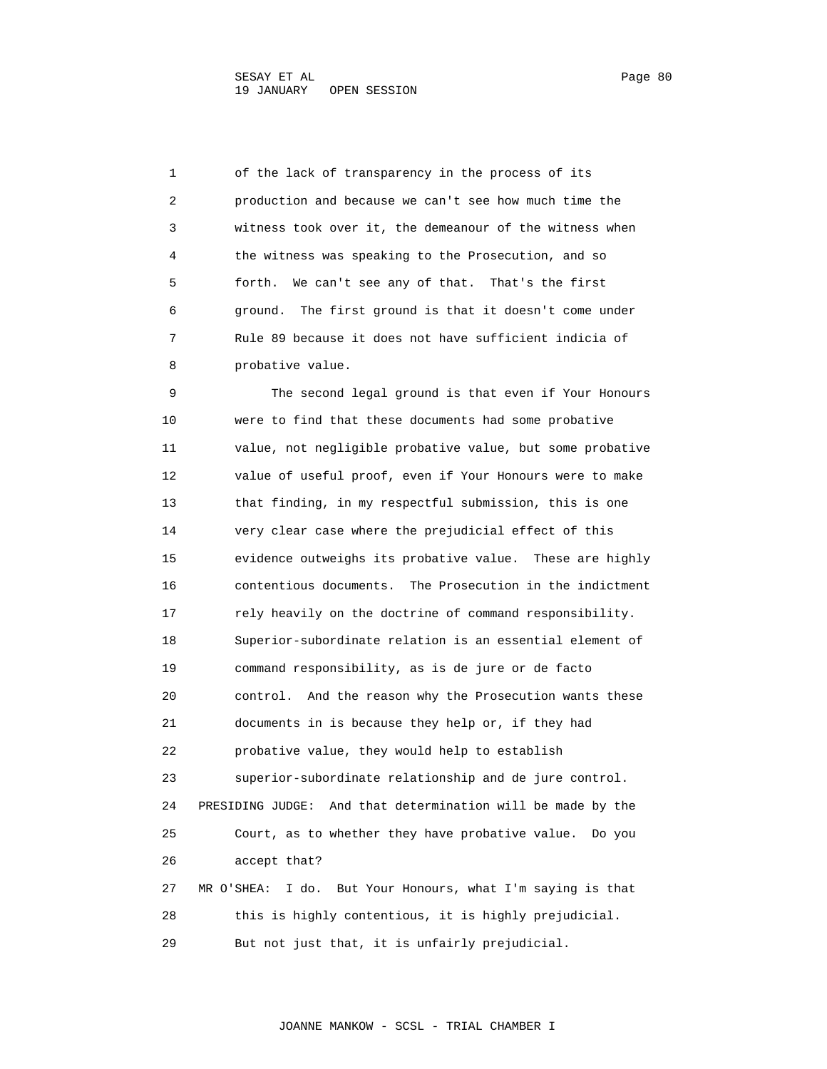of the lack of transparency in the process of its production and because we can't see how much time the witness took over it, the demeanour of the witness when the witness was speaking to the Prosecution, and so forth. We can't see any of that. That's the first ground. The first ground is that it doesn't come under Rule 89 because it does not have sufficient indicia of probative value.

The second legal ground is that even if Your Honours were to find that these documents had some probative value, not negligible probative value, but some probative value of useful proof, even if Your Honours were to make that finding, in my respectful submission, this is one very clear case where the prejudicial effect of this evidence outweighs its probative value. These are highly contentious documents. The Prosecution in the indictment rely heavily on the doctrine of command responsibility. Superior-subordinate relation is an essential element of command responsibility, as is de jure or de facto control. And the reason why the Prosecution wants these documents in is because they help or, if they had probative value, they would help to establish superior-subordinate relationship and de jure control.

PRESIDING JUDGE: And that determination will be made by the Court, as to whether they have probative value. Do you accept that?

MR O'SHEA: I do. But Your Honours, what I'm saying is that this is highly contentious, it is highly prejudicial. But not just that, it is unfairly prejudicial.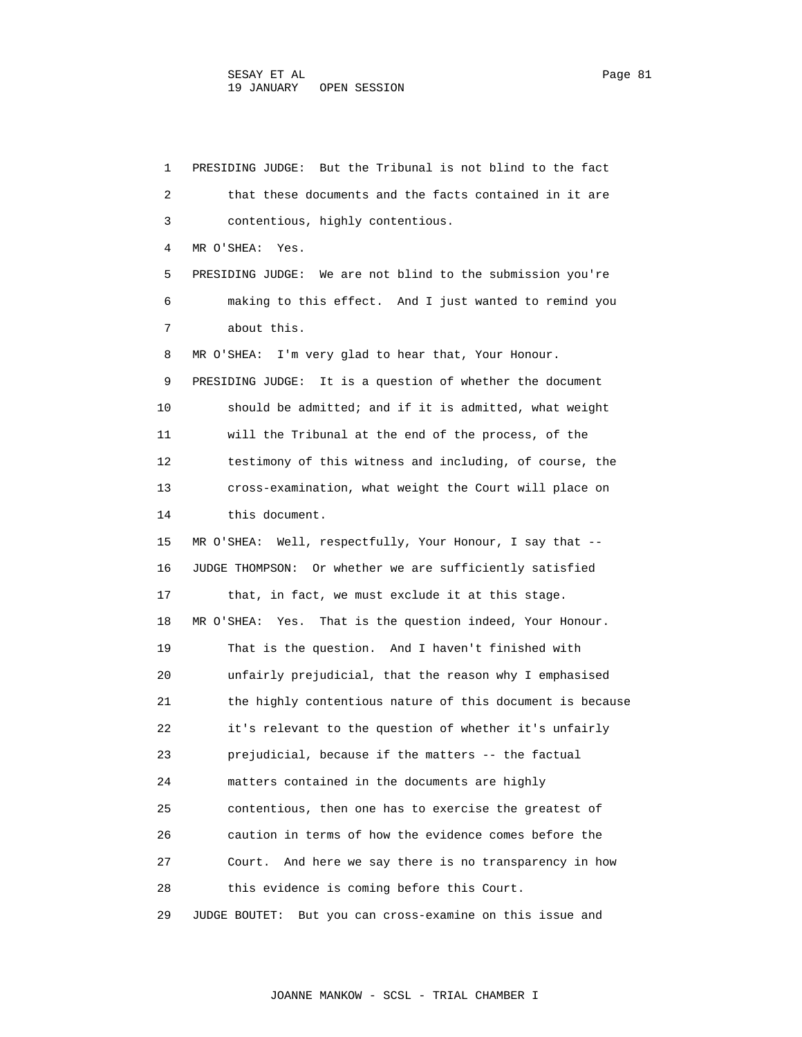PRESIDING JUDGE: But the Tribunal is not blind to the fact that these documents and the facts contained in it are contentious, highly contentious.

MR O'SHEA: Yes.

PRESIDING JUDGE: We are not blind to the submission you're making to this effect. And I just wanted to remind you about this.

MR O'SHEA: I'm very glad to hear that, Your Honour.

PRESIDING JUDGE: It is a question of whether the document should be admitted; and if it is admitted, what weight will the Tribunal at the end of the process, of the testimony of this witness and including, of course, the cross-examination, what weight the Court will place on this document.

MR O'SHEA: Well, respectfully, Your Honour, I say that --

JUDGE THOMPSON: Or whether we are sufficiently satisfied that, in fact, we must exclude it at this stage.

MR O'SHEA: Yes. That is the question indeed, Your Honour. That is the question. And I haven't finished with unfairly prejudicial, that the reason why I emphasised the highly contentious nature of this document is because it's relevant to the question of whether it's unfairly prejudicial, because if the matters -- the factual matters contained in the documents are highly contentious, then one has to exercise the greatest of caution in terms of how the evidence comes before the Court. And here we say there is no transparency in how this evidence is coming before this Court.

JUDGE BOUTET: But you can cross-examine on this issue and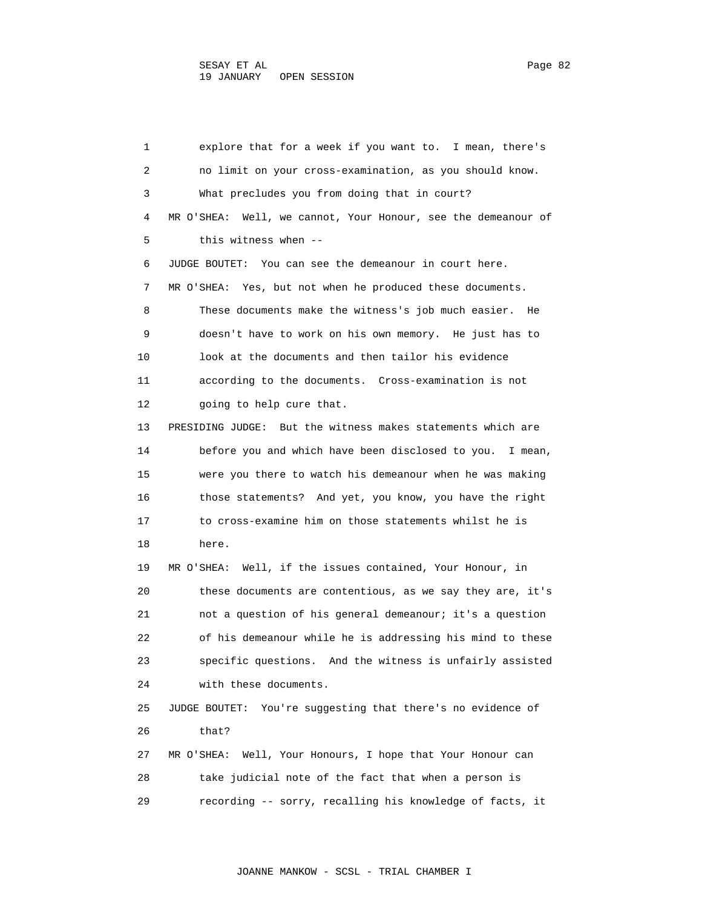1 explore that for a week if you want to. I mean, there's
2 no limit on your cross-examination, as you should know.
3 What precludes you from doing that in court?
4 MR O'SHEA: Well, we cannot, Your Honour, see the demeanour of
5 this witness when --
6 JUDGE BOUTET: You can see the demeanour in court here.
7 MR O'SHEA: Yes, but not when he produced these documents.
8 These documents make the witness's job much easier. He
9 doesn't have to work on his own memory. He just has to
10 look at the documents and then tailor his evidence
11 according to the documents. Cross-examination is not
12 going to help cure that.
13 PRESIDING JUDGE: But the witness makes statements which are
14 before you and which have been disclosed to you. I mean,
15 were you there to watch his demeanour when he was making
16 those statements? And yet, you know, you have the right
17 to cross-examine him on those statements whilst he is
18 here.
19 MR O'SHEA: Well, if the issues contained, Your Honour, in
20 these documents are contentious, as we say they are, it's
21 not a question of his general demeanour; it's a question
22 of his demeanour while he is addressing his mind to these
23 specific questions. And the witness is unfairly assisted
24 with these documents.
25 JUDGE BOUTET: You're suggesting that there's no evidence of
26 that?
27 MR O'SHEA: Well, Your Honours, I hope that Your Honour can
28 take judicial note of the fact that when a person is
29 recording -- sorry, recalling his knowledge of facts, it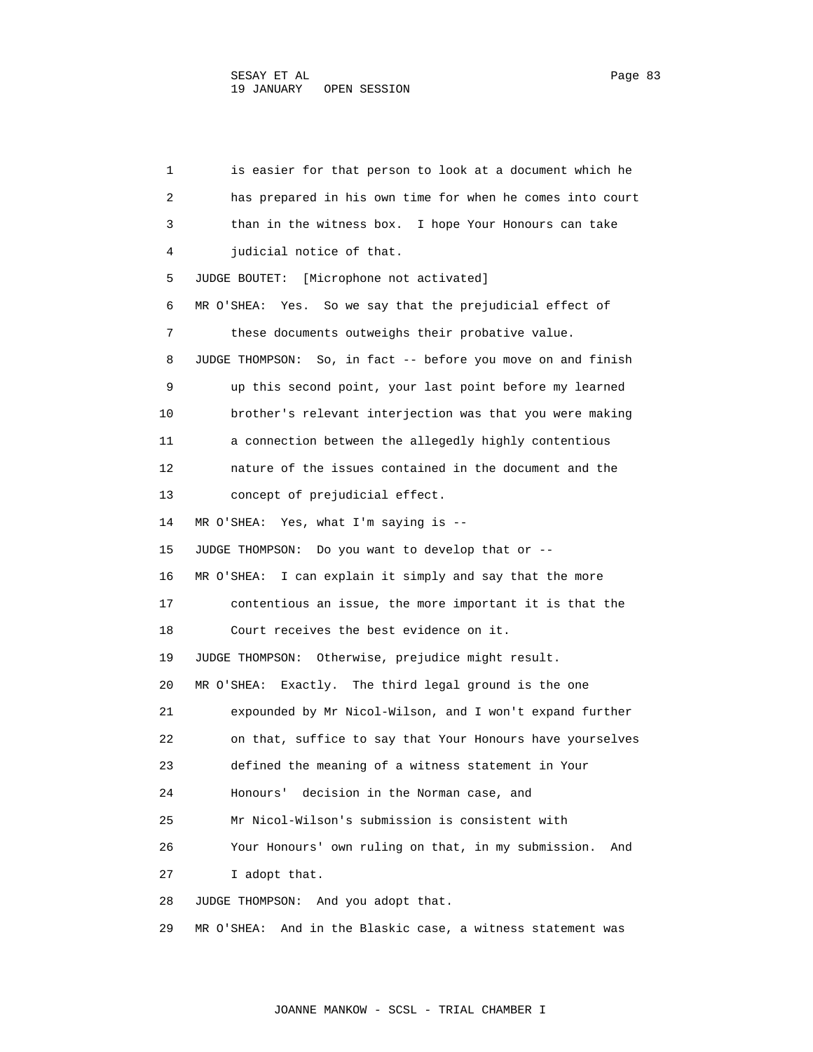1 is easier for that person to look at a document which he
2 has prepared in his own time for when he comes into court
3 than in the witness box. I hope Your Honours can take
4 judicial notice of that.
5 JUDGE BOUTET: [Microphone not activated]
6 MR O'SHEA: Yes. So we say that the prejudicial effect of
7 these documents outweighs their probative value.
8 JUDGE THOMPSON: So, in fact -- before you move on and finish
9 up this second point, your last point before my learned
10 brother's relevant interjection was that you were making
11 a connection between the allegedly highly contentious
12 nature of the issues contained in the document and the
13 concept of prejudicial effect.
14 MR O'SHEA: Yes, what I'm saying is --
15 JUDGE THOMPSON: Do you want to develop that or --
16 MR O'SHEA: I can explain it simply and say that the more
17 contentious an issue, the more important it is that the
18 Court receives the best evidence on it.
19 JUDGE THOMPSON: Otherwise, prejudice might result.
20 MR O'SHEA: Exactly. The third legal ground is the one
21 expounded by Mr Nicol-Wilson, and I won't expand further
22 on that, suffice to say that Your Honours have yourselves
23 defined the meaning of a witness statement in Your
24 Honours' decision in the Norman case, and
25 Mr Nicol-Wilson's submission is consistent with
26 Your Honours' own ruling on that, in my submission. And
27 I adopt that.
28 JUDGE THOMPSON: And you adopt that.
29 MR O'SHEA: And in the Blaskic case, a witness statement was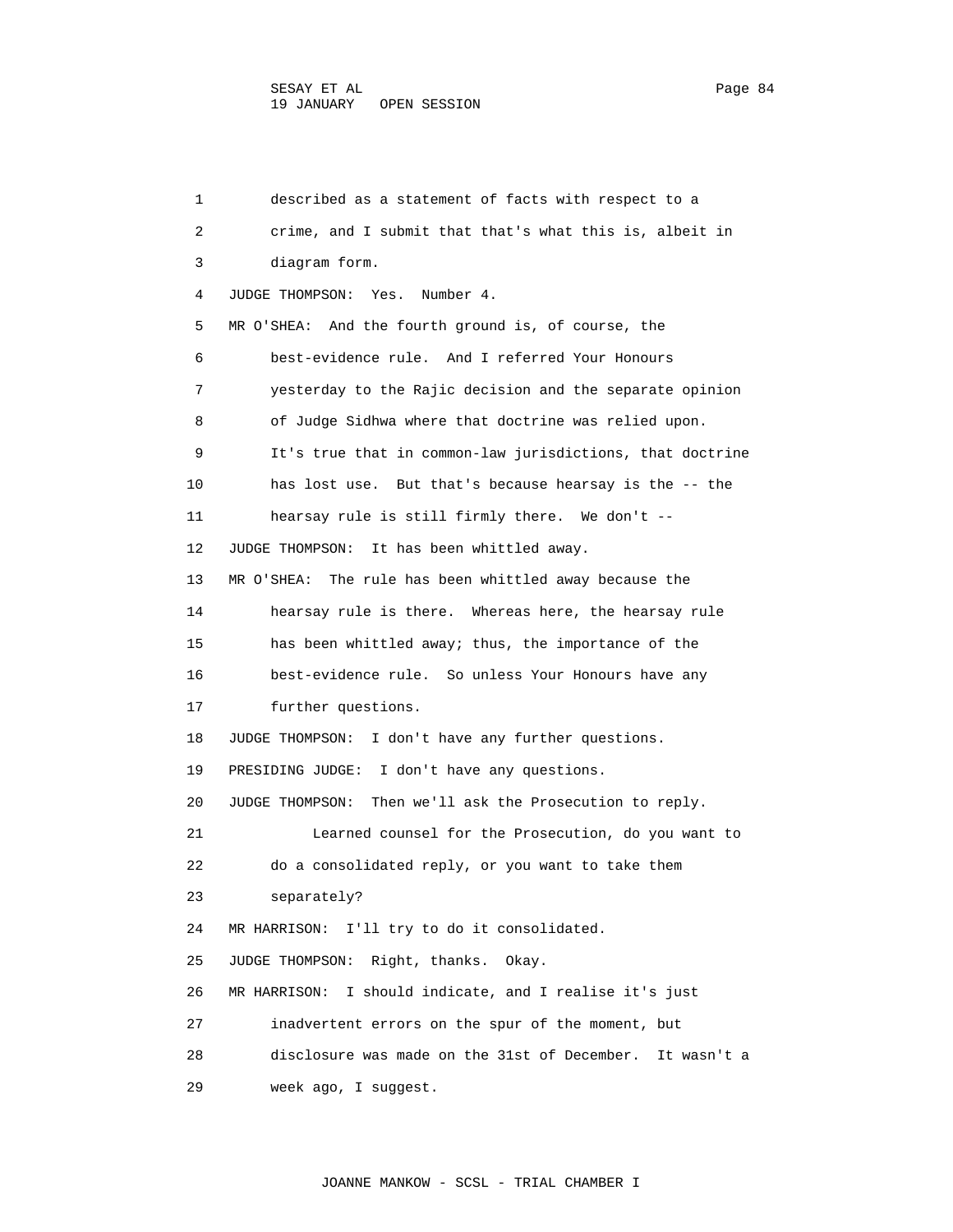described as a statement of facts with respect to a crime, and I submit that that's what this is, albeit in diagram form.

JUDGE THOMPSON: Yes. Number 4.

MR O'SHEA: And the fourth ground is, of course, the best-evidence rule. And I referred Your Honours yesterday to the Rajic decision and the separate opinion of Judge Sidhwa where that doctrine was relied upon. It's true that in common-law jurisdictions, that doctrine has lost use. But that's because hearsay is the -- the hearsay rule is still firmly there. We don't --

JUDGE THOMPSON: It has been whittled away.

MR O'SHEA: The rule has been whittled away because the hearsay rule is there. Whereas here, the hearsay rule has been whittled away; thus, the importance of the best-evidence rule. So unless Your Honours have any further questions.

JUDGE THOMPSON: I don't have any further questions.

PRESIDING JUDGE: I don't have any questions.

JUDGE THOMPSON: Then we'll ask the Prosecution to reply.

Learned counsel for the Prosecution, do you want to do a consolidated reply, or you want to take them separately?

MR HARRISON: I'll try to do it consolidated.

JUDGE THOMPSON: Right, thanks. Okay.

MR HARRISON: I should indicate, and I realise it's just inadvertent errors on the spur of the moment, but disclosure was made on the 31st of December. It wasn't a week ago, I suggest.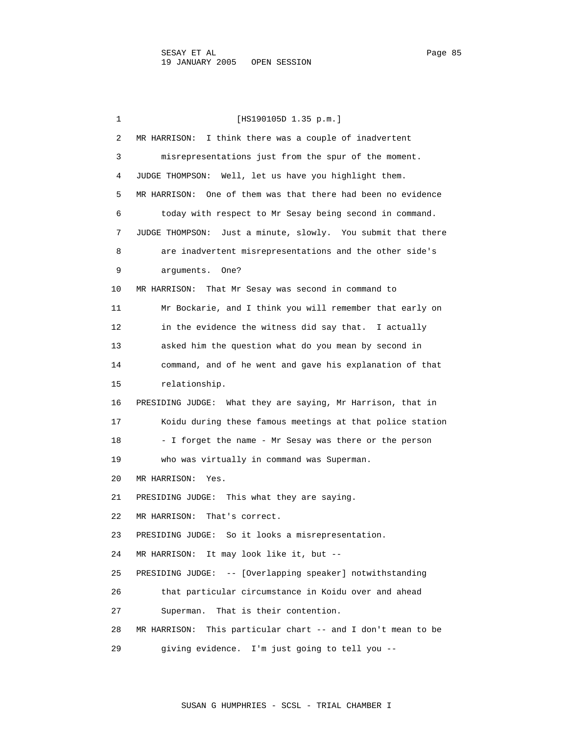[HS190105D 1.35 p.m.]

MR HARRISON: I think there was a couple of inadvertent misrepresentations just from the spur of the moment.

JUDGE THOMPSON: Well, let us have you highlight them.

MR HARRISON: One of them was that there had been no evidence today with respect to Mr Sesay being second in command.

JUDGE THOMPSON: Just a minute, slowly. You submit that there are inadvertent misrepresentations and the other side's arguments. One?

MR HARRISON: That Mr Sesay was second in command to Mr Bockarie, and I think you will remember that early on in the evidence the witness did say that. I actually asked him the question what do you mean by second in command, and of he went and gave his explanation of that relationship.

PRESIDING JUDGE: What they are saying, Mr Harrison, that in Koidu during these famous meetings at that police station - I forget the name - Mr Sesay was there or the person who was virtually in command was Superman.

MR HARRISON: Yes.

PRESIDING JUDGE: This what they are saying.

MR HARRISON: That's correct.

PRESIDING JUDGE: So it looks a misrepresentation.

MR HARRISON: It may look like it, but --

PRESIDING JUDGE: -- [Overlapping speaker] notwithstanding that particular circumstance in Koidu over and ahead Superman. That is their contention.

MR HARRISON: This particular chart -- and I don't mean to be giving evidence. I'm just going to tell you --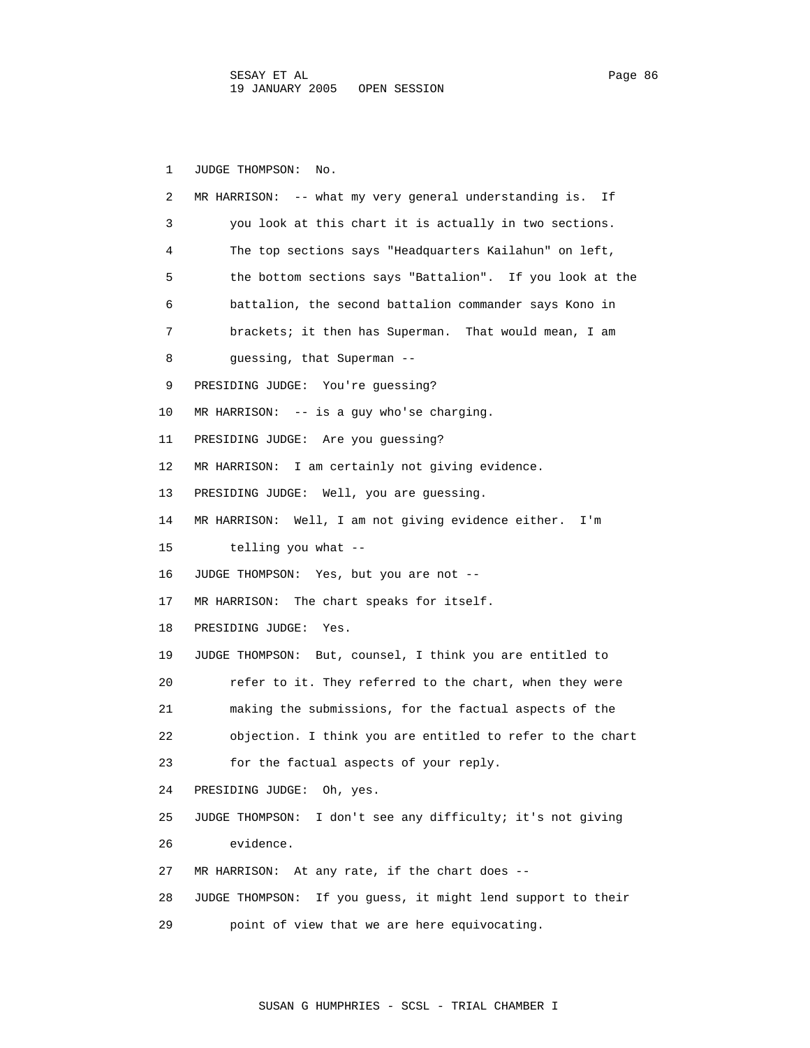JUDGE THOMPSON: No.

MR HARRISON: -- what my very general understanding is. If you look at this chart it is actually in two sections. The top sections says "Headquarters Kailahun" on left, the bottom sections says "Battalion". If you look at the battalion, the second battalion commander says Kono in brackets; it then has Superman. That would mean, I am guessing, that Superman --

PRESIDING JUDGE: You're guessing?

MR HARRISON: -- is a guy who'se charging.

PRESIDING JUDGE: Are you guessing?

MR HARRISON: I am certainly not giving evidence.

PRESIDING JUDGE: Well, you are guessing.

MR HARRISON: Well, I am not giving evidence either. I'm telling you what --

JUDGE THOMPSON: Yes, but you are not --

MR HARRISON: The chart speaks for itself.

PRESIDING JUDGE: Yes.

JUDGE THOMPSON: But, counsel, I think you are entitled to refer to it. They referred to the chart, when they were making the submissions, for the factual aspects of the objection. I think you are entitled to refer to the chart for the factual aspects of your reply.

PRESIDING JUDGE: Oh, yes.

JUDGE THOMPSON: I don't see any difficulty; it's not giving evidence.

MR HARRISON: At any rate, if the chart does --

JUDGE THOMPSON: If you guess, it might lend support to their point of view that we are here equivocating.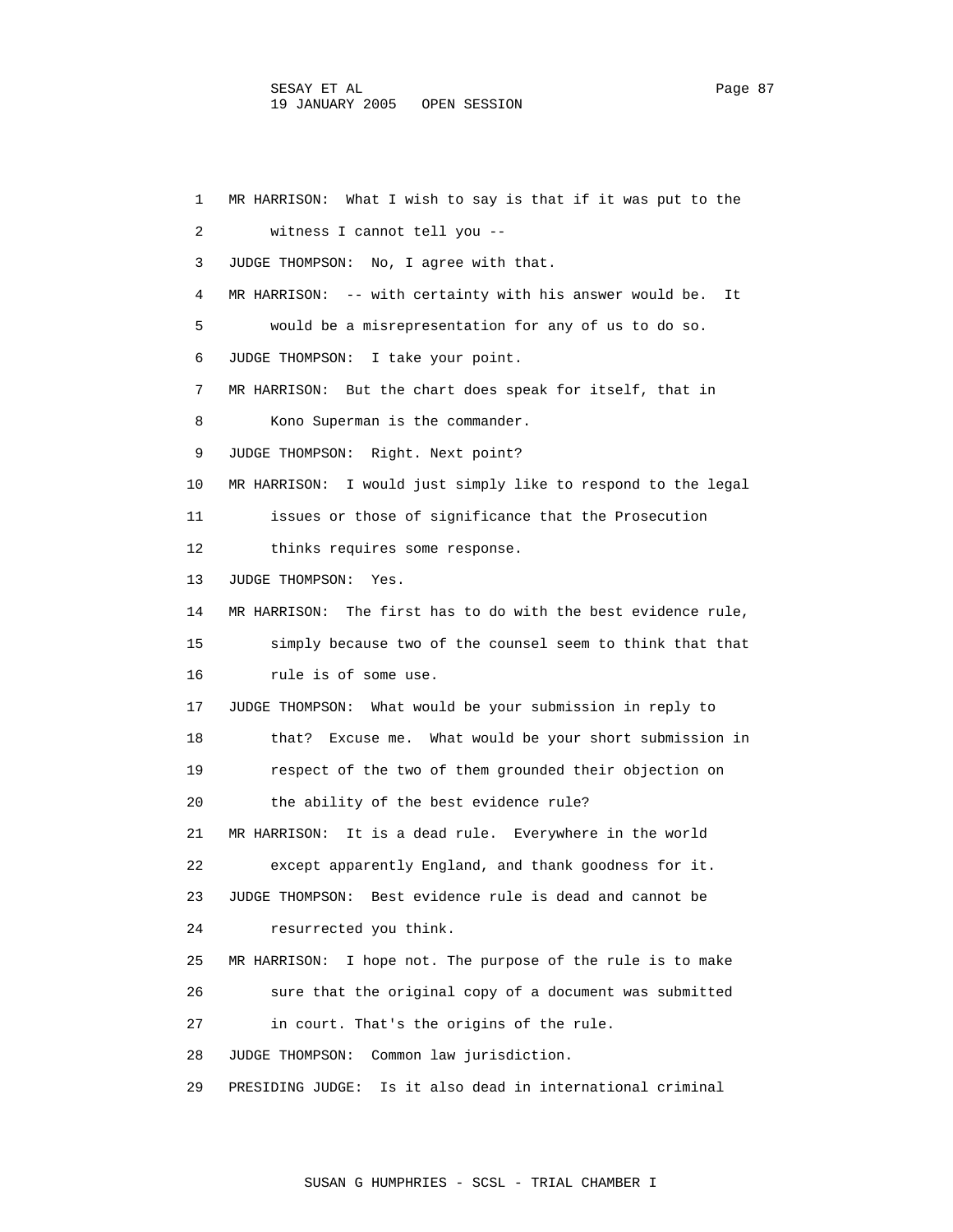1 MR HARRISON: What I wish to say is that if it was put to the

2 witness I cannot tell you --

3 JUDGE THOMPSON: No, I agree with that.

4 MR HARRISON: -- with certainty with his answer would be. It

5 would be a misrepresentation for any of us to do so.

6 JUDGE THOMPSON: I take your point.

7 MR HARRISON: But the chart does speak for itself, that in

8 Kono Superman is the commander.

9 JUDGE THOMPSON: Right. Next point?

10 MR HARRISON: I would just simply like to respond to the legal

11 issues or those of significance that the Prosecution

12 thinks requires some response.

13 JUDGE THOMPSON: Yes.

14 MR HARRISON: The first has to do with the best evidence rule,

15 simply because two of the counsel seem to think that that

16 rule is of some use.

17 JUDGE THOMPSON: What would be your submission in reply to

18 that? Excuse me. What would be your short submission in

19 respect of the two of them grounded their objection on

20 the ability of the best evidence rule?

21 MR HARRISON: It is a dead rule. Everywhere in the world

22 except apparently England, and thank goodness for it.

23 JUDGE THOMPSON: Best evidence rule is dead and cannot be

24 resurrected you think.

25 MR HARRISON: I hope not. The purpose of the rule is to make

26 sure that the original copy of a document was submitted

27 in court. That's the origins of the rule.

28 JUDGE THOMPSON: Common law jurisdiction.

29 PRESIDING JUDGE: Is it also dead in international criminal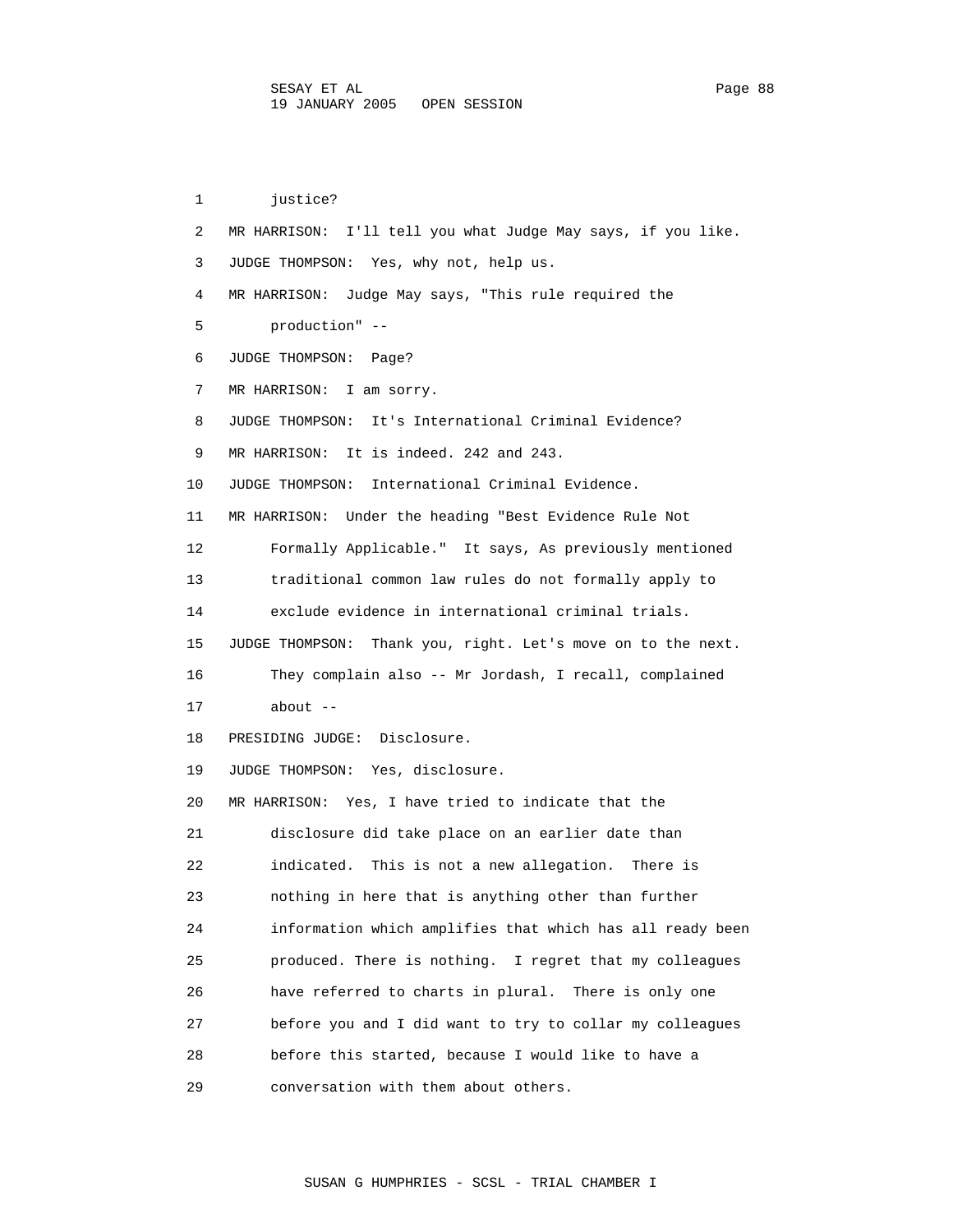1 justice?

2 MR HARRISON: I'll tell you what Judge May says, if you like.

3 JUDGE THOMPSON: Yes, why not, help us.

4 MR HARRISON: Judge May says, "This rule required the

5 production" --

6 JUDGE THOMPSON: Page?

7 MR HARRISON: I am sorry.

8 JUDGE THOMPSON: It's International Criminal Evidence?

9 MR HARRISON: It is indeed. 242 and 243.

10 JUDGE THOMPSON: International Criminal Evidence.

11 MR HARRISON: Under the heading "Best Evidence Rule Not

12 Formally Applicable." It says, As previously mentioned

13 traditional common law rules do not formally apply to

14 exclude evidence in international criminal trials.

15 JUDGE THOMPSON: Thank you, right. Let's move on to the next.

16 They complain also -- Mr Jordash, I recall, complained

17 about --

18 PRESIDING JUDGE: Disclosure.

19 JUDGE THOMPSON: Yes, disclosure.

20 MR HARRISON: Yes, I have tried to indicate that the

21 disclosure did take place on an earlier date than

22 indicated. This is not a new allegation. There is

23 nothing in here that is anything other than further

24 information which amplifies that which has all ready been

25 produced. There is nothing. I regret that my colleagues

26 have referred to charts in plural. There is only one

27 before you and I did want to try to collar my colleagues

28 before this started, because I would like to have a

29 conversation with them about others.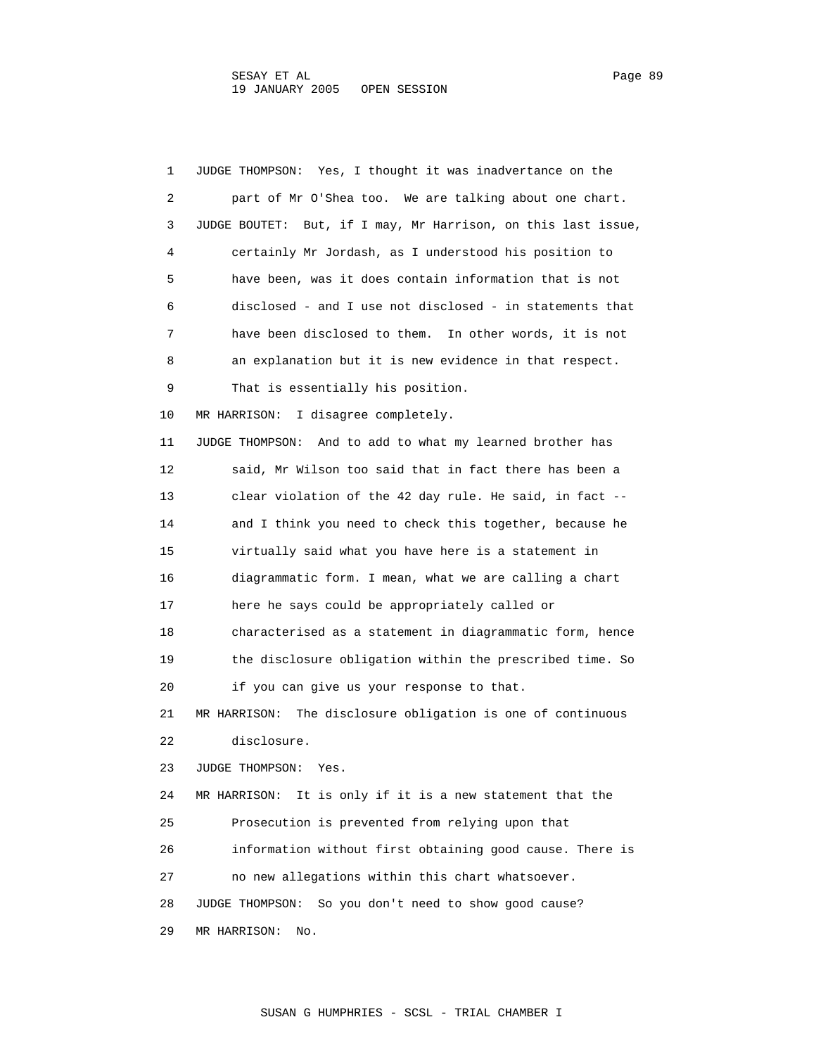JUDGE THOMPSON: Yes, I thought it was inadvertance on the part of Mr O'Shea too. We are talking about one chart.

JUDGE BOUTET: But, if I may, Mr Harrison, on this last issue, certainly Mr Jordash, as I understood his position to have been, was it does contain information that is not disclosed - and I use not disclosed - in statements that have been disclosed to them. In other words, it is not an explanation but it is new evidence in that respect. That is essentially his position.

MR HARRISON: I disagree completely.

JUDGE THOMPSON: And to add to what my learned brother has said, Mr Wilson too said that in fact there has been a clear violation of the 42 day rule. He said, in fact -- and I think you need to check this together, because he virtually said what you have here is a statement in diagrammatic form. I mean, what we are calling a chart here he says could be appropriately called or characterised as a statement in diagrammatic form, hence the disclosure obligation within the prescribed time. So if you can give us your response to that.

MR HARRISON: The disclosure obligation is one of continuous disclosure.

JUDGE THOMPSON: Yes.

MR HARRISON: It is only if it is a new statement that the Prosecution is prevented from relying upon that information without first obtaining good cause. There is no new allegations within this chart whatsoever.

JUDGE THOMPSON: So you don't need to show good cause?

MR HARRISON: No.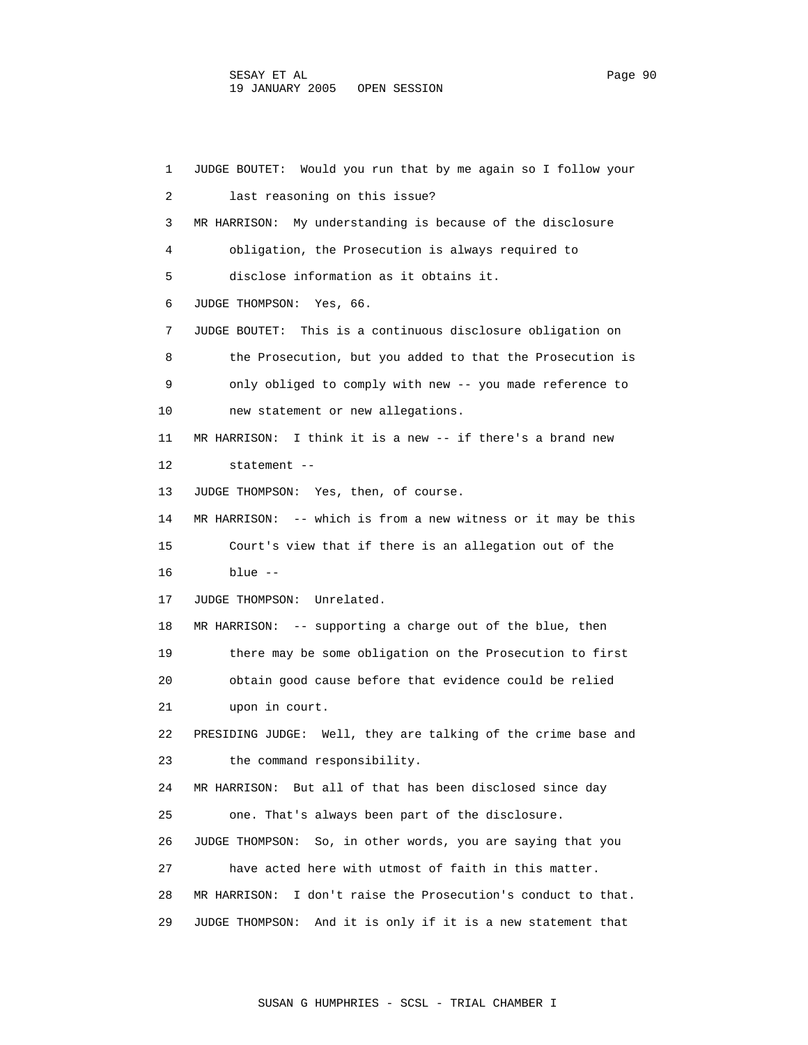1 JUDGE BOUTET: Would you run that by me again so I follow your last reasoning on this issue?

3 MR HARRISON: My understanding is because of the disclosure obligation, the Prosecution is always required to disclose information as it obtains it.

6 JUDGE THOMPSON: Yes, 66.

7 JUDGE BOUTET: This is a continuous disclosure obligation on the Prosecution, but you added to that the Prosecution is only obliged to comply with new -- you made reference to new statement or new allegations.

11 MR HARRISON: I think it is a new -- if there's a brand new statement --

13 JUDGE THOMPSON: Yes, then, of course.

14 MR HARRISON: -- which is from a new witness or it may be this Court's view that if there is an allegation out of the blue --

17 JUDGE THOMPSON: Unrelated.

18 MR HARRISON: -- supporting a charge out of the blue, then there may be some obligation on the Prosecution to first obtain good cause before that evidence could be relied upon in court.

22 PRESIDING JUDGE: Well, they are talking of the crime base and the command responsibility.

24 MR HARRISON: But all of that has been disclosed since day one. That's always been part of the disclosure.

26 JUDGE THOMPSON: So, in other words, you are saying that you have acted here with utmost of faith in this matter.

28 MR HARRISON: I don't raise the Prosecution's conduct to that.

29 JUDGE THOMPSON: And it is only if it is a new statement that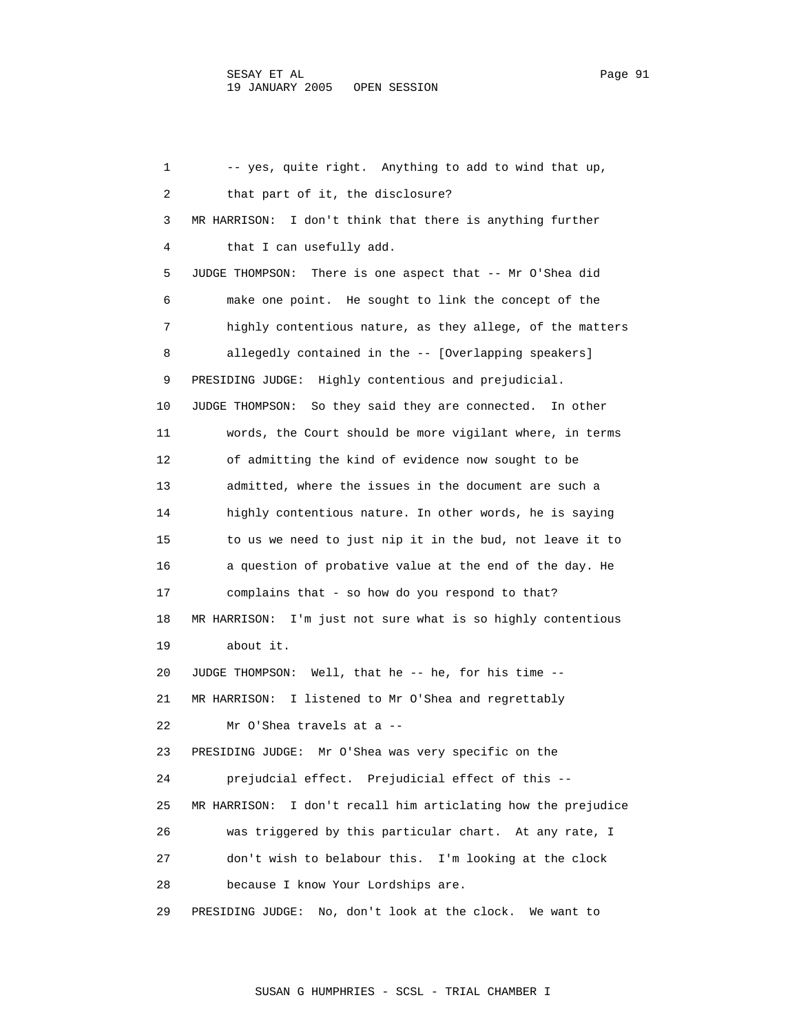1 -- yes, quite right. Anything to add to wind that up,
2 that part of it, the disclosure?
3 MR HARRISON: I don't think that there is anything further
4 that I can usefully add.
5 JUDGE THOMPSON: There is one aspect that -- Mr O'Shea did
6 make one point. He sought to link the concept of the
7 highly contentious nature, as they allege, of the matters
8 allegedly contained in the -- [Overlapping speakers]
9 PRESIDING JUDGE: Highly contentious and prejudicial.
10 JUDGE THOMPSON: So they said they are connected. In other
11 words, the Court should be more vigilant where, in terms
12 of admitting the kind of evidence now sought to be
13 admitted, where the issues in the document are such a
14 highly contentious nature. In other words, he is saying
15 to us we need to just nip it in the bud, not leave it to
16 a question of probative value at the end of the day. He
17 complains that - so how do you respond to that?
18 MR HARRISON: I'm just not sure what is so highly contentious
19 about it.
20 JUDGE THOMPSON: Well, that he -- he, for his time --
21 MR HARRISON: I listened to Mr O'Shea and regrettably
22 Mr O'Shea travels at a --
23 PRESIDING JUDGE: Mr O'Shea was very specific on the
24 prejudcial effect. Prejudicial effect of this --
25 MR HARRISON: I don't recall him articlating how the prejudice
26 was triggered by this particular chart. At any rate, I
27 don't wish to belabour this. I'm looking at the clock
28 because I know Your Lordships are.
29 PRESIDING JUDGE: No, don't look at the clock. We want to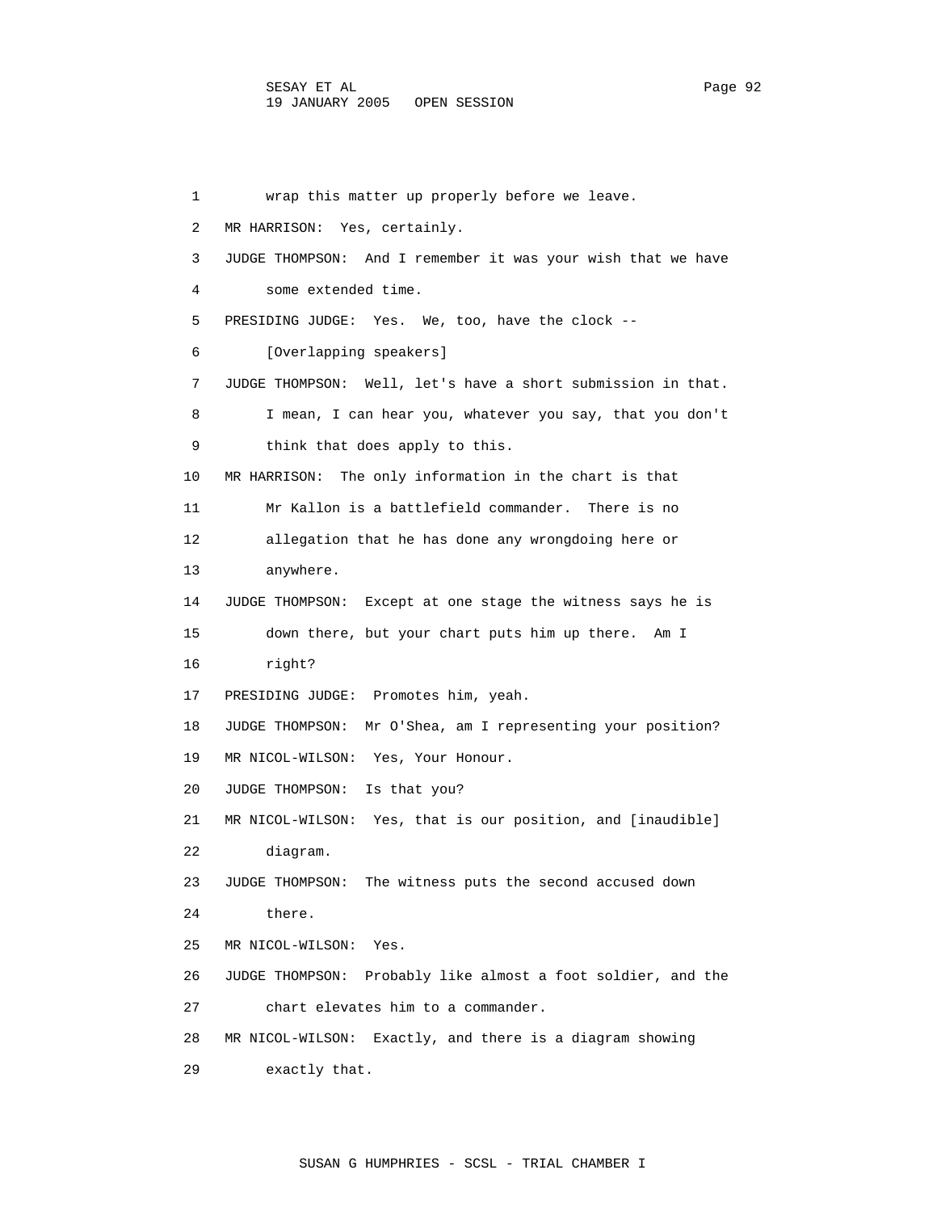1 wrap this matter up properly before we leave.

2 MR HARRISON: Yes, certainly.

3 JUDGE THOMPSON: And I remember it was your wish that we have

4 some extended time.

5 PRESIDING JUDGE: Yes. We, too, have the clock --

6 [Overlapping speakers]

7 JUDGE THOMPSON: Well, let's have a short submission in that.

8 I mean, I can hear you, whatever you say, that you don't

9 think that does apply to this.

10 MR HARRISON: The only information in the chart is that

11 Mr Kallon is a battlefield commander. There is no

12 allegation that he has done any wrongdoing here or

13 anywhere.

14 JUDGE THOMPSON: Except at one stage the witness says he is

15 down there, but your chart puts him up there. Am I

16 right?

17 PRESIDING JUDGE: Promotes him, yeah.

18 JUDGE THOMPSON: Mr O'Shea, am I representing your position?

19 MR NICOL-WILSON: Yes, Your Honour.

20 JUDGE THOMPSON: Is that you?

21 MR NICOL-WILSON: Yes, that is our position, and [inaudible]

22 diagram.

23 JUDGE THOMPSON: The witness puts the second accused down

24 there.

25 MR NICOL-WILSON: Yes.

26 JUDGE THOMPSON: Probably like almost a foot soldier, and the

27 chart elevates him to a commander.

28 MR NICOL-WILSON: Exactly, and there is a diagram showing

29 exactly that.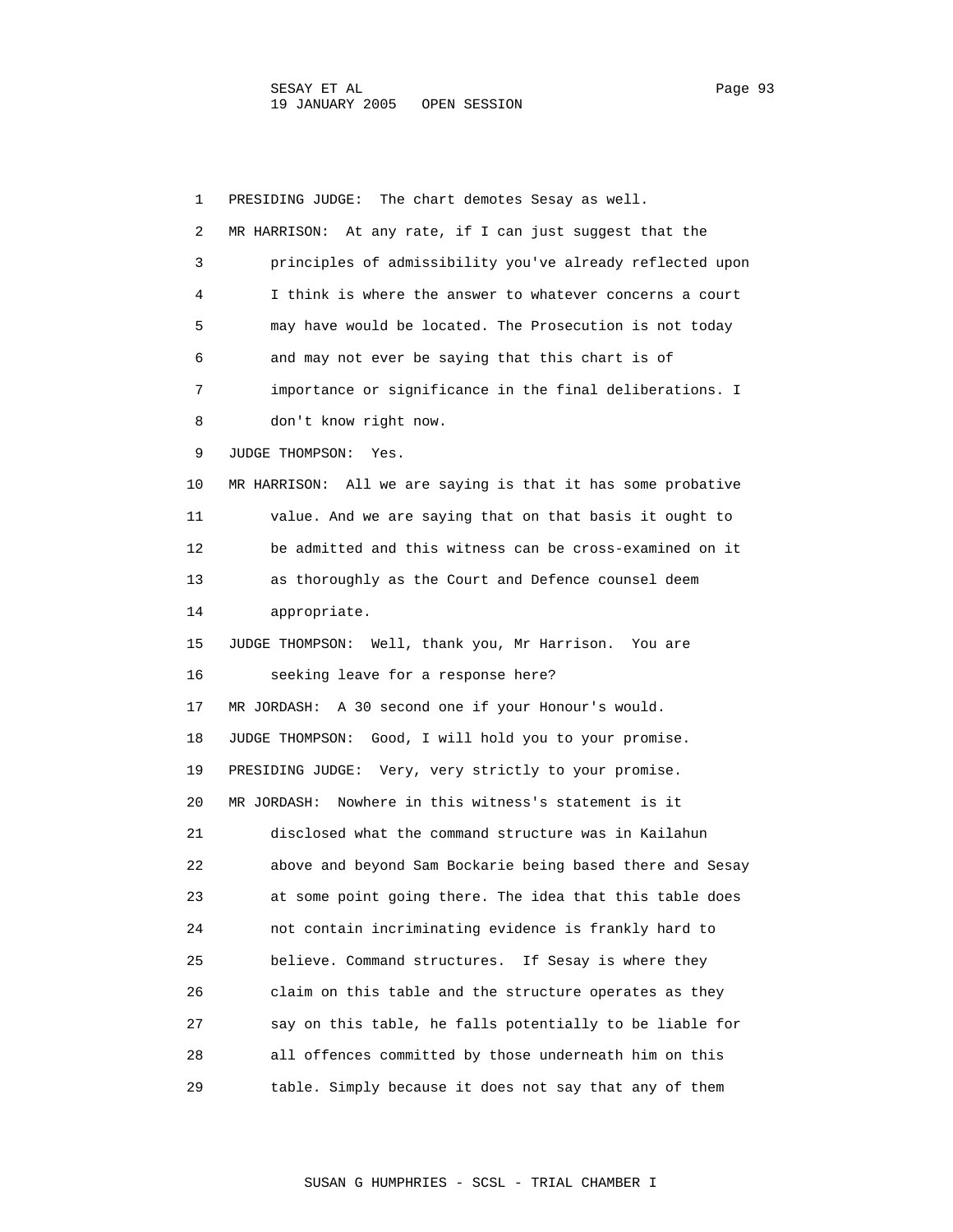1 PRESIDING JUDGE: The chart demotes Sesay as well.

2 MR HARRISON: At any rate, if I can just suggest that the

3 principles of admissibility you've already reflected upon

4 I think is where the answer to whatever concerns a court

5 may have would be located. The Prosecution is not today

6 and may not ever be saying that this chart is of

7 importance or significance in the final deliberations. I

8 don't know right now.

9 JUDGE THOMPSON: Yes.

10 MR HARRISON: All we are saying is that it has some probative

11 value. And we are saying that on that basis it ought to

12 be admitted and this witness can be cross-examined on it

13 as thoroughly as the Court and Defence counsel deem

14 appropriate.

15 JUDGE THOMPSON: Well, thank you, Mr Harrison. You are

16 seeking leave for a response here?

17 MR JORDASH: A 30 second one if your Honour's would.

18 JUDGE THOMPSON: Good, I will hold you to your promise.

19 PRESIDING JUDGE: Very, very strictly to your promise.

20 MR JORDASH: Nowhere in this witness's statement is it

21 disclosed what the command structure was in Kailahun

22 above and beyond Sam Bockarie being based there and Sesay

23 at some point going there. The idea that this table does

24 not contain incriminating evidence is frankly hard to

25 believe. Command structures. If Sesay is where they

26 claim on this table and the structure operates as they

27 say on this table, he falls potentially to be liable for

28 all offences committed by those underneath him on this

29 table. Simply because it does not say that any of them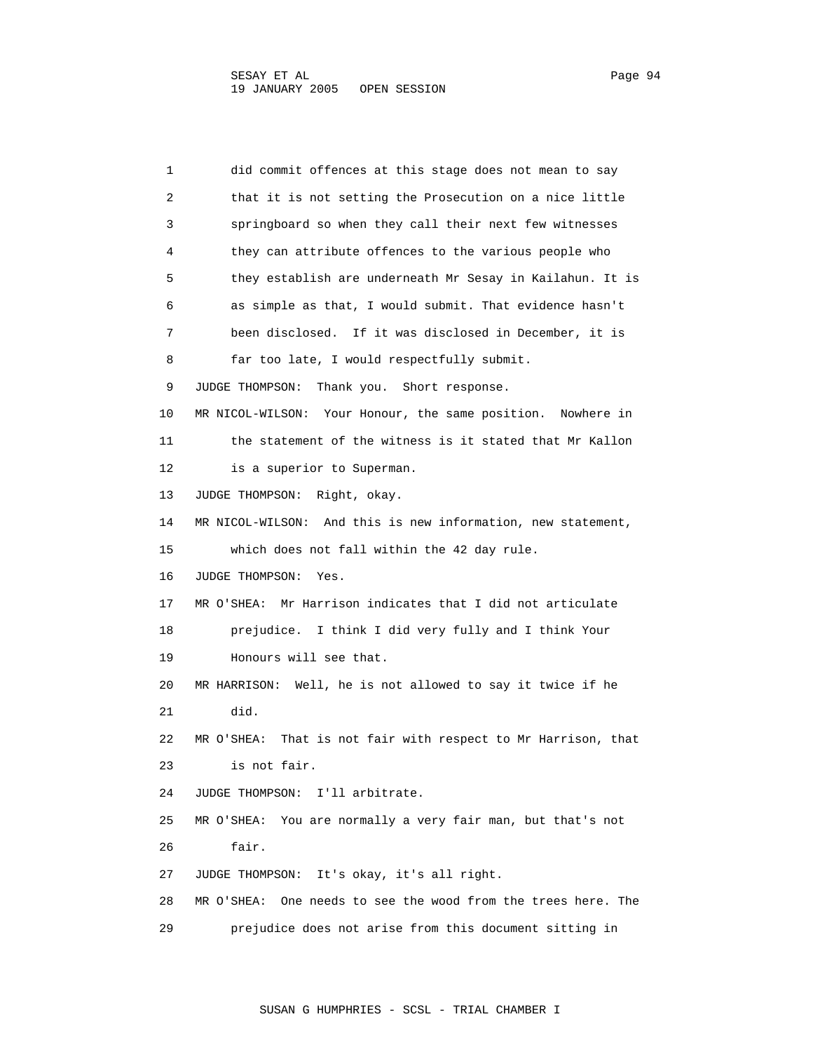1 did commit offences at this stage does not mean to say
2 that it is not setting the Prosecution on a nice little
3 springboard so when they call their next few witnesses
4 they can attribute offences to the various people who
5 they establish are underneath Mr Sesay in Kailahun. It is
6 as simple as that, I would submit. That evidence hasn't
7 been disclosed. If it was disclosed in December, it is
8 far too late, I would respectfully submit.
9 JUDGE THOMPSON: Thank you. Short response.
10 MR NICOL-WILSON: Your Honour, the same position. Nowhere in
11 the statement of the witness is it stated that Mr Kallon
12 is a superior to Superman.
13 JUDGE THOMPSON: Right, okay.
14 MR NICOL-WILSON: And this is new information, new statement,
15 which does not fall within the 42 day rule.
16 JUDGE THOMPSON: Yes.
17 MR O'SHEA: Mr Harrison indicates that I did not articulate
18 prejudice. I think I did very fully and I think Your
19 Honours will see that.
20 MR HARRISON: Well, he is not allowed to say it twice if he
21 did.
22 MR O'SHEA: That is not fair with respect to Mr Harrison, that
23 is not fair.
24 JUDGE THOMPSON: I'll arbitrate.
25 MR O'SHEA: You are normally a very fair man, but that's not
26 fair.
27 JUDGE THOMPSON: It's okay, it's all right.
28 MR O'SHEA: One needs to see the wood from the trees here. The
29 prejudice does not arise from this document sitting in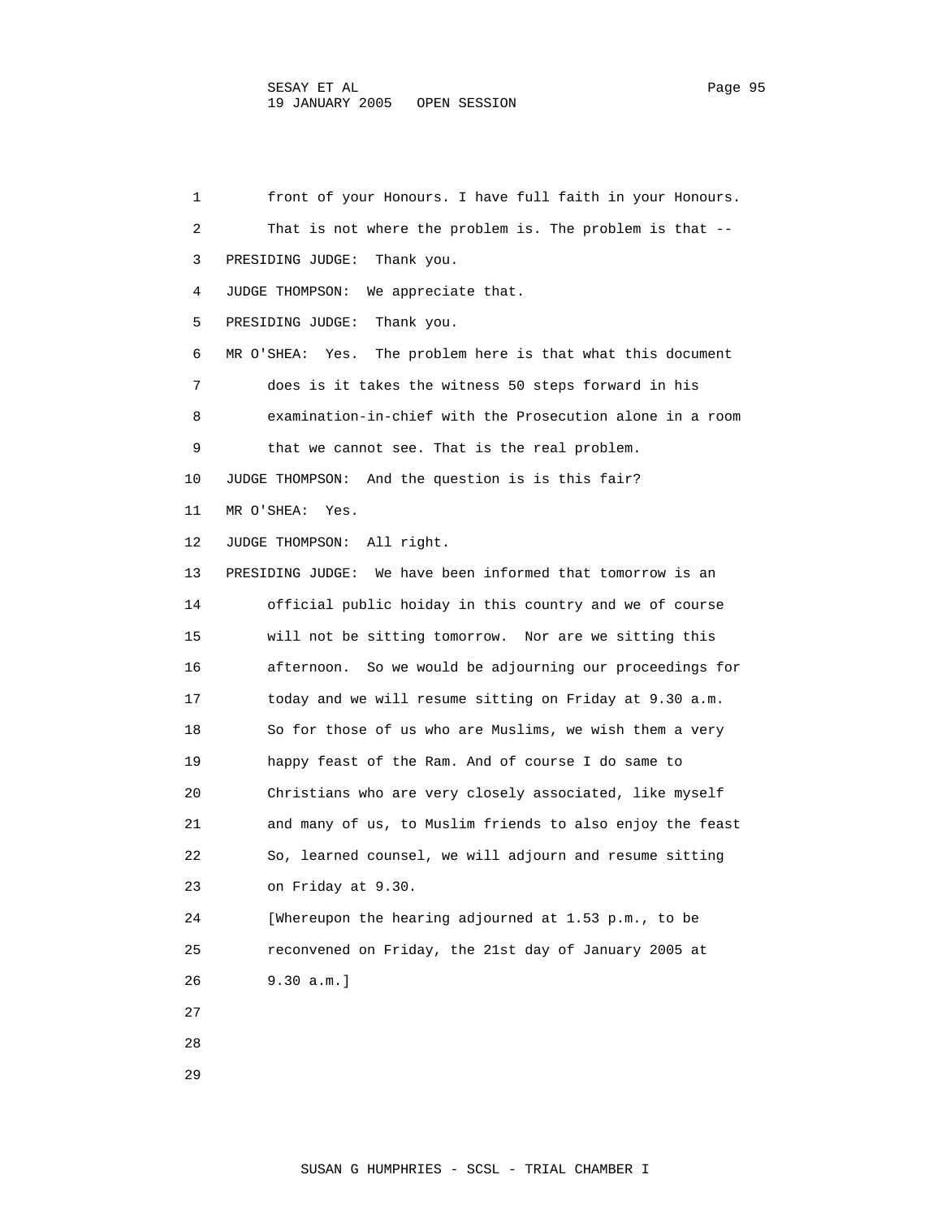front of your Honours. I have full faith in your Honours. That is not where the problem is. The problem is that --

PRESIDING JUDGE: Thank you.

JUDGE THOMPSON: We appreciate that.

PRESIDING JUDGE: Thank you.

MR O'SHEA: Yes. The problem here is that what this document does is it takes the witness 50 steps forward in his examination-in-chief with the Prosecution alone in a room that we cannot see. That is the real problem.

JUDGE THOMPSON: And the question is is this fair?

MR O'SHEA: Yes.

JUDGE THOMPSON: All right.

PRESIDING JUDGE: We have been informed that tomorrow is an official public hoiday in this country and we of course will not be sitting tomorrow. Nor are we sitting this afternoon. So we would be adjourning our proceedings for today and we will resume sitting on Friday at 9.30 a.m. So for those of us who are Muslims, we wish them a very happy feast of the Ram. And of course I do same to Christians who are very closely associated, like myself and many of us, to Muslim friends to also enjoy the feast So, learned counsel, we will adjourn and resume sitting on Friday at 9.30.

[Whereupon the hearing adjourned at 1.53 p.m., to be reconvened on Friday, the 21st day of January 2005 at 9.30 a.m.]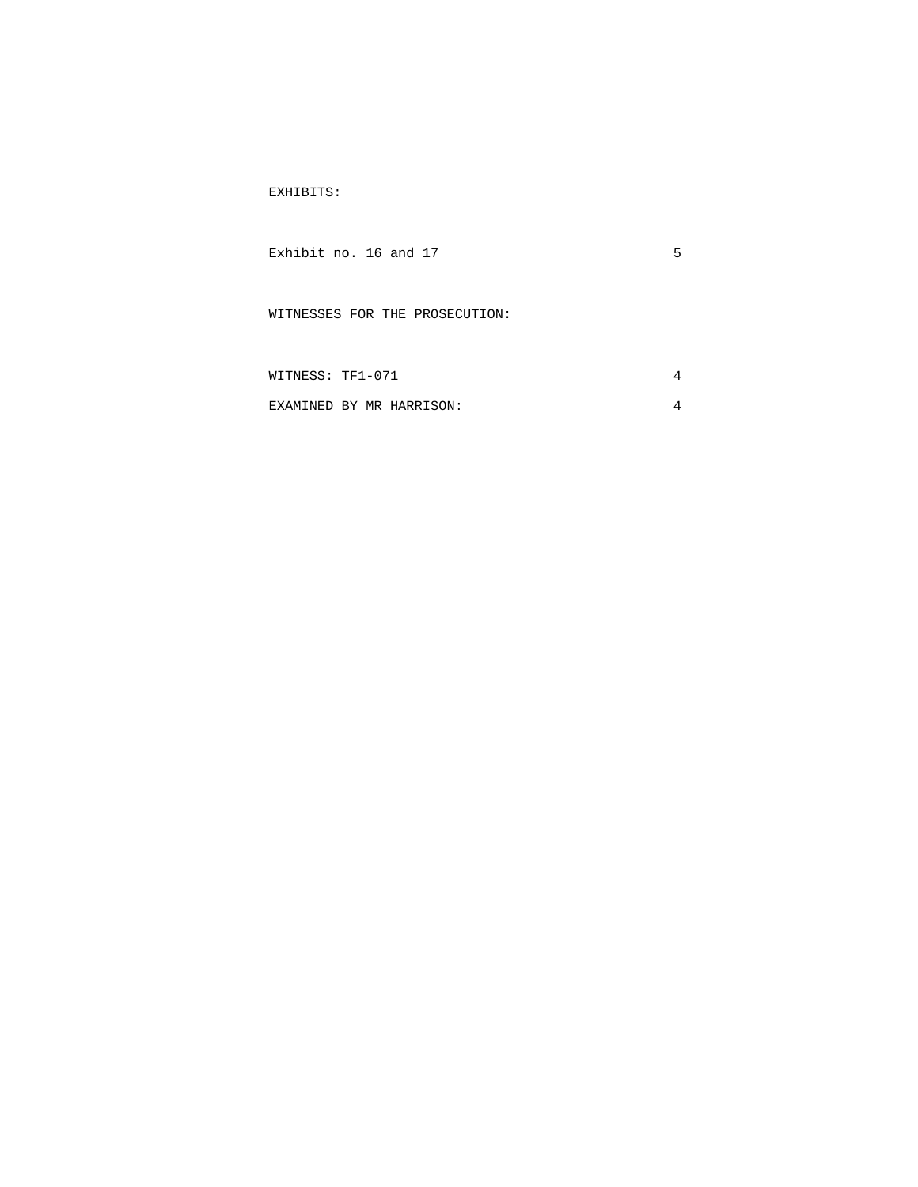EXHIBITS:

| | |
|---|---|
| Exhibit no. 16 and 17 | 5 |

WITNESSES FOR THE PROSECUTION:

| | |
|---|---|
| WITNESS: TF1-071 | 4 |
| EXAMINED BY MR HARRISON: | 4 |